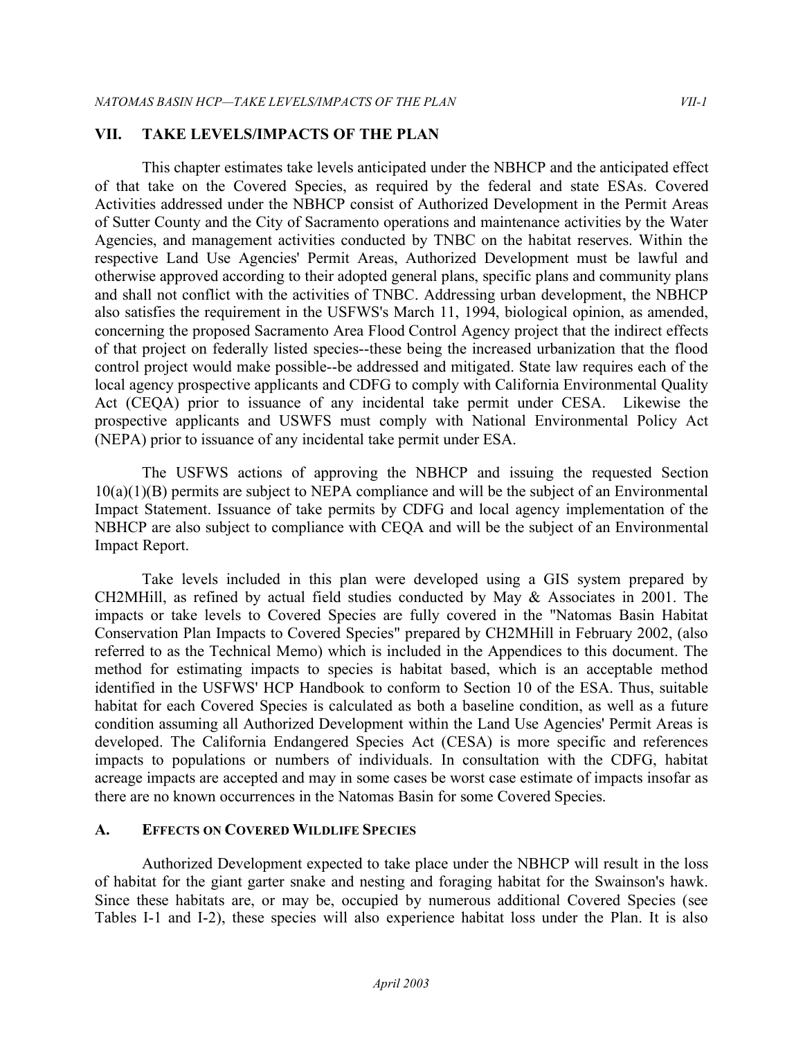## VII. TAKE LEVELS/IMPACTS OF THE PLAN

This chapter estimates take levels anticipated under the NBHCP and the anticipated effect of that take on the Covered Species, as required by the federal and state ESAs. Covered Activities addressed under the NBHCP consist of Authorized Development in the Permit Areas of Sutter County and the City of Sacramento operations and maintenance activities by the Water Agencies, and management activities conducted by TNBC on the habitat reserves. Within the respective Land Use Agencies' Permit Areas, Authorized Development must be lawful and otherwise approved according to their adopted general plans, specific plans and community plans and shall not conflict with the activities of TNBC. Addressing urban development, the NBHCP also satisfies the requirement in the USFWS's March 11, 1994, biological opinion, as amended, concerning the proposed Sacramento Area Flood Control Agency project that the indirect effects of that project on federally listed species--these being the increased urbanization that the flood control project would make possible--be addressed and mitigated. State law requires each of the local agency prospective applicants and CDFG to comply with California Environmental Quality Act (CEQA) prior to issuance of any incidental take permit under CESA. Likewise the prospective applicants and USWFS must comply with National Environmental Policy Act (NEPA) prior to issuance of any incidental take permit under ESA.

The USFWS actions of approving the NBHCP and issuing the requested Section 10(a)(1)(B) permits are subject to NEPA compliance and will be the subject of an Environmental Impact Statement. Issuance of take permits by CDFG and local agency implementation of the NBHCP are also subject to compliance with CEQA and will be the subject of an Environmental Impact Report.

Take levels included in this plan were developed using a GIS system prepared by CH2MHill, as refined by actual field studies conducted by May & Associates in 2001. The impacts or take levels to Covered Species are fully covered in the "Natomas Basin Habitat Conservation Plan Impacts to Covered Species" prepared by CH2MHill in February 2002, (also referred to as the Technical Memo) which is included in the Appendices to this document. The method for estimating impacts to species is habitat based, which is an acceptable method identified in the USFWS' HCP Handbook to conform to Section 10 of the ESA. Thus, suitable habitat for each Covered Species is calculated as both a baseline condition, as well as a future condition assuming all Authorized Development within the Land Use Agencies' Permit Areas is developed. The California Endangered Species Act (CESA) is more specific and references impacts to populations or numbers of individuals. In consultation with the CDFG, habitat acreage impacts are accepted and may in some cases be worst case estimate of impacts insofar as there are no known occurrences in the Natomas Basin for some Covered Species.

### A. EFFECTS ON COVERED WILDLIFE SPECIES

Authorized Development expected to take place under the NBHCP will result in the loss of habitat for the giant garter snake and nesting and foraging habitat for the Swainson's hawk. Since these habitats are, or may be, occupied by numerous additional Covered Species (see Tables I-1 and I-2), these species will also experience habitat loss under the Plan. It is also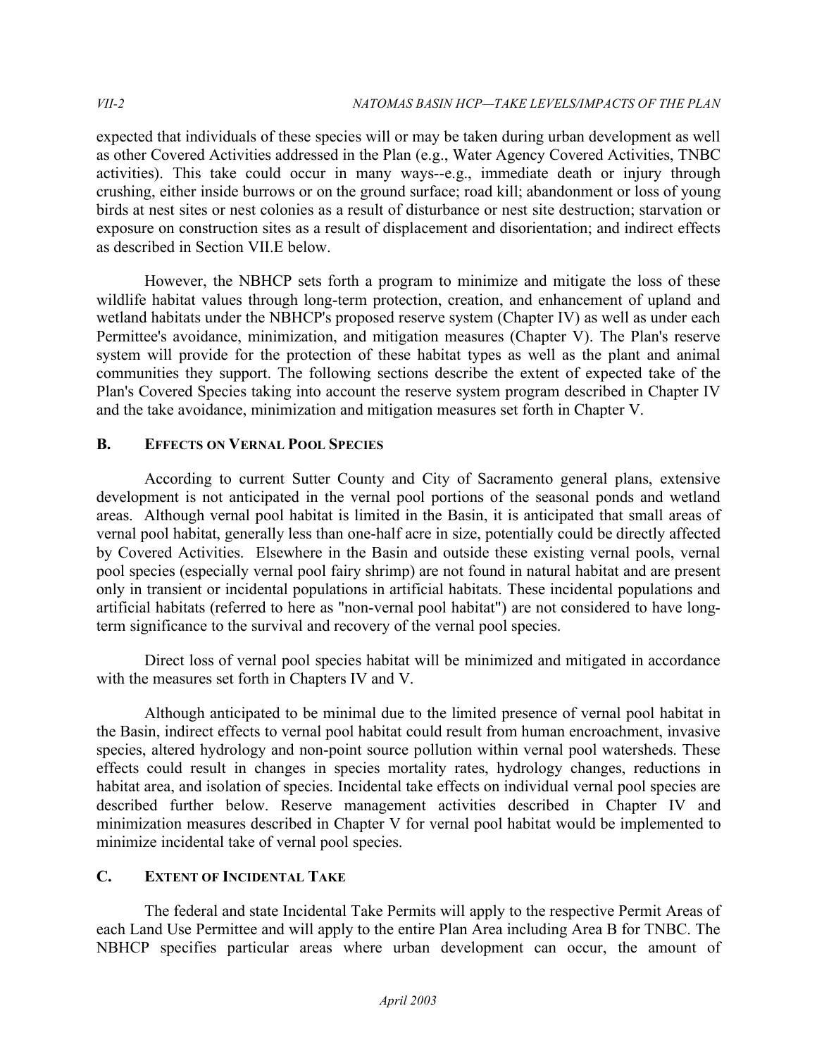expected that individuals of these species will or may be taken during urban development as well as other Covered Activities addressed in the Plan (e.g., Water Agency Covered Activities, TNBC activities). This take could occur in many ways--e.g., immediate death or injury through crushing, either inside burrows or on the ground surface; road kill; abandonment or loss of young birds at nest sites or nest colonies as a result of disturbance or nest site destruction; starvation or exposure on construction sites as a result of displacement and disorientation; and indirect effects as described in Section VII.E below.

However, the NBHCP sets forth a program to minimize and mitigate the loss of these wildlife habitat values through long-term protection, creation, and enhancement of upland and wetland habitats under the NBHCP's proposed reserve system (Chapter IV) as well as under each Permittee's avoidance, minimization, and mitigation measures (Chapter V). The Plan's reserve system will provide for the protection of these habitat types as well as the plant and animal communities they support. The following sections describe the extent of expected take of the Plan's Covered Species taking into account the reserve system program described in Chapter IV and the take avoidance, minimization and mitigation measures set forth in Chapter V.

## B. Effects on Vernal Pool Species

According to current Sutter County and City of Sacramento general plans, extensive development is not anticipated in the vernal pool portions of the seasonal ponds and wetland areas. Although vernal pool habitat is limited in the Basin, it is anticipated that small areas of vernal pool habitat, generally less than one-half acre in size, potentially could be directly affected by Covered Activities. Elsewhere in the Basin and outside these existing vernal pools, vernal pool species (especially vernal pool fairy shrimp) are not found in natural habitat and are present only in transient or incidental populations in artificial habitats. These incidental populations and artificial habitats (referred to here as "non-vernal pool habitat") are not considered to have long-term significance to the survival and recovery of the vernal pool species.

Direct loss of vernal pool species habitat will be minimized and mitigated in accordance with the measures set forth in Chapters IV and V.

Although anticipated to be minimal due to the limited presence of vernal pool habitat in the Basin, indirect effects to vernal pool habitat could result from human encroachment, invasive species, altered hydrology and non-point source pollution within vernal pool watersheds. These effects could result in changes in species mortality rates, hydrology changes, reductions in habitat area, and isolation of species. Incidental take effects on individual vernal pool species are described further below. Reserve management activities described in Chapter IV and minimization measures described in Chapter V for vernal pool habitat would be implemented to minimize incidental take of vernal pool species.

## C. Extent of Incidental Take

The federal and state Incidental Take Permits will apply to the respective Permit Areas of each Land Use Permittee and will apply to the entire Plan Area including Area B for TNBC. The NBHCP specifies particular areas where urban development can occur, the amount of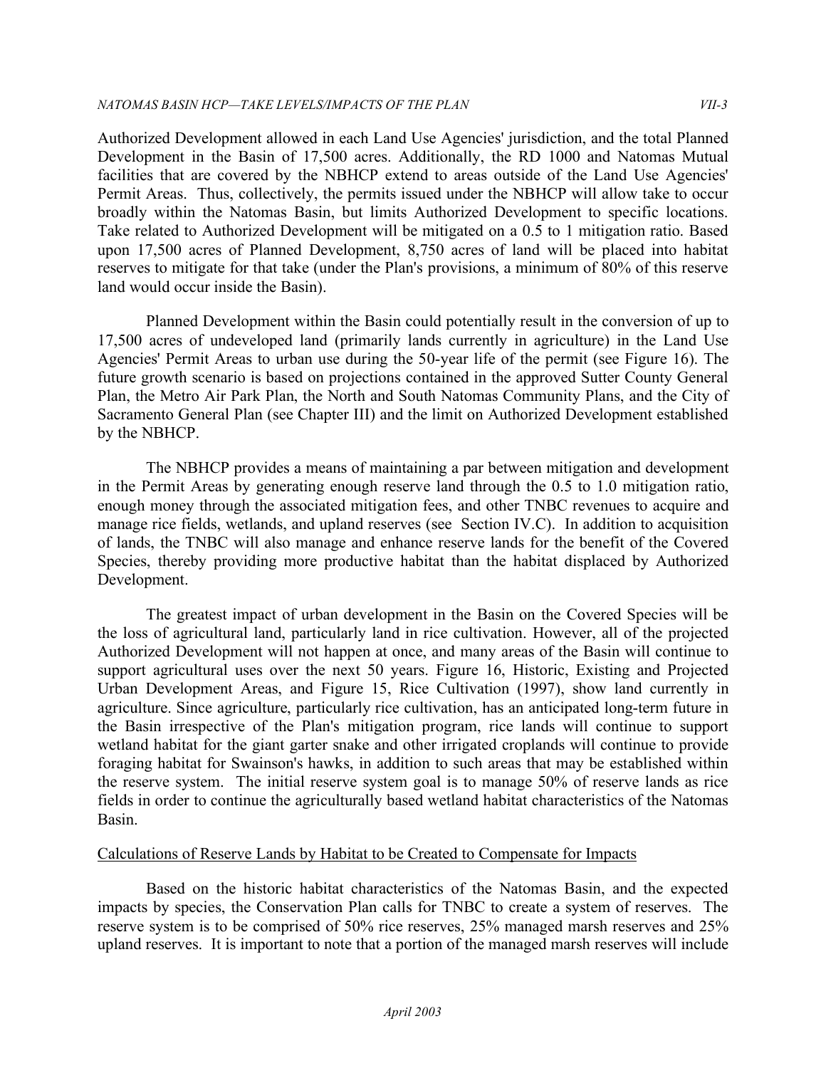Authorized Development allowed in each Land Use Agencies' jurisdiction, and the total Planned Development in the Basin of 17,500 acres. Additionally, the RD 1000 and Natomas Mutual facilities that are covered by the NBHCP extend to areas outside of the Land Use Agencies' Permit Areas. Thus, collectively, the permits issued under the NBHCP will allow take to occur broadly within the Natomas Basin, but limits Authorized Development to specific locations. Take related to Authorized Development will be mitigated on a 0.5 to 1 mitigation ratio. Based upon 17,500 acres of Planned Development, 8,750 acres of land will be placed into habitat reserves to mitigate for that take (under the Plan's provisions, a minimum of 80% of this reserve land would occur inside the Basin).

Planned Development within the Basin could potentially result in the conversion of up to 17,500 acres of undeveloped land (primarily lands currently in agriculture) in the Land Use Agencies' Permit Areas to urban use during the 50-year life of the permit (see Figure 16). The future growth scenario is based on projections contained in the approved Sutter County General Plan, the Metro Air Park Plan, the North and South Natomas Community Plans, and the City of Sacramento General Plan (see Chapter III) and the limit on Authorized Development established by the NBHCP.

The NBHCP provides a means of maintaining a par between mitigation and development in the Permit Areas by generating enough reserve land through the 0.5 to 1.0 mitigation ratio, enough money through the associated mitigation fees, and other TNBC revenues to acquire and manage rice fields, wetlands, and upland reserves (see Section IV.C). In addition to acquisition of lands, the TNBC will also manage and enhance reserve lands for the benefit of the Covered Species, thereby providing more productive habitat than the habitat displaced by Authorized Development.

The greatest impact of urban development in the Basin on the Covered Species will be the loss of agricultural land, particularly land in rice cultivation. However, all of the projected Authorized Development will not happen at once, and many areas of the Basin will continue to support agricultural uses over the next 50 years. Figure 16, Historic, Existing and Projected Urban Development Areas, and Figure 15, Rice Cultivation (1997), show land currently in agriculture. Since agriculture, particularly rice cultivation, has an anticipated long-term future in the Basin irrespective of the Plan's mitigation program, rice lands will continue to support wetland habitat for the giant garter snake and other irrigated croplands will continue to provide foraging habitat for Swainson's hawks, in addition to such areas that may be established within the reserve system. The initial reserve system goal is to manage 50% of reserve lands as rice fields in order to continue the agriculturally based wetland habitat characteristics of the Natomas Basin.

Calculations of Reserve Lands by Habitat to be Created to Compensate for Impacts

Based on the historic habitat characteristics of the Natomas Basin, and the expected impacts by species, the Conservation Plan calls for TNBC to create a system of reserves. The reserve system is to be comprised of 50% rice reserves, 25% managed marsh reserves and 25% upland reserves. It is important to note that a portion of the managed marsh reserves will include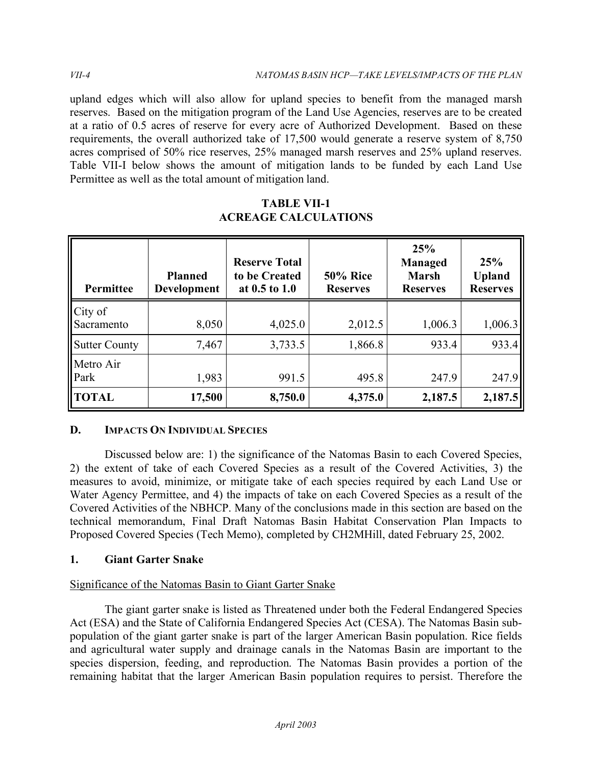upland edges which will also allow for upland species to benefit from the managed marsh reserves. Based on the mitigation program of the Land Use Agencies, reserves are to be created at a ratio of 0.5 acres of reserve for every acre of Authorized Development. Based on these requirements, the overall authorized take of 17,500 would generate a reserve system of 8,750 acres comprised of 50% rice reserves, 25% managed marsh reserves and 25% upland reserves. Table VII-I below shows the amount of mitigation lands to be funded by each Land Use Permittee as well as the total amount of mitigation land.

**TABLE VII-1**
**ACREAGE CALCULATIONS**

| Permittee | Planned Development | Reserve Total to be Created at 0.5 to 1.0 | 50% Rice Reserves | 25% Managed Marsh Reserves | 25% Upland Reserves |
|---|---|---|---|---|---|
| City of Sacramento | 8,050 | 4,025.0 | 2,012.5 | 1,006.3 | 1,006.3 |
| Sutter County | 7,467 | 3,733.5 | 1,866.8 | 933.4 | 933.4 |
| Metro Air Park | 1,983 | 991.5 | 495.8 | 247.9 | 247.9 |
| **TOTAL** | **17,500** | **8,750.0** | **4,375.0** | **2,187.5** | **2,187.5** |

## D. IMPACTS ON INDIVIDUAL SPECIES

Discussed below are: 1) the significance of the Natomas Basin to each Covered Species, 2) the extent of take of each Covered Species as a result of the Covered Activities, 3) the measures to avoid, minimize, or mitigate take of each species required by each Land Use or Water Agency Permittee, and 4) the impacts of take on each Covered Species as a result of the Covered Activities of the NBHCP. Many of the conclusions made in this section are based on the technical memorandum, Final Draft Natomas Basin Habitat Conservation Plan Impacts to Proposed Covered Species (Tech Memo), completed by CH2MHill, dated February 25, 2002.

### 1. Giant Garter Snake

Significance of the Natomas Basin to Giant Garter Snake

The giant garter snake is listed as Threatened under both the Federal Endangered Species Act (ESA) and the State of California Endangered Species Act (CESA). The Natomas Basin sub-population of the giant garter snake is part of the larger American Basin population. Rice fields and agricultural water supply and drainage canals in the Natomas Basin are important to the species dispersion, feeding, and reproduction. The Natomas Basin provides a portion of the remaining habitat that the larger American Basin population requires to persist. Therefore the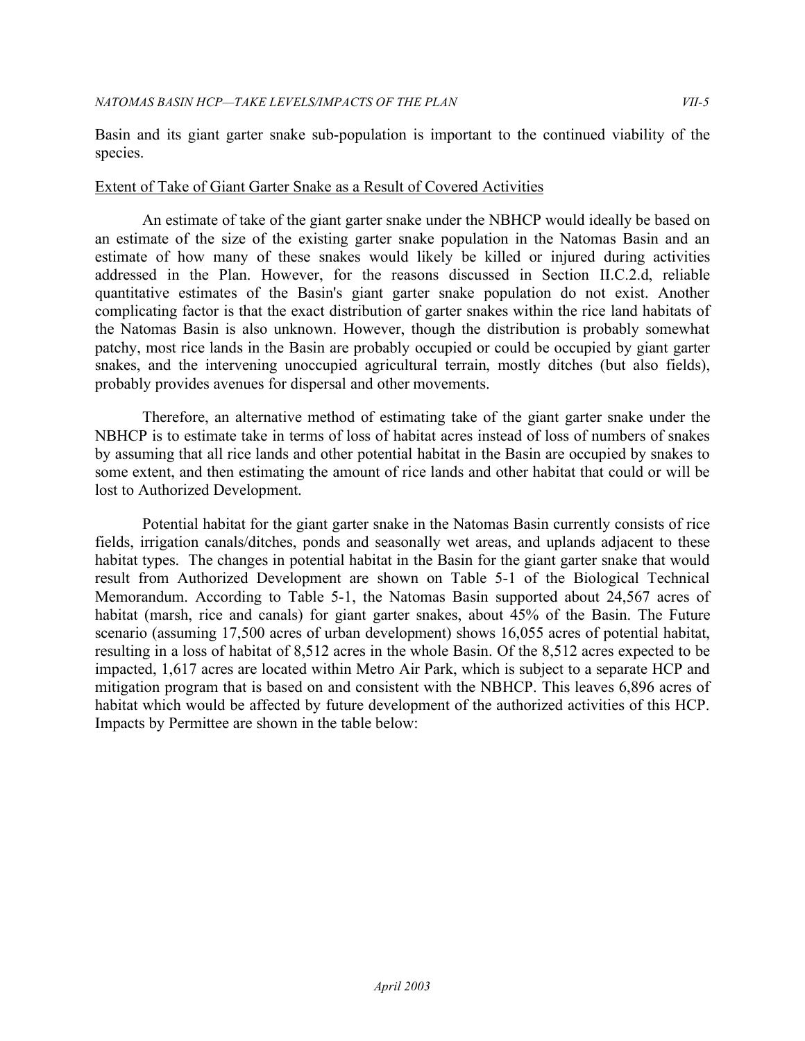Basin and its giant garter snake sub-population is important to the continued viability of the species.

<u>Extent of Take of Giant Garter Snake as a Result of Covered Activities</u>

An estimate of take of the giant garter snake under the NBHCP would ideally be based on an estimate of the size of the existing garter snake population in the Natomas Basin and an estimate of how many of these snakes would likely be killed or injured during activities addressed in the Plan. However, for the reasons discussed in Section II.C.2.d, reliable quantitative estimates of the Basin's giant garter snake population do not exist. Another complicating factor is that the exact distribution of garter snakes within the rice land habitats of the Natomas Basin is also unknown. However, though the distribution is probably somewhat patchy, most rice lands in the Basin are probably occupied or could be occupied by giant garter snakes, and the intervening unoccupied agricultural terrain, mostly ditches (but also fields), probably provides avenues for dispersal and other movements.

Therefore, an alternative method of estimating take of the giant garter snake under the NBHCP is to estimate take in terms of loss of habitat acres instead of loss of numbers of snakes by assuming that all rice lands and other potential habitat in the Basin are occupied by snakes to some extent, and then estimating the amount of rice lands and other habitat that could or will be lost to Authorized Development.

Potential habitat for the giant garter snake in the Natomas Basin currently consists of rice fields, irrigation canals/ditches, ponds and seasonally wet areas, and uplands adjacent to these habitat types. The changes in potential habitat in the Basin for the giant garter snake that would result from Authorized Development are shown on Table 5-1 of the Biological Technical Memorandum. According to Table 5-1, the Natomas Basin supported about 24,567 acres of habitat (marsh, rice and canals) for giant garter snakes, about 45% of the Basin. The Future scenario (assuming 17,500 acres of urban development) shows 16,055 acres of potential habitat, resulting in a loss of habitat of 8,512 acres in the whole Basin. Of the 8,512 acres expected to be impacted, 1,617 acres are located within Metro Air Park, which is subject to a separate HCP and mitigation program that is based on and consistent with the NBHCP. This leaves 6,896 acres of habitat which would be affected by future development of the authorized activities of this HCP. Impacts by Permittee are shown in the table below: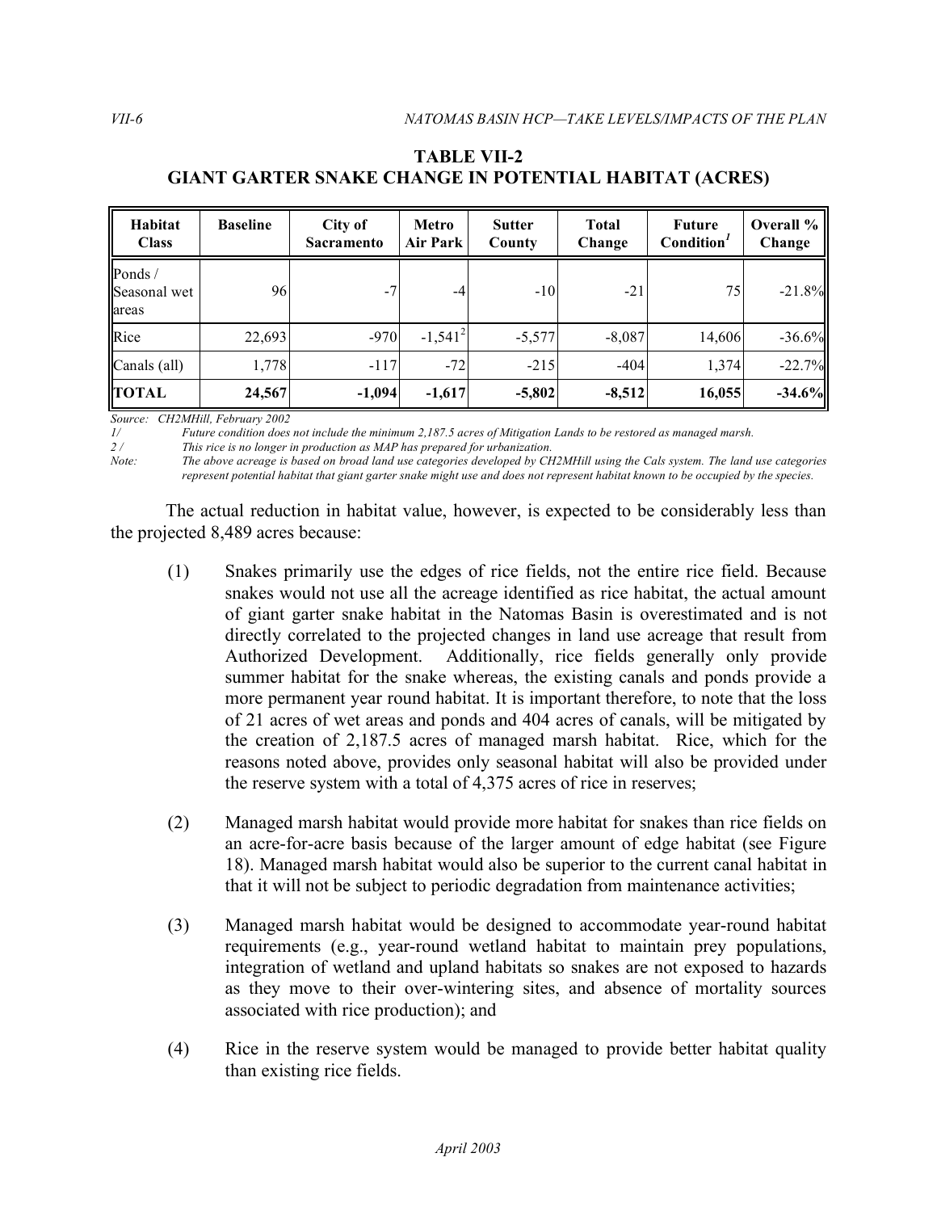**TABLE VII-2**
**GIANT GARTER SNAKE CHANGE IN POTENTIAL HABITAT (ACRES)**

| Habitat Class | Baseline | City of Sacramento | Metro Air Park | Sutter County | Total Change | Future Condition[1] | Overall % Change |
|---|---|---|---|---|---|---|---|
| Ponds / Seasonal wet areas | 96 | -7 | -4 | -10 | -21 | 75 | -21.8% |
| Rice | 22,693 | -970 | -1,541[2] | -5,577 | -8,087 | 14,606 | -36.6% |
| Canals (all) | 1,778 | -117 | -72 | -215 | -404 | 1,374 | -22.7% |
| **TOTAL** | **24,567** | **-1,094** | **-1,617** | **-5,802** | **-8,512** | **16,055** | **-34.6%** |

*Source: CH2MHill, February 2002*

*1/ Future condition does not include the minimum 2,187.5 acres of Mitigation Lands to be restored as managed marsh.*

*2 / This rice is no longer in production as MAP has prepared for urbanization.*

*Note: The above acreage is based on broad land use categories developed by CH2MHill using the Cals system. The land use categories represent potential habitat that giant garter snake might use and does not represent habitat known to be occupied by the species.*

The actual reduction in habitat value, however, is expected to be considerably less than the projected 8,489 acres because:

(1) Snakes primarily use the edges of rice fields, not the entire rice field. Because snakes would not use all the acreage identified as rice habitat, the actual amount of giant garter snake habitat in the Natomas Basin is overestimated and is not directly correlated to the projected changes in land use acreage that result from Authorized Development. Additionally, rice fields generally only provide summer habitat for the snake whereas, the existing canals and ponds provide a more permanent year round habitat. It is important therefore, to note that the loss of 21 acres of wet areas and ponds and 404 acres of canals, will be mitigated by the creation of 2,187.5 acres of managed marsh habitat. Rice, which for the reasons noted above, provides only seasonal habitat will also be provided under the reserve system with a total of 4,375 acres of rice in reserves;

(2) Managed marsh habitat would provide more habitat for snakes than rice fields on an acre-for-acre basis because of the larger amount of edge habitat (see Figure 18). Managed marsh habitat would also be superior to the current canal habitat in that it will not be subject to periodic degradation from maintenance activities;

(3) Managed marsh habitat would be designed to accommodate year-round habitat requirements (e.g., year-round wetland habitat to maintain prey populations, integration of wetland and upland habitats so snakes are not exposed to hazards as they move to their over-wintering sites, and absence of mortality sources associated with rice production); and

(4) Rice in the reserve system would be managed to provide better habitat quality than existing rice fields.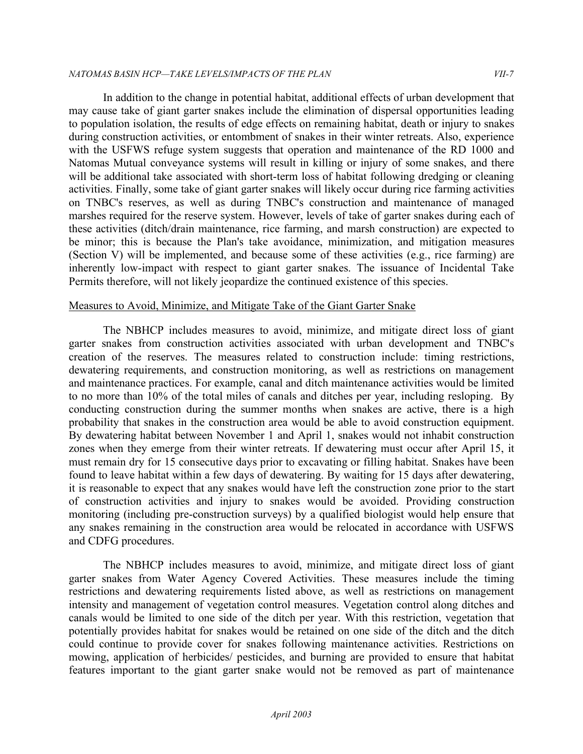In addition to the change in potential habitat, additional effects of urban development that may cause take of giant garter snakes include the elimination of dispersal opportunities leading to population isolation, the results of edge effects on remaining habitat, death or injury to snakes during construction activities, or entombment of snakes in their winter retreats. Also, experience with the USFWS refuge system suggests that operation and maintenance of the RD 1000 and Natomas Mutual conveyance systems will result in killing or injury of some snakes, and there will be additional take associated with short-term loss of habitat following dredging or cleaning activities. Finally, some take of giant garter snakes will likely occur during rice farming activities on TNBC's reserves, as well as during TNBC's construction and maintenance of managed marshes required for the reserve system. However, levels of take of garter snakes during each of these activities (ditch/drain maintenance, rice farming, and marsh construction) are expected to be minor; this is because the Plan's take avoidance, minimization, and mitigation measures (Section V) will be implemented, and because some of these activities (e.g., rice farming) are inherently low-impact with respect to giant garter snakes. The issuance of Incidental Take Permits therefore, will not likely jeopardize the continued existence of this species.

Measures to Avoid, Minimize, and Mitigate Take of the Giant Garter Snake

The NBHCP includes measures to avoid, minimize, and mitigate direct loss of giant garter snakes from construction activities associated with urban development and TNBC's creation of the reserves. The measures related to construction include: timing restrictions, dewatering requirements, and construction monitoring, as well as restrictions on management and maintenance practices. For example, canal and ditch maintenance activities would be limited to no more than 10% of the total miles of canals and ditches per year, including resloping. By conducting construction during the summer months when snakes are active, there is a high probability that snakes in the construction area would be able to avoid construction equipment. By dewatering habitat between November 1 and April 1, snakes would not inhabit construction zones when they emerge from their winter retreats. If dewatering must occur after April 15, it must remain dry for 15 consecutive days prior to excavating or filling habitat. Snakes have been found to leave habitat within a few days of dewatering. By waiting for 15 days after dewatering, it is reasonable to expect that any snakes would have left the construction zone prior to the start of construction activities and injury to snakes would be avoided. Providing construction monitoring (including pre-construction surveys) by a qualified biologist would help ensure that any snakes remaining in the construction area would be relocated in accordance with USFWS and CDFG procedures.

The NBHCP includes measures to avoid, minimize, and mitigate direct loss of giant garter snakes from Water Agency Covered Activities. These measures include the timing restrictions and dewatering requirements listed above, as well as restrictions on management intensity and management of vegetation control measures. Vegetation control along ditches and canals would be limited to one side of the ditch per year. With this restriction, vegetation that potentially provides habitat for snakes would be retained on one side of the ditch and the ditch could continue to provide cover for snakes following maintenance activities. Restrictions on mowing, application of herbicides/ pesticides, and burning are provided to ensure that habitat features important to the giant garter snake would not be removed as part of maintenance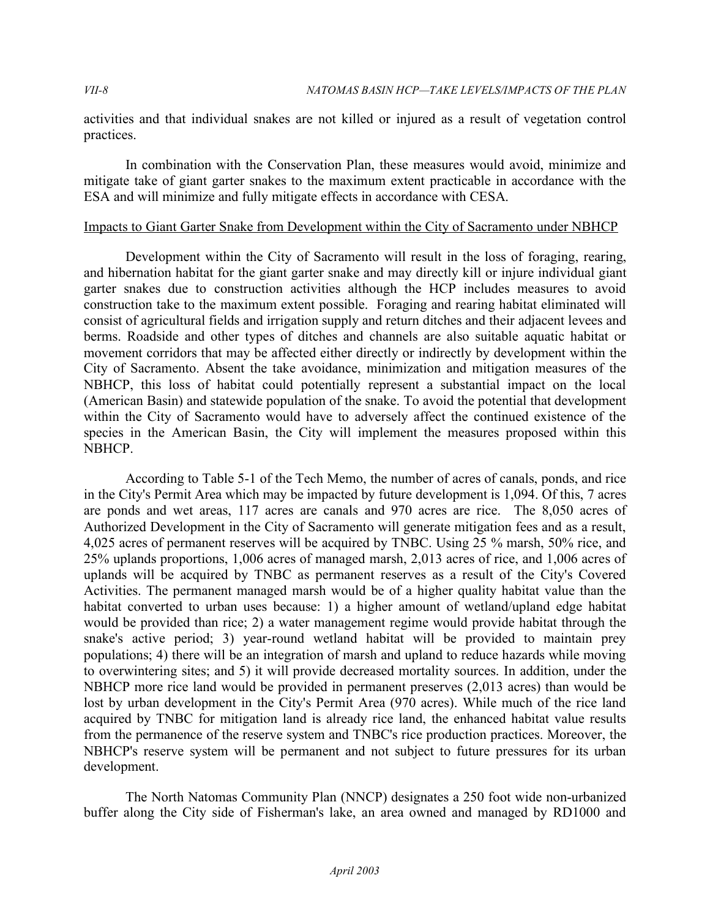activities and that individual snakes are not killed or injured as a result of vegetation control practices.

In combination with the Conservation Plan, these measures would avoid, minimize and mitigate take of giant garter snakes to the maximum extent practicable in accordance with the ESA and will minimize and fully mitigate effects in accordance with CESA.

Impacts to Giant Garter Snake from Development within the City of Sacramento under NBHCP

Development within the City of Sacramento will result in the loss of foraging, rearing, and hibernation habitat for the giant garter snake and may directly kill or injure individual giant garter snakes due to construction activities although the HCP includes measures to avoid construction take to the maximum extent possible. Foraging and rearing habitat eliminated will consist of agricultural fields and irrigation supply and return ditches and their adjacent levees and berms. Roadside and other types of ditches and channels are also suitable aquatic habitat or movement corridors that may be affected either directly or indirectly by development within the City of Sacramento. Absent the take avoidance, minimization and mitigation measures of the NBHCP, this loss of habitat could potentially represent a substantial impact on the local (American Basin) and statewide population of the snake. To avoid the potential that development within the City of Sacramento would have to adversely affect the continued existence of the species in the American Basin, the City will implement the measures proposed within this NBHCP.

According to Table 5-1 of the Tech Memo, the number of acres of canals, ponds, and rice in the City's Permit Area which may be impacted by future development is 1,094. Of this, 7 acres are ponds and wet areas, 117 acres are canals and 970 acres are rice. The 8,050 acres of Authorized Development in the City of Sacramento will generate mitigation fees and as a result, 4,025 acres of permanent reserves will be acquired by TNBC. Using 25 % marsh, 50% rice, and 25% uplands proportions, 1,006 acres of managed marsh, 2,013 acres of rice, and 1,006 acres of uplands will be acquired by TNBC as permanent reserves as a result of the City's Covered Activities. The permanent managed marsh would be of a higher quality habitat value than the habitat converted to urban uses because: 1) a higher amount of wetland/upland edge habitat would be provided than rice; 2) a water management regime would provide habitat through the snake's active period; 3) year-round wetland habitat will be provided to maintain prey populations; 4) there will be an integration of marsh and upland to reduce hazards while moving to overwintering sites; and 5) it will provide decreased mortality sources. In addition, under the NBHCP more rice land would be provided in permanent preserves (2,013 acres) than would be lost by urban development in the City's Permit Area (970 acres). While much of the rice land acquired by TNBC for mitigation land is already rice land, the enhanced habitat value results from the permanence of the reserve system and TNBC's rice production practices. Moreover, the NBHCP's reserve system will be permanent and not subject to future pressures for its urban development.

The North Natomas Community Plan (NNCP) designates a 250 foot wide non-urbanized buffer along the City side of Fisherman's lake, an area owned and managed by RD1000 and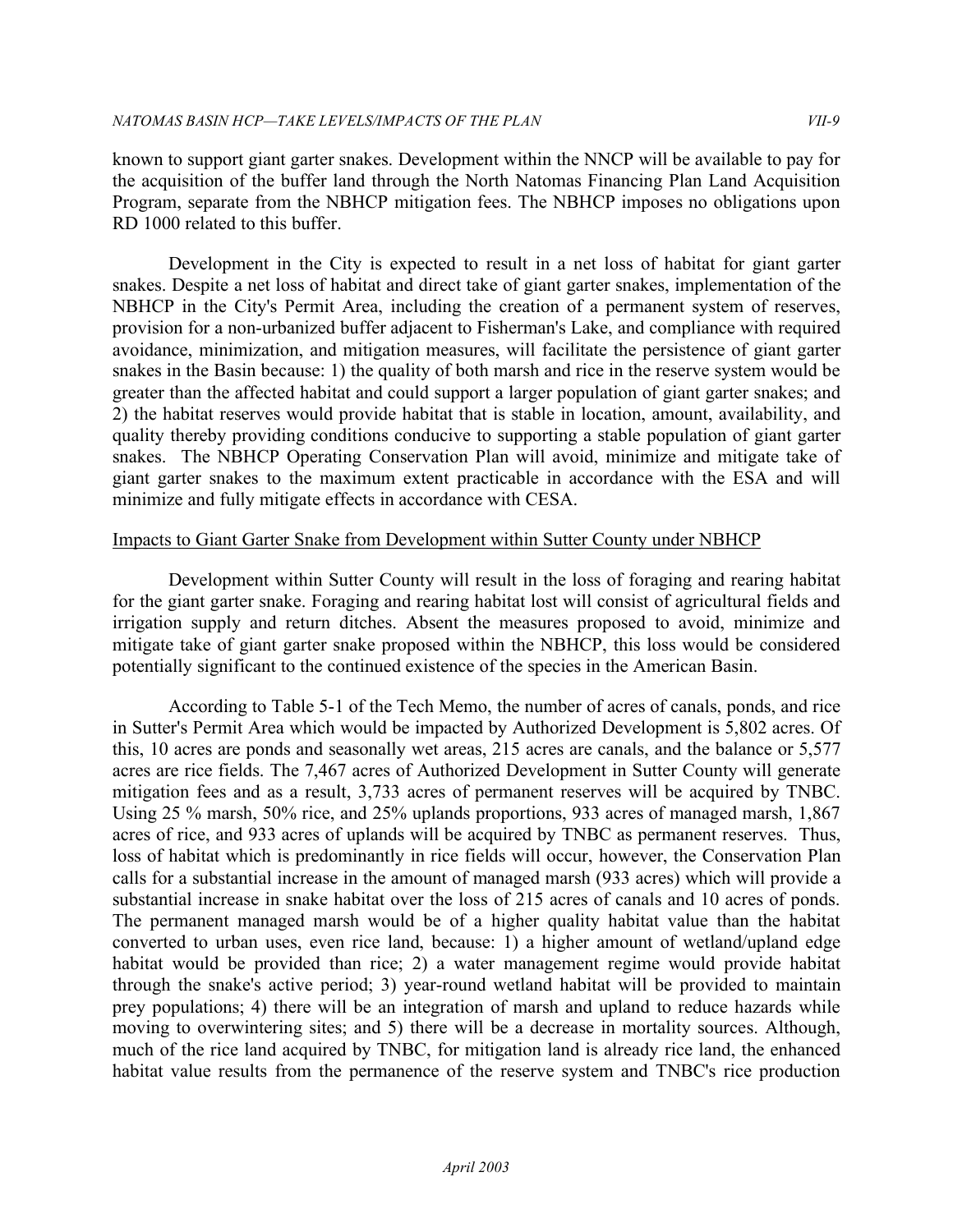known to support giant garter snakes. Development within the NNCP will be available to pay for the acquisition of the buffer land through the North Natomas Financing Plan Land Acquisition Program, separate from the NBHCP mitigation fees. The NBHCP imposes no obligations upon RD 1000 related to this buffer.

Development in the City is expected to result in a net loss of habitat for giant garter snakes. Despite a net loss of habitat and direct take of giant garter snakes, implementation of the NBHCP in the City's Permit Area, including the creation of a permanent system of reserves, provision for a non-urbanized buffer adjacent to Fisherman's Lake, and compliance with required avoidance, minimization, and mitigation measures, will facilitate the persistence of giant garter snakes in the Basin because: 1) the quality of both marsh and rice in the reserve system would be greater than the affected habitat and could support a larger population of giant garter snakes; and 2) the habitat reserves would provide habitat that is stable in location, amount, availability, and quality thereby providing conditions conducive to supporting a stable population of giant garter snakes. The NBHCP Operating Conservation Plan will avoid, minimize and mitigate take of giant garter snakes to the maximum extent practicable in accordance with the ESA and will minimize and fully mitigate effects in accordance with CESA.

Impacts to Giant Garter Snake from Development within Sutter County under NBHCP

Development within Sutter County will result in the loss of foraging and rearing habitat for the giant garter snake. Foraging and rearing habitat lost will consist of agricultural fields and irrigation supply and return ditches. Absent the measures proposed to avoid, minimize and mitigate take of giant garter snake proposed within the NBHCP, this loss would be considered potentially significant to the continued existence of the species in the American Basin.

According to Table 5-1 of the Tech Memo, the number of acres of canals, ponds, and rice in Sutter's Permit Area which would be impacted by Authorized Development is 5,802 acres. Of this, 10 acres are ponds and seasonally wet areas, 215 acres are canals, and the balance or 5,577 acres are rice fields. The 7,467 acres of Authorized Development in Sutter County will generate mitigation fees and as a result, 3,733 acres of permanent reserves will be acquired by TNBC. Using 25 % marsh, 50% rice, and 25% uplands proportions, 933 acres of managed marsh, 1,867 acres of rice, and 933 acres of uplands will be acquired by TNBC as permanent reserves. Thus, loss of habitat which is predominantly in rice fields will occur, however, the Conservation Plan calls for a substantial increase in the amount of managed marsh (933 acres) which will provide a substantial increase in snake habitat over the loss of 215 acres of canals and 10 acres of ponds. The permanent managed marsh would be of a higher quality habitat value than the habitat converted to urban uses, even rice land, because: 1) a higher amount of wetland/upland edge habitat would be provided than rice; 2) a water management regime would provide habitat through the snake's active period; 3) year-round wetland habitat will be provided to maintain prey populations; 4) there will be an integration of marsh and upland to reduce hazards while moving to overwintering sites; and 5) there will be a decrease in mortality sources. Although, much of the rice land acquired by TNBC, for mitigation land is already rice land, the enhanced habitat value results from the permanence of the reserve system and TNBC's rice production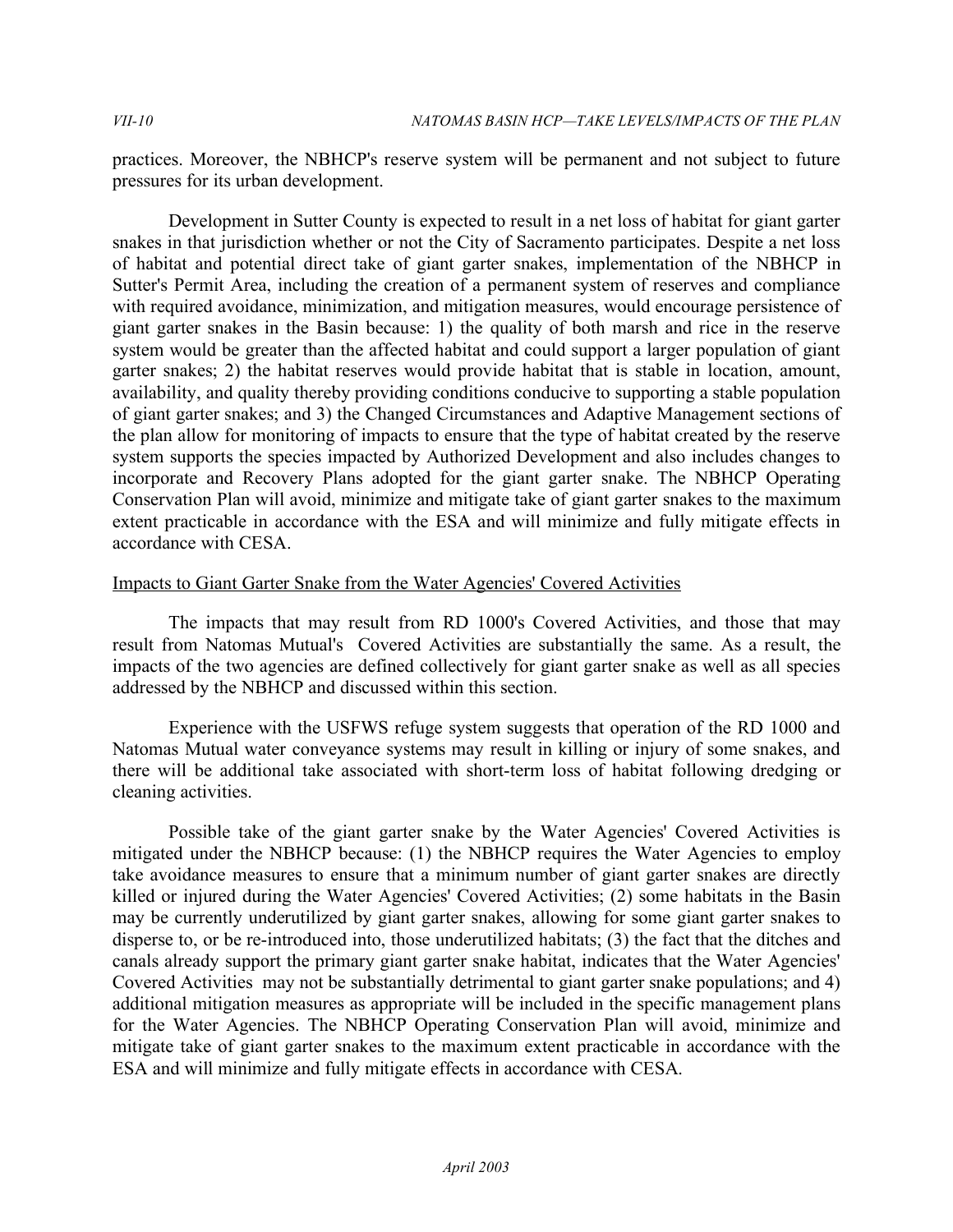practices. Moreover, the NBHCP's reserve system will be permanent and not subject to future pressures for its urban development.

Development in Sutter County is expected to result in a net loss of habitat for giant garter snakes in that jurisdiction whether or not the City of Sacramento participates. Despite a net loss of habitat and potential direct take of giant garter snakes, implementation of the NBHCP in Sutter's Permit Area, including the creation of a permanent system of reserves and compliance with required avoidance, minimization, and mitigation measures, would encourage persistence of giant garter snakes in the Basin because: 1) the quality of both marsh and rice in the reserve system would be greater than the affected habitat and could support a larger population of giant garter snakes; 2) the habitat reserves would provide habitat that is stable in location, amount, availability, and quality thereby providing conditions conducive to supporting a stable population of giant garter snakes; and 3) the Changed Circumstances and Adaptive Management sections of the plan allow for monitoring of impacts to ensure that the type of habitat created by the reserve system supports the species impacted by Authorized Development and also includes changes to incorporate and Recovery Plans adopted for the giant garter snake. The NBHCP Operating Conservation Plan will avoid, minimize and mitigate take of giant garter snakes to the maximum extent practicable in accordance with the ESA and will minimize and fully mitigate effects in accordance with CESA.

Impacts to Giant Garter Snake from the Water Agencies' Covered Activities

The impacts that may result from RD 1000's Covered Activities, and those that may result from Natomas Mutual's Covered Activities are substantially the same. As a result, the impacts of the two agencies are defined collectively for giant garter snake as well as all species addressed by the NBHCP and discussed within this section.

Experience with the USFWS refuge system suggests that operation of the RD 1000 and Natomas Mutual water conveyance systems may result in killing or injury of some snakes, and there will be additional take associated with short-term loss of habitat following dredging or cleaning activities.

Possible take of the giant garter snake by the Water Agencies' Covered Activities is mitigated under the NBHCP because: (1) the NBHCP requires the Water Agencies to employ take avoidance measures to ensure that a minimum number of giant garter snakes are directly killed or injured during the Water Agencies' Covered Activities; (2) some habitats in the Basin may be currently underutilized by giant garter snakes, allowing for some giant garter snakes to disperse to, or be re-introduced into, those underutilized habitats; (3) the fact that the ditches and canals already support the primary giant garter snake habitat, indicates that the Water Agencies' Covered Activities may not be substantially detrimental to giant garter snake populations; and 4) additional mitigation measures as appropriate will be included in the specific management plans for the Water Agencies. The NBHCP Operating Conservation Plan will avoid, minimize and mitigate take of giant garter snakes to the maximum extent practicable in accordance with the ESA and will minimize and fully mitigate effects in accordance with CESA.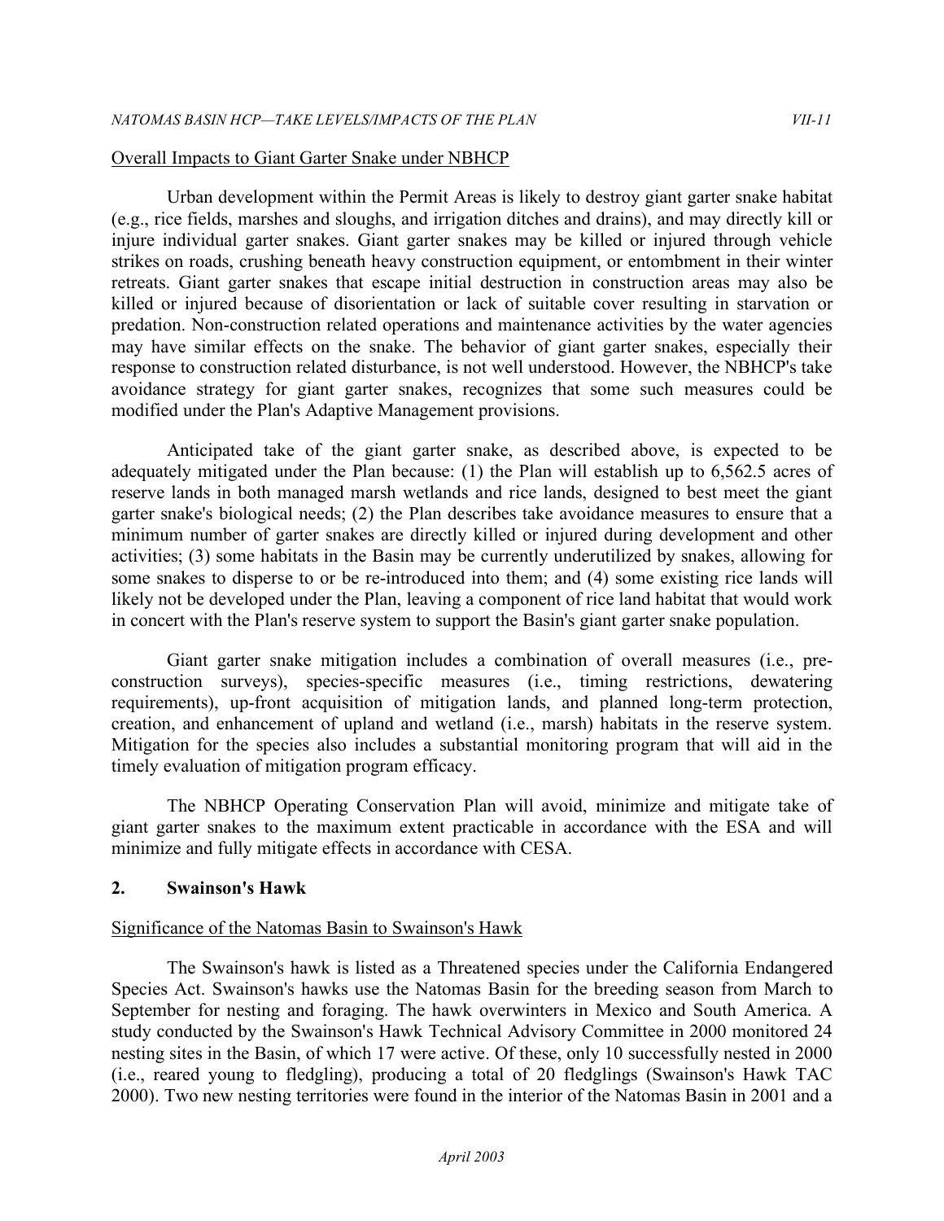Overall Impacts to Giant Garter Snake under NBHCP

Urban development within the Permit Areas is likely to destroy giant garter snake habitat (e.g., rice fields, marshes and sloughs, and irrigation ditches and drains), and may directly kill or injure individual garter snakes. Giant garter snakes may be killed or injured through vehicle strikes on roads, crushing beneath heavy construction equipment, or entombment in their winter retreats. Giant garter snakes that escape initial destruction in construction areas may also be killed or injured because of disorientation or lack of suitable cover resulting in starvation or predation. Non-construction related operations and maintenance activities by the water agencies may have similar effects on the snake. The behavior of giant garter snakes, especially their response to construction related disturbance, is not well understood. However, the NBHCP's take avoidance strategy for giant garter snakes, recognizes that some such measures could be modified under the Plan's Adaptive Management provisions.

Anticipated take of the giant garter snake, as described above, is expected to be adequately mitigated under the Plan because: (1) the Plan will establish up to 6,562.5 acres of reserve lands in both managed marsh wetlands and rice lands, designed to best meet the giant garter snake's biological needs; (2) the Plan describes take avoidance measures to ensure that a minimum number of garter snakes are directly killed or injured during development and other activities; (3) some habitats in the Basin may be currently underutilized by snakes, allowing for some snakes to disperse to or be re-introduced into them; and (4) some existing rice lands will likely not be developed under the Plan, leaving a component of rice land habitat that would work in concert with the Plan's reserve system to support the Basin's giant garter snake population.

Giant garter snake mitigation includes a combination of overall measures (i.e., pre-construction surveys), species-specific measures (i.e., timing restrictions, dewatering requirements), up-front acquisition of mitigation lands, and planned long-term protection, creation, and enhancement of upland and wetland (i.e., marsh) habitats in the reserve system. Mitigation for the species also includes a substantial monitoring program that will aid in the timely evaluation of mitigation program efficacy.

The NBHCP Operating Conservation Plan will avoid, minimize and mitigate take of giant garter snakes to the maximum extent practicable in accordance with the ESA and will minimize and fully mitigate effects in accordance with CESA.

## 2. Swainson's Hawk

Significance of the Natomas Basin to Swainson's Hawk

The Swainson's hawk is listed as a Threatened species under the California Endangered Species Act. Swainson's hawks use the Natomas Basin for the breeding season from March to September for nesting and foraging. The hawk overwinters in Mexico and South America. A study conducted by the Swainson's Hawk Technical Advisory Committee in 2000 monitored 24 nesting sites in the Basin, of which 17 were active. Of these, only 10 successfully nested in 2000 (i.e., reared young to fledgling), producing a total of 20 fledglings (Swainson's Hawk TAC 2000). Two new nesting territories were found in the interior of the Natomas Basin in 2001 and a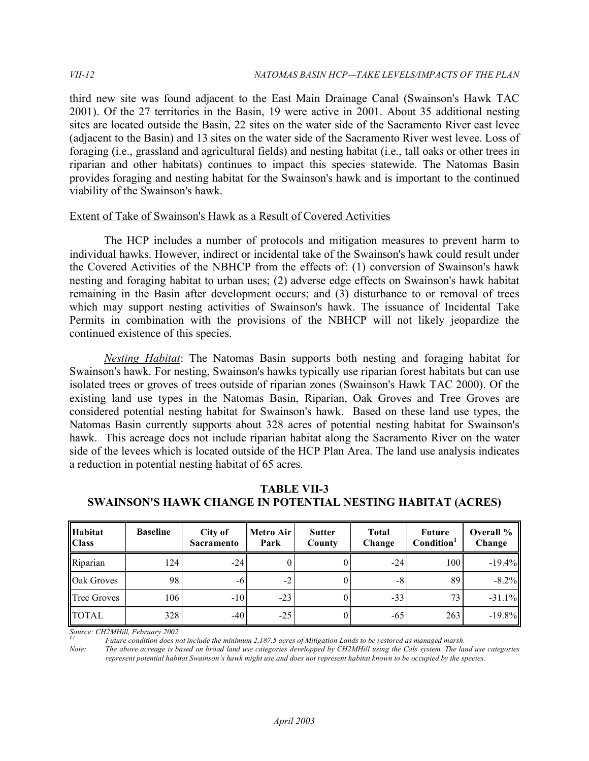third new site was found adjacent to the East Main Drainage Canal (Swainson's Hawk TAC 2001). Of the 27 territories in the Basin, 19 were active in 2001. About 35 additional nesting sites are located outside the Basin, 22 sites on the water side of the Sacramento River east levee (adjacent to the Basin) and 13 sites on the water side of the Sacramento River west levee. Loss of foraging (i.e., grassland and agricultural fields) and nesting habitat (i.e., tall oaks or other trees in riparian and other habitats) continues to impact this species statewide. The Natomas Basin provides foraging and nesting habitat for the Swainson's hawk and is important to the continued viability of the Swainson's hawk.

<u>Extent of Take of Swainson's Hawk as a Result of Covered Activities</u>

The HCP includes a number of protocols and mitigation measures to prevent harm to individual hawks. However, indirect or incidental take of the Swainson's hawk could result under the Covered Activities of the NBHCP from the effects of: (1) conversion of Swainson's hawk nesting and foraging habitat to urban uses; (2) adverse edge effects on Swainson's hawk habitat remaining in the Basin after development occurs; and (3) disturbance to or removal of trees which may support nesting activities of Swainson's hawk. The issuance of Incidental Take Permits in combination with the provisions of the NBHCP will not likely jeopardize the continued existence of this species.

*<u>Nesting Habitat</u>*: The Natomas Basin supports both nesting and foraging habitat for Swainson's hawk. For nesting, Swainson's hawks typically use riparian forest habitats but can use isolated trees or groves of trees outside of riparian zones (Swainson's Hawk TAC 2000). Of the existing land use types in the Natomas Basin, Riparian, Oak Groves and Tree Groves are considered potential nesting habitat for Swainson's hawk. Based on these land use types, the Natomas Basin currently supports about 328 acres of potential nesting habitat for Swainson's hawk. This acreage does not include riparian habitat along the Sacramento River on the water side of the levees which is located outside of the HCP Plan Area. The land use analysis indicates a reduction in potential nesting habitat of 65 acres.

**TABLE VII-3**
**SWAINSON'S HAWK CHANGE IN POTENTIAL NESTING HABITAT (ACRES)**

| Habitat Class | Baseline | City of Sacramento | Metro Air Park | Sutter County | Total Change | Future Condition[1] | Overall % Change |
|---|---|---|---|---|---|---|---|
| Riparian | 124 | -24 | 0 | 0 | -24 | 100 | -19.4% |
| Oak Groves | 98 | -6 | -2 | 0 | -8 | 89 | -8.2% |
| Tree Groves | 106 | -10 | -23 | 0 | -33 | 73 | -31.1% |
| TOTAL | 328 | -40 | -25 | 0 | -65 | 263 | -19.8% |

*Source: CH2MHill, February 2002*

*1/ Future condition does not include the minimum 2,187.5 acres of Mitigation Lands to be restored as managed marsh.*

*Note: The above acreage is based on broad land use categories developped by CH2MHill using the Cals system. The land use categories represent potential habitat Swainson's hawk might use and does not represent habitat known to be occupied by the species.*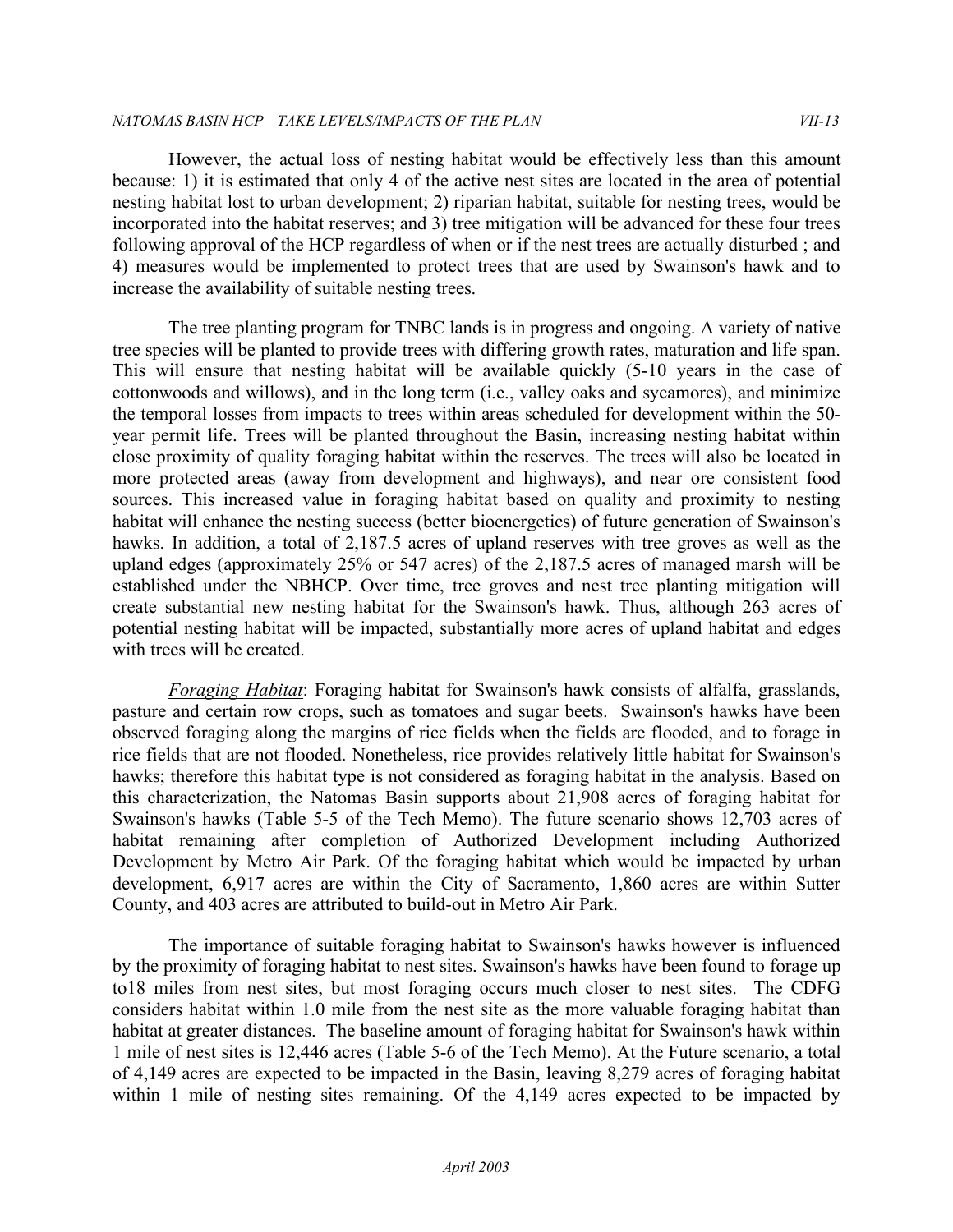However, the actual loss of nesting habitat would be effectively less than this amount because: 1) it is estimated that only 4 of the active nest sites are located in the area of potential nesting habitat lost to urban development; 2) riparian habitat, suitable for nesting trees, would be incorporated into the habitat reserves; and 3) tree mitigation will be advanced for these four trees following approval of the HCP regardless of when or if the nest trees are actually disturbed ; and 4) measures would be implemented to protect trees that are used by Swainson's hawk and to increase the availability of suitable nesting trees.

The tree planting program for TNBC lands is in progress and ongoing. A variety of native tree species will be planted to provide trees with differing growth rates, maturation and life span. This will ensure that nesting habitat will be available quickly (5-10 years in the case of cottonwoods and willows), and in the long term (i.e., valley oaks and sycamores), and minimize the temporal losses from impacts to trees within areas scheduled for development within the 50-year permit life. Trees will be planted throughout the Basin, increasing nesting habitat within close proximity of quality foraging habitat within the reserves. The trees will also be located in more protected areas (away from development and highways), and near ore consistent food sources. This increased value in foraging habitat based on quality and proximity to nesting habitat will enhance the nesting success (better bioenergetics) of future generation of Swainson's hawks. In addition, a total of 2,187.5 acres of upland reserves with tree groves as well as the upland edges (approximately 25% or 547 acres) of the 2,187.5 acres of managed marsh will be established under the NBHCP. Over time, tree groves and nest tree planting mitigation will create substantial new nesting habitat for the Swainson's hawk. Thus, although 263 acres of potential nesting habitat will be impacted, substantially more acres of upland habitat and edges with trees will be created.

*Foraging Habitat*: Foraging habitat for Swainson's hawk consists of alfalfa, grasslands, pasture and certain row crops, such as tomatoes and sugar beets. Swainson's hawks have been observed foraging along the margins of rice fields when the fields are flooded, and to forage in rice fields that are not flooded. Nonetheless, rice provides relatively little habitat for Swainson's hawks; therefore this habitat type is not considered as foraging habitat in the analysis. Based on this characterization, the Natomas Basin supports about 21,908 acres of foraging habitat for Swainson's hawks (Table 5-5 of the Tech Memo). The future scenario shows 12,703 acres of habitat remaining after completion of Authorized Development including Authorized Development by Metro Air Park. Of the foraging habitat which would be impacted by urban development, 6,917 acres are within the City of Sacramento, 1,860 acres are within Sutter County, and 403 acres are attributed to build-out in Metro Air Park.

The importance of suitable foraging habitat to Swainson's hawks however is influenced by the proximity of foraging habitat to nest sites. Swainson's hawks have been found to forage up to18 miles from nest sites, but most foraging occurs much closer to nest sites. The CDFG considers habitat within 1.0 mile from the nest site as the more valuable foraging habitat than habitat at greater distances. The baseline amount of foraging habitat for Swainson's hawk within 1 mile of nest sites is 12,446 acres (Table 5-6 of the Tech Memo). At the Future scenario, a total of 4,149 acres are expected to be impacted in the Basin, leaving 8,279 acres of foraging habitat within 1 mile of nesting sites remaining. Of the 4,149 acres expected to be impacted by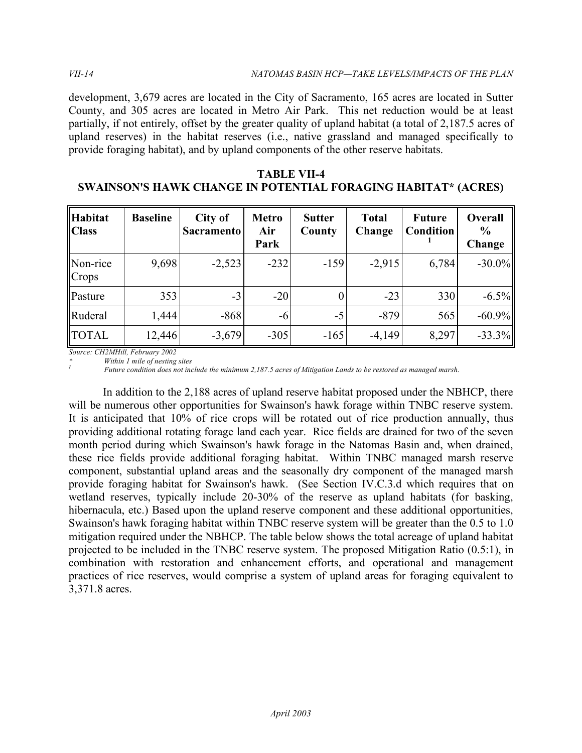development, 3,679 acres are located in the City of Sacramento, 165 acres are located in Sutter County, and 305 acres are located in Metro Air Park. This net reduction would be at least partially, if not entirely, offset by the greater quality of upland habitat (a total of 2,187.5 acres of upland reserves) in the habitat reserves (i.e., native grassland and managed specifically to provide foraging habitat), and by upland components of the other reserve habitats.

**TABLE VII-4**
**SWAINSON'S HAWK CHANGE IN POTENTIAL FORAGING HABITAT* (ACRES)**

| Habitat Class | Baseline | City of Sacramento | Metro Air Park | Sutter County | Total Change | Future Condition [1] | Overall % Change |
|---|---|---|---|---|---|---|---|
| Non-rice Crops | 9,698 | -2,523 | -232 | -159 | -2,915 | 6,784 | -30.0% |
| Pasture | 353 | -3 | -20 | 0 | -23 | 330 | -6.5% |
| Ruderal | 1,444 | -868 | -6 | -5 | -879 | 565 | -60.9% |
| TOTAL | 12,446 | -3,679 | -305 | -165 | -4,149 | 8,297 | -33.3% |

*Source: CH2MHill, February 2002*

\* *Within 1 mile of nesting sites*

[1] *Future condition does not include the minimum 2,187.5 acres of Mitigation Lands to be restored as managed marsh.*

In addition to the 2,188 acres of upland reserve habitat proposed under the NBHCP, there will be numerous other opportunities for Swainson's hawk forage within TNBC reserve system. It is anticipated that 10% of rice crops will be rotated out of rice production annually, thus providing additional rotating forage land each year. Rice fields are drained for two of the seven month period during which Swainson's hawk forage in the Natomas Basin and, when drained, these rice fields provide additional foraging habitat. Within TNBC managed marsh reserve component, substantial upland areas and the seasonally dry component of the managed marsh provide foraging habitat for Swainson's hawk. (See Section IV.C.3.d which requires that on wetland reserves, typically include 20-30% of the reserve as upland habitats (for basking, hibernacula, etc.) Based upon the upland reserve component and these additional opportunities, Swainson's hawk foraging habitat within TNBC reserve system will be greater than the 0.5 to 1.0 mitigation required under the NBHCP. The table below shows the total acreage of upland habitat projected to be included in the TNBC reserve system. The proposed Mitigation Ratio (0.5:1), in combination with restoration and enhancement efforts, and operational and management practices of rice reserves, would comprise a system of upland areas for foraging equivalent to 3,371.8 acres.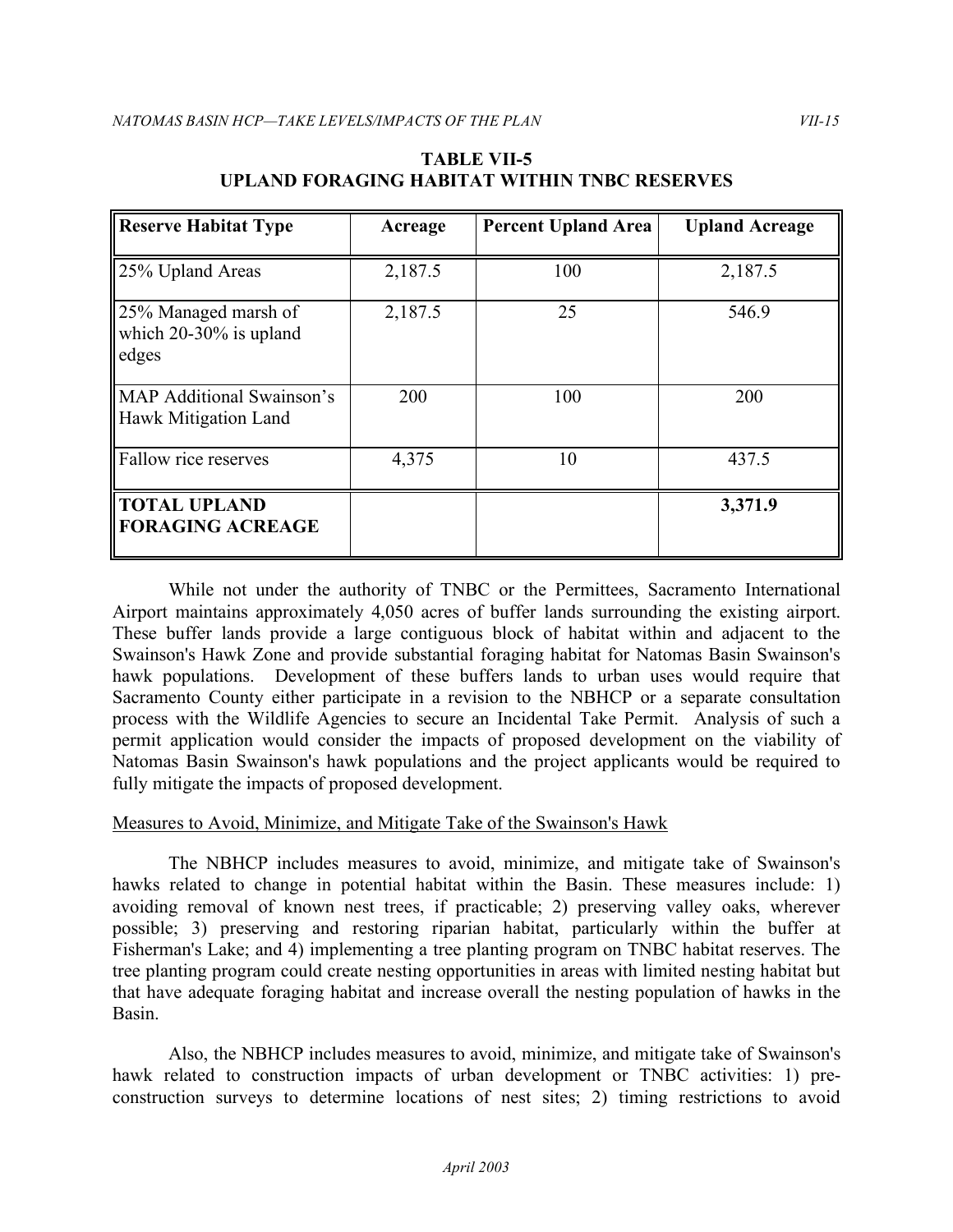**TABLE VII-5**
**UPLAND FORAGING HABITAT WITHIN TNBC RESERVES**

| Reserve Habitat Type | Acreage | Percent Upland Area | Upland Acreage |
|---|---|---|---|
| 25% Upland Areas | 2,187.5 | 100 | 2,187.5 |
| 25% Managed marsh of which 20-30% is upland edges | 2,187.5 | 25 | 546.9 |
| MAP Additional Swainson's Hawk Mitigation Land | 200 | 100 | 200 |
| Fallow rice reserves | 4,375 | 10 | 437.5 |
| **TOTAL UPLAND FORAGING ACREAGE** | | | **3,371.9** |

While not under the authority of TNBC or the Permittees, Sacramento International Airport maintains approximately 4,050 acres of buffer lands surrounding the existing airport. These buffer lands provide a large contiguous block of habitat within and adjacent to the Swainson's Hawk Zone and provide substantial foraging habitat for Natomas Basin Swainson's hawk populations. Development of these buffers lands to urban uses would require that Sacramento County either participate in a revision to the NBHCP or a separate consultation process with the Wildlife Agencies to secure an Incidental Take Permit. Analysis of such a permit application would consider the impacts of proposed development on the viability of Natomas Basin Swainson's hawk populations and the project applicants would be required to fully mitigate the impacts of proposed development.

Measures to Avoid, Minimize, and Mitigate Take of the Swainson's Hawk

The NBHCP includes measures to avoid, minimize, and mitigate take of Swainson's hawks related to change in potential habitat within the Basin. These measures include: 1) avoiding removal of known nest trees, if practicable; 2) preserving valley oaks, wherever possible; 3) preserving and restoring riparian habitat, particularly within the buffer at Fisherman's Lake; and 4) implementing a tree planting program on TNBC habitat reserves. The tree planting program could create nesting opportunities in areas with limited nesting habitat but that have adequate foraging habitat and increase overall the nesting population of hawks in the Basin.

Also, the NBHCP includes measures to avoid, minimize, and mitigate take of Swainson's hawk related to construction impacts of urban development or TNBC activities: 1) pre-construction surveys to determine locations of nest sites; 2) timing restrictions to avoid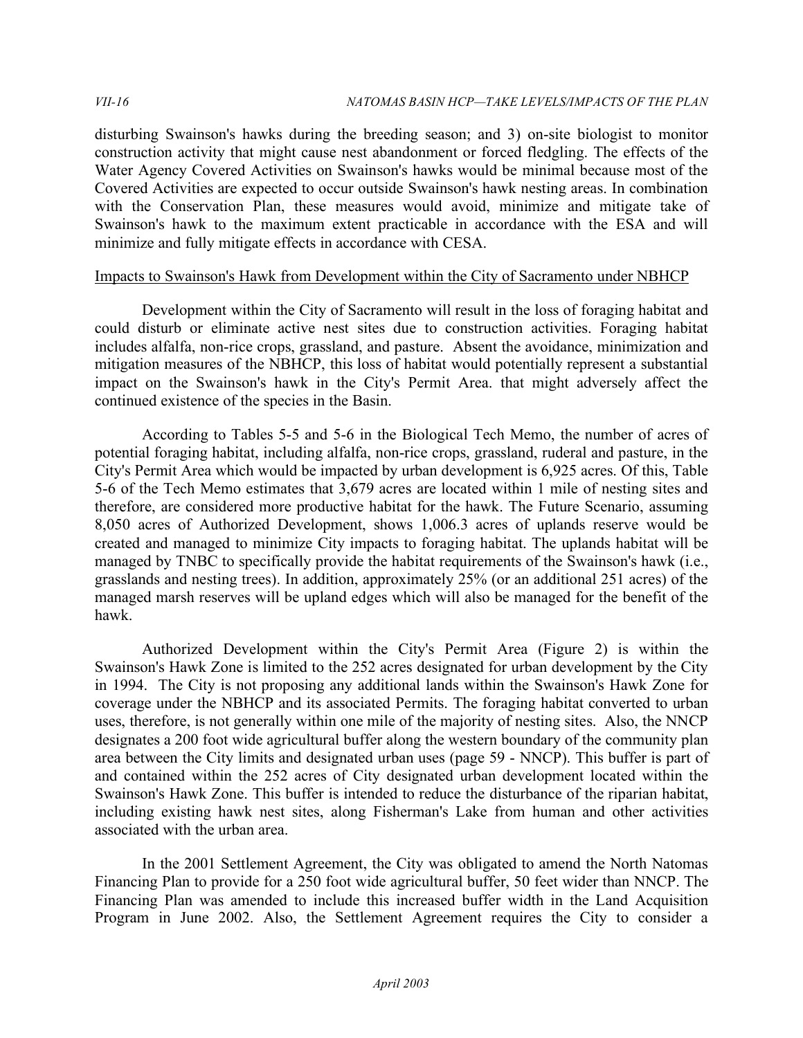disturbing Swainson's hawks during the breeding season; and 3) on-site biologist to monitor construction activity that might cause nest abandonment or forced fledgling. The effects of the Water Agency Covered Activities on Swainson's hawks would be minimal because most of the Covered Activities are expected to occur outside Swainson's hawk nesting areas. In combination with the Conservation Plan, these measures would avoid, minimize and mitigate take of Swainson's hawk to the maximum extent practicable in accordance with the ESA and will minimize and fully mitigate effects in accordance with CESA.

<u>Impacts to Swainson's Hawk from Development within the City of Sacramento under NBHCP</u>

Development within the City of Sacramento will result in the loss of foraging habitat and could disturb or eliminate active nest sites due to construction activities. Foraging habitat includes alfalfa, non-rice crops, grassland, and pasture. Absent the avoidance, minimization and mitigation measures of the NBHCP, this loss of habitat would potentially represent a substantial impact on the Swainson's hawk in the City's Permit Area. that might adversely affect the continued existence of the species in the Basin.

According to Tables 5-5 and 5-6 in the Biological Tech Memo, the number of acres of potential foraging habitat, including alfalfa, non-rice crops, grassland, ruderal and pasture, in the City's Permit Area which would be impacted by urban development is 6,925 acres. Of this, Table 5-6 of the Tech Memo estimates that 3,679 acres are located within 1 mile of nesting sites and therefore, are considered more productive habitat for the hawk. The Future Scenario, assuming 8,050 acres of Authorized Development, shows 1,006.3 acres of uplands reserve would be created and managed to minimize City impacts to foraging habitat. The uplands habitat will be managed by TNBC to specifically provide the habitat requirements of the Swainson's hawk (i.e., grasslands and nesting trees). In addition, approximately 25% (or an additional 251 acres) of the managed marsh reserves will be upland edges which will also be managed for the benefit of the hawk.

Authorized Development within the City's Permit Area (Figure 2) is within the Swainson's Hawk Zone is limited to the 252 acres designated for urban development by the City in 1994. The City is not proposing any additional lands within the Swainson's Hawk Zone for coverage under the NBHCP and its associated Permits. The foraging habitat converted to urban uses, therefore, is not generally within one mile of the majority of nesting sites. Also, the NNCP designates a 200 foot wide agricultural buffer along the western boundary of the community plan area between the City limits and designated urban uses (page 59 - NNCP). This buffer is part of and contained within the 252 acres of City designated urban development located within the Swainson's Hawk Zone. This buffer is intended to reduce the disturbance of the riparian habitat, including existing hawk nest sites, along Fisherman's Lake from human and other activities associated with the urban area.

In the 2001 Settlement Agreement, the City was obligated to amend the North Natomas Financing Plan to provide for a 250 foot wide agricultural buffer, 50 feet wider than NNCP. The Financing Plan was amended to include this increased buffer width in the Land Acquisition Program in June 2002. Also, the Settlement Agreement requires the City to consider a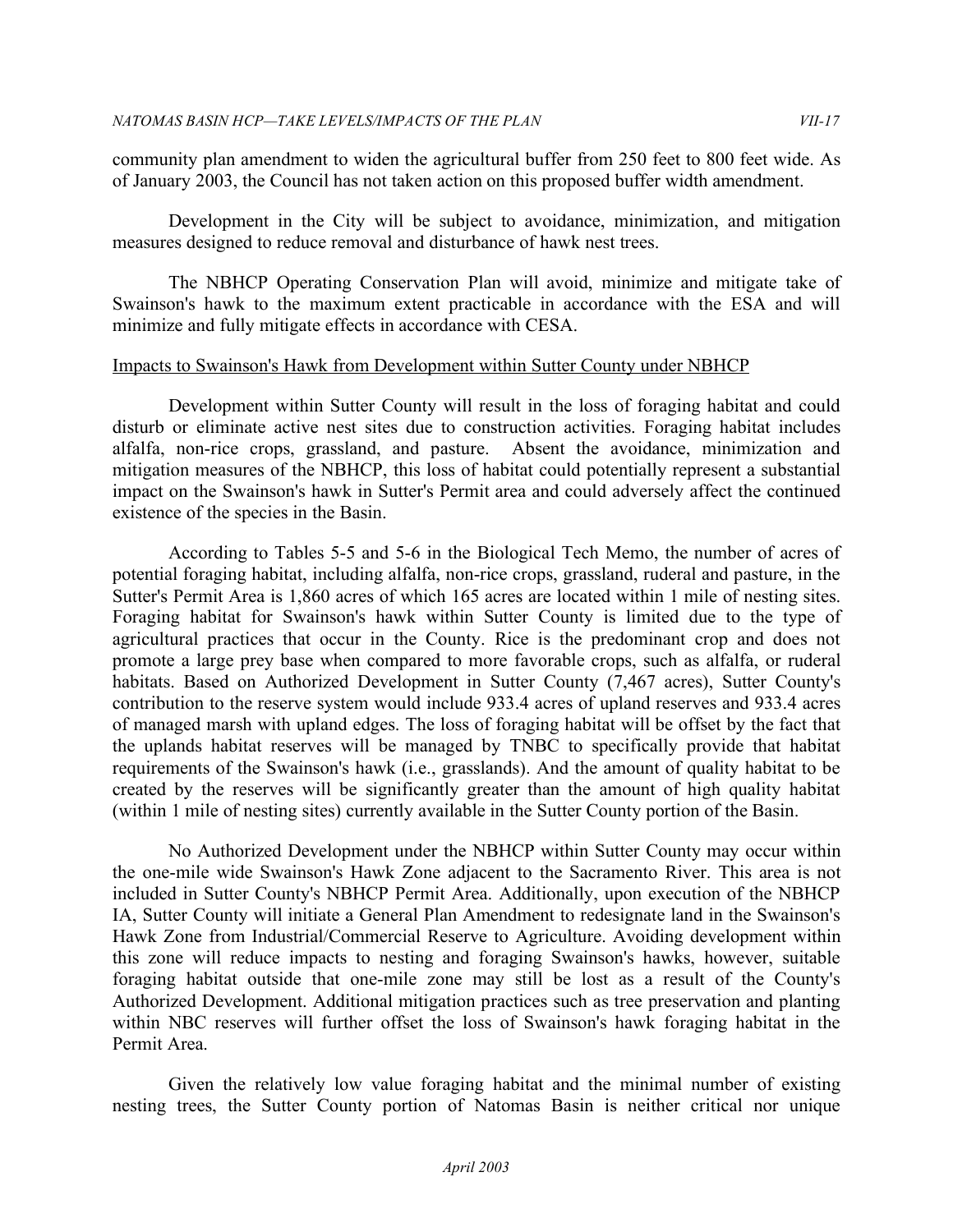community plan amendment to widen the agricultural buffer from 250 feet to 800 feet wide. As of January 2003, the Council has not taken action on this proposed buffer width amendment.

Development in the City will be subject to avoidance, minimization, and mitigation measures designed to reduce removal and disturbance of hawk nest trees.

The NBHCP Operating Conservation Plan will avoid, minimize and mitigate take of Swainson's hawk to the maximum extent practicable in accordance with the ESA and will minimize and fully mitigate effects in accordance with CESA.

<u>Impacts to Swainson's Hawk from Development within Sutter County under NBHCP</u>

Development within Sutter County will result in the loss of foraging habitat and could disturb or eliminate active nest sites due to construction activities. Foraging habitat includes alfalfa, non-rice crops, grassland, and pasture. Absent the avoidance, minimization and mitigation measures of the NBHCP, this loss of habitat could potentially represent a substantial impact on the Swainson's hawk in Sutter's Permit area and could adversely affect the continued existence of the species in the Basin.

According to Tables 5-5 and 5-6 in the Biological Tech Memo, the number of acres of potential foraging habitat, including alfalfa, non-rice crops, grassland, ruderal and pasture, in the Sutter's Permit Area is 1,860 acres of which 165 acres are located within 1 mile of nesting sites. Foraging habitat for Swainson's hawk within Sutter County is limited due to the type of agricultural practices that occur in the County. Rice is the predominant crop and does not promote a large prey base when compared to more favorable crops, such as alfalfa, or ruderal habitats. Based on Authorized Development in Sutter County (7,467 acres), Sutter County's contribution to the reserve system would include 933.4 acres of upland reserves and 933.4 acres of managed marsh with upland edges. The loss of foraging habitat will be offset by the fact that the uplands habitat reserves will be managed by TNBC to specifically provide that habitat requirements of the Swainson's hawk (i.e., grasslands). And the amount of quality habitat to be created by the reserves will be significantly greater than the amount of high quality habitat (within 1 mile of nesting sites) currently available in the Sutter County portion of the Basin.

No Authorized Development under the NBHCP within Sutter County may occur within the one-mile wide Swainson's Hawk Zone adjacent to the Sacramento River. This area is not included in Sutter County's NBHCP Permit Area. Additionally, upon execution of the NBHCP IA, Sutter County will initiate a General Plan Amendment to redesignate land in the Swainson's Hawk Zone from Industrial/Commercial Reserve to Agriculture. Avoiding development within this zone will reduce impacts to nesting and foraging Swainson's hawks, however, suitable foraging habitat outside that one-mile zone may still be lost as a result of the County's Authorized Development. Additional mitigation practices such as tree preservation and planting within NBC reserves will further offset the loss of Swainson's hawk foraging habitat in the Permit Area.

Given the relatively low value foraging habitat and the minimal number of existing nesting trees, the Sutter County portion of Natomas Basin is neither critical nor unique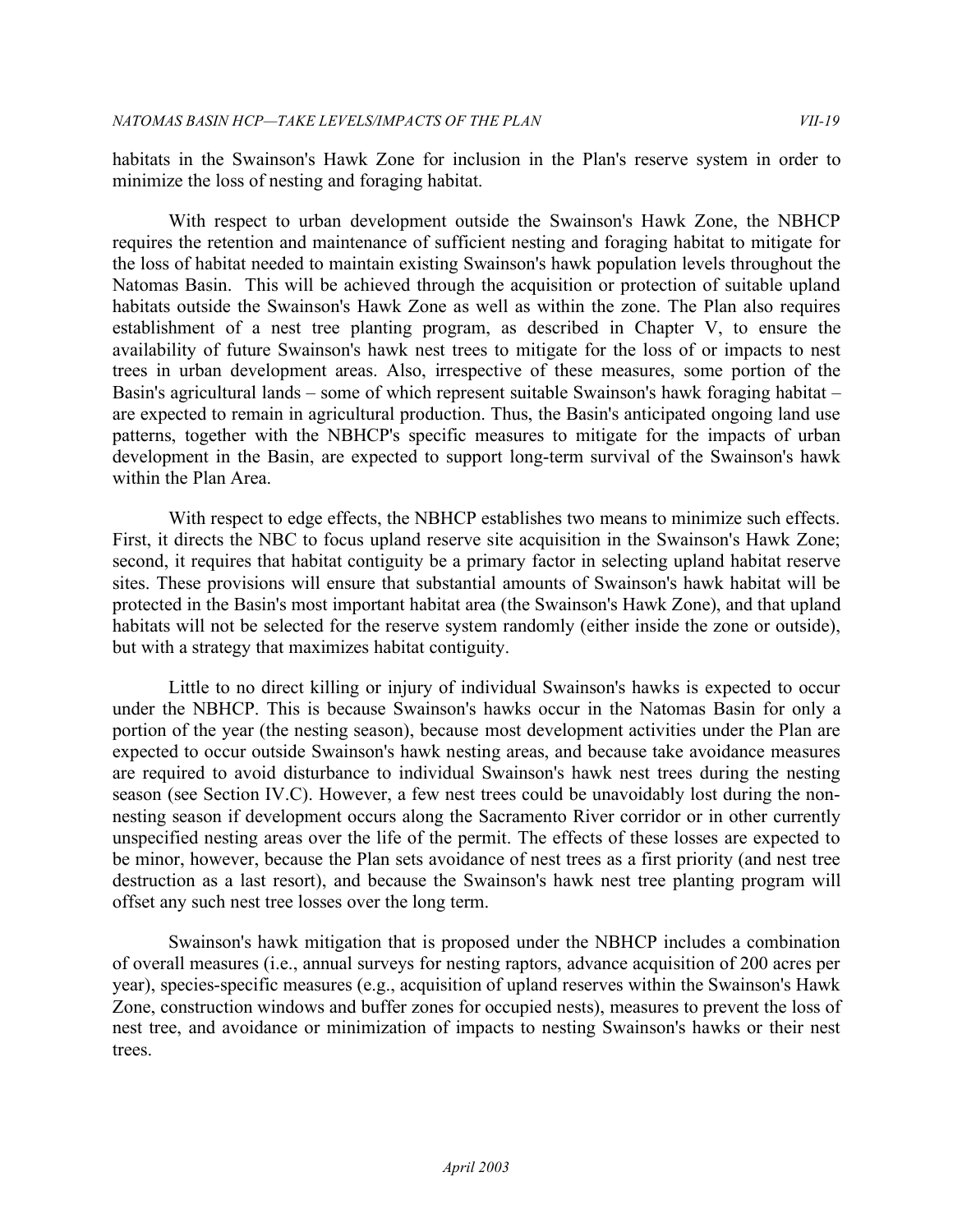habitats in the Swainson's Hawk Zone for inclusion in the Plan's reserve system in order to minimize the loss of nesting and foraging habitat.

With respect to urban development outside the Swainson's Hawk Zone, the NBHCP requires the retention and maintenance of sufficient nesting and foraging habitat to mitigate for the loss of habitat needed to maintain existing Swainson's hawk population levels throughout the Natomas Basin. This will be achieved through the acquisition or protection of suitable upland habitats outside the Swainson's Hawk Zone as well as within the zone. The Plan also requires establishment of a nest tree planting program, as described in Chapter V, to ensure the availability of future Swainson's hawk nest trees to mitigate for the loss of or impacts to nest trees in urban development areas. Also, irrespective of these measures, some portion of the Basin's agricultural lands – some of which represent suitable Swainson's hawk foraging habitat – are expected to remain in agricultural production. Thus, the Basin's anticipated ongoing land use patterns, together with the NBHCP's specific measures to mitigate for the impacts of urban development in the Basin, are expected to support long-term survival of the Swainson's hawk within the Plan Area.

With respect to edge effects, the NBHCP establishes two means to minimize such effects. First, it directs the NBC to focus upland reserve site acquisition in the Swainson's Hawk Zone; second, it requires that habitat contiguity be a primary factor in selecting upland habitat reserve sites. These provisions will ensure that substantial amounts of Swainson's hawk habitat will be protected in the Basin's most important habitat area (the Swainson's Hawk Zone), and that upland habitats will not be selected for the reserve system randomly (either inside the zone or outside), but with a strategy that maximizes habitat contiguity.

Little to no direct killing or injury of individual Swainson's hawks is expected to occur under the NBHCP. This is because Swainson's hawks occur in the Natomas Basin for only a portion of the year (the nesting season), because most development activities under the Plan are expected to occur outside Swainson's hawk nesting areas, and because take avoidance measures are required to avoid disturbance to individual Swainson's hawk nest trees during the nesting season (see Section IV.C). However, a few nest trees could be unavoidably lost during the non-nesting season if development occurs along the Sacramento River corridor or in other currently unspecified nesting areas over the life of the permit. The effects of these losses are expected to be minor, however, because the Plan sets avoidance of nest trees as a first priority (and nest tree destruction as a last resort), and because the Swainson's hawk nest tree planting program will offset any such nest tree losses over the long term.

Swainson's hawk mitigation that is proposed under the NBHCP includes a combination of overall measures (i.e., annual surveys for nesting raptors, advance acquisition of 200 acres per year), species-specific measures (e.g., acquisition of upland reserves within the Swainson's Hawk Zone, construction windows and buffer zones for occupied nests), measures to prevent the loss of nest tree, and avoidance or minimization of impacts to nesting Swainson's hawks or their nest trees.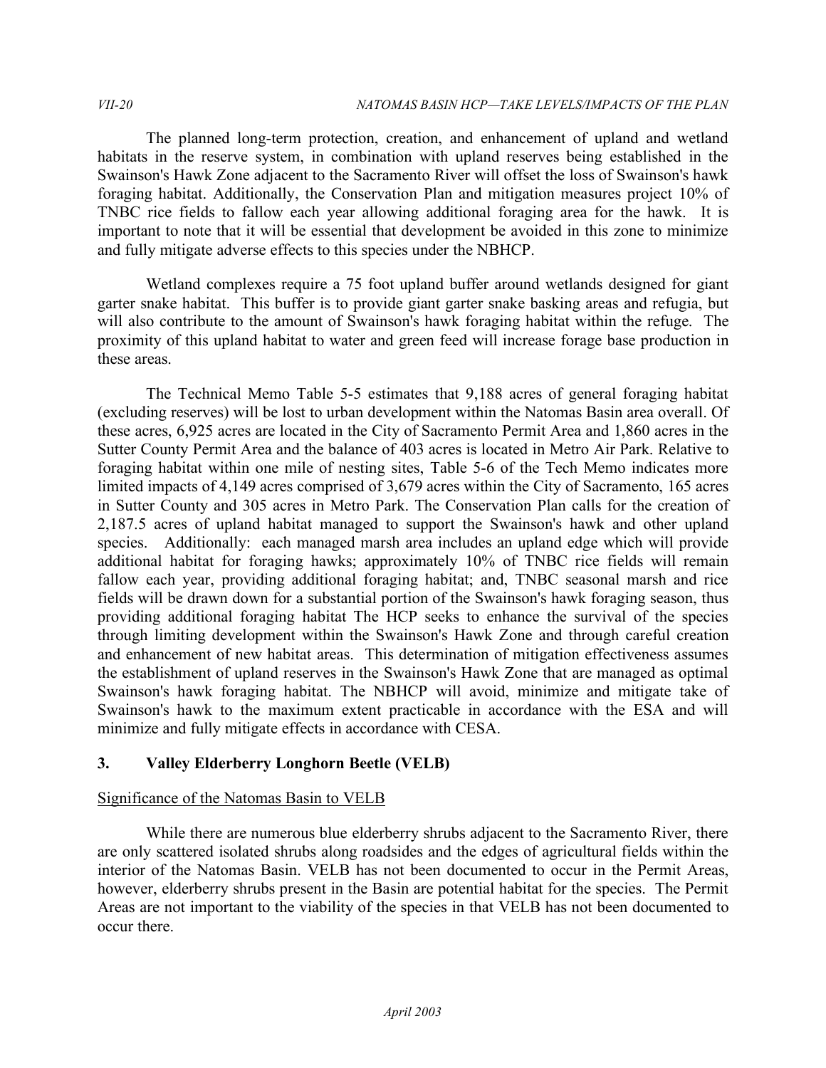The planned long-term protection, creation, and enhancement of upland and wetland habitats in the reserve system, in combination with upland reserves being established in the Swainson's Hawk Zone adjacent to the Sacramento River will offset the loss of Swainson's hawk foraging habitat. Additionally, the Conservation Plan and mitigation measures project 10% of TNBC rice fields to fallow each year allowing additional foraging area for the hawk. It is important to note that it will be essential that development be avoided in this zone to minimize and fully mitigate adverse effects to this species under the NBHCP.

Wetland complexes require a 75 foot upland buffer around wetlands designed for giant garter snake habitat. This buffer is to provide giant garter snake basking areas and refugia, but will also contribute to the amount of Swainson's hawk foraging habitat within the refuge. The proximity of this upland habitat to water and green feed will increase forage base production in these areas.

The Technical Memo Table 5-5 estimates that 9,188 acres of general foraging habitat (excluding reserves) will be lost to urban development within the Natomas Basin area overall. Of these acres, 6,925 acres are located in the City of Sacramento Permit Area and 1,860 acres in the Sutter County Permit Area and the balance of 403 acres is located in Metro Air Park. Relative to foraging habitat within one mile of nesting sites, Table 5-6 of the Tech Memo indicates more limited impacts of 4,149 acres comprised of 3,679 acres within the City of Sacramento, 165 acres in Sutter County and 305 acres in Metro Park. The Conservation Plan calls for the creation of 2,187.5 acres of upland habitat managed to support the Swainson's hawk and other upland species. Additionally: each managed marsh area includes an upland edge which will provide additional habitat for foraging hawks; approximately 10% of TNBC rice fields will remain fallow each year, providing additional foraging habitat; and, TNBC seasonal marsh and rice fields will be drawn down for a substantial portion of the Swainson's hawk foraging season, thus providing additional foraging habitat The HCP seeks to enhance the survival of the species through limiting development within the Swainson's Hawk Zone and through careful creation and enhancement of new habitat areas. This determination of mitigation effectiveness assumes the establishment of upland reserves in the Swainson's Hawk Zone that are managed as optimal Swainson's hawk foraging habitat. The NBHCP will avoid, minimize and mitigate take of Swainson's hawk to the maximum extent practicable in accordance with the ESA and will minimize and fully mitigate effects in accordance with CESA.

### 3. Valley Elderberry Longhorn Beetle (VELB)

Significance of the Natomas Basin to VELB

While there are numerous blue elderberry shrubs adjacent to the Sacramento River, there are only scattered isolated shrubs along roadsides and the edges of agricultural fields within the interior of the Natomas Basin. VELB has not been documented to occur in the Permit Areas, however, elderberry shrubs present in the Basin are potential habitat for the species. The Permit Areas are not important to the viability of the species in that VELB has not been documented to occur there.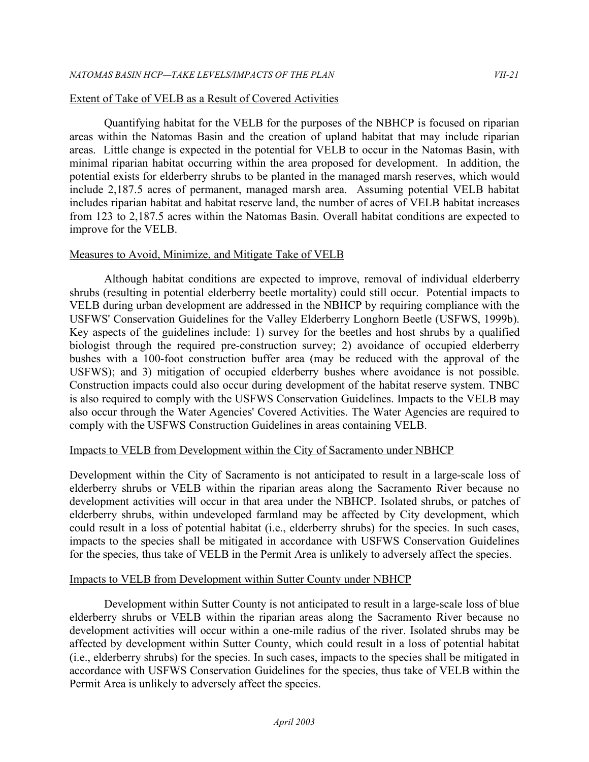Extent of Take of VELB as a Result of Covered Activities

Quantifying habitat for the VELB for the purposes of the NBHCP is focused on riparian areas within the Natomas Basin and the creation of upland habitat that may include riparian areas. Little change is expected in the potential for VELB to occur in the Natomas Basin, with minimal riparian habitat occurring within the area proposed for development. In addition, the potential exists for elderberry shrubs to be planted in the managed marsh reserves, which would include 2,187.5 acres of permanent, managed marsh area. Assuming potential VELB habitat includes riparian habitat and habitat reserve land, the number of acres of VELB habitat increases from 123 to 2,187.5 acres within the Natomas Basin. Overall habitat conditions are expected to improve for the VELB.

Measures to Avoid, Minimize, and Mitigate Take of VELB

Although habitat conditions are expected to improve, removal of individual elderberry shrubs (resulting in potential elderberry beetle mortality) could still occur. Potential impacts to VELB during urban development are addressed in the NBHCP by requiring compliance with the USFWS' Conservation Guidelines for the Valley Elderberry Longhorn Beetle (USFWS, 1999b). Key aspects of the guidelines include: 1) survey for the beetles and host shrubs by a qualified biologist through the required pre-construction survey; 2) avoidance of occupied elderberry bushes with a 100-foot construction buffer area (may be reduced with the approval of the USFWS); and 3) mitigation of occupied elderberry bushes where avoidance is not possible. Construction impacts could also occur during development of the habitat reserve system. TNBC is also required to comply with the USFWS Conservation Guidelines. Impacts to the VELB may also occur through the Water Agencies' Covered Activities. The Water Agencies are required to comply with the USFWS Construction Guidelines in areas containing VELB.

Impacts to VELB from Development within the City of Sacramento under NBHCP

Development within the City of Sacramento is not anticipated to result in a large-scale loss of elderberry shrubs or VELB within the riparian areas along the Sacramento River because no development activities will occur in that area under the NBHCP. Isolated shrubs, or patches of elderberry shrubs, within undeveloped farmland may be affected by City development, which could result in a loss of potential habitat (i.e., elderberry shrubs) for the species. In such cases, impacts to the species shall be mitigated in accordance with USFWS Conservation Guidelines for the species, thus take of VELB in the Permit Area is unlikely to adversely affect the species.

Impacts to VELB from Development within Sutter County under NBHCP

Development within Sutter County is not anticipated to result in a large-scale loss of blue elderberry shrubs or VELB within the riparian areas along the Sacramento River because no development activities will occur within a one-mile radius of the river. Isolated shrubs may be affected by development within Sutter County, which could result in a loss of potential habitat (i.e., elderberry shrubs) for the species. In such cases, impacts to the species shall be mitigated in accordance with USFWS Conservation Guidelines for the species, thus take of VELB within the Permit Area is unlikely to adversely affect the species.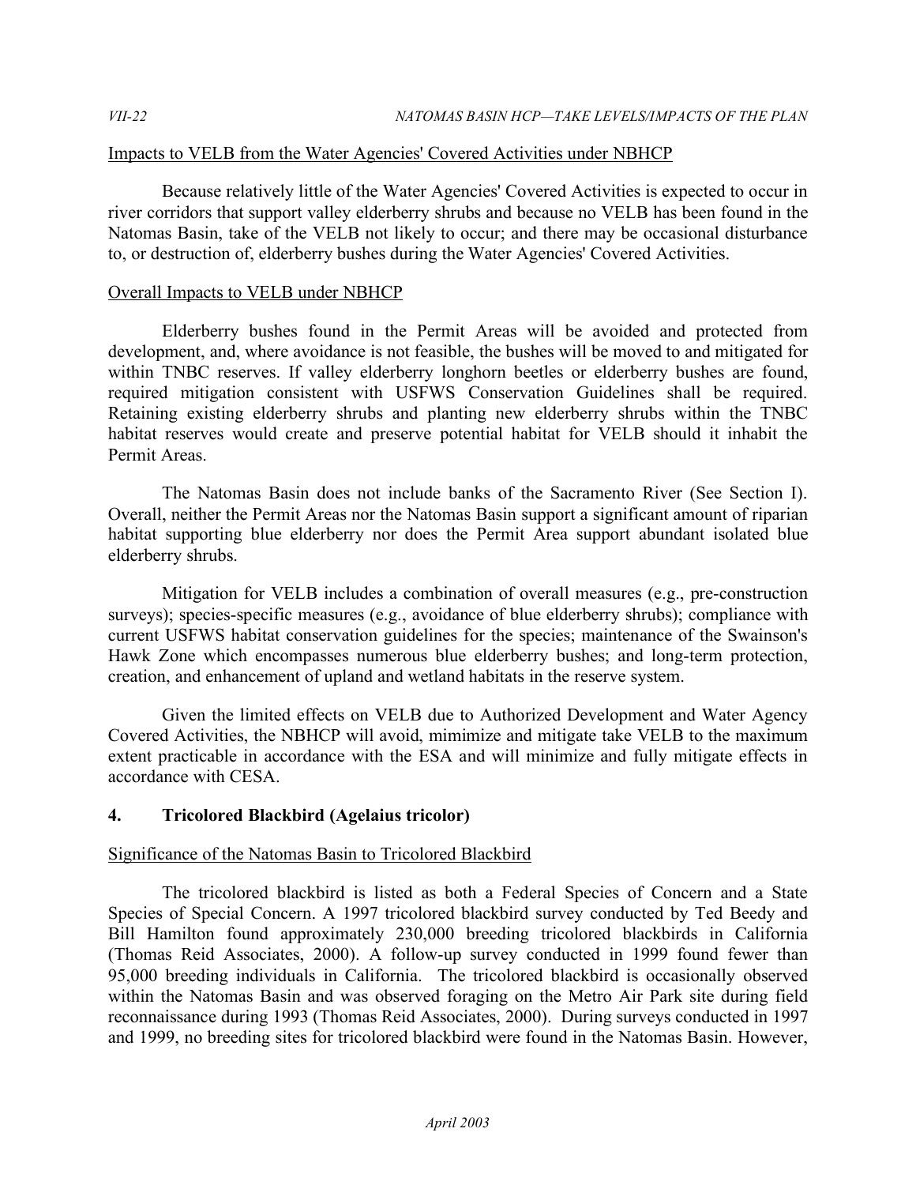Impacts to VELB from the Water Agencies' Covered Activities under NBHCP

Because relatively little of the Water Agencies' Covered Activities is expected to occur in river corridors that support valley elderberry shrubs and because no VELB has been found in the Natomas Basin, take of the VELB not likely to occur; and there may be occasional disturbance to, or destruction of, elderberry bushes during the Water Agencies' Covered Activities.

Overall Impacts to VELB under NBHCP

Elderberry bushes found in the Permit Areas will be avoided and protected from development, and, where avoidance is not feasible, the bushes will be moved to and mitigated for within TNBC reserves. If valley elderberry longhorn beetles or elderberry bushes are found, required mitigation consistent with USFWS Conservation Guidelines shall be required. Retaining existing elderberry shrubs and planting new elderberry shrubs within the TNBC habitat reserves would create and preserve potential habitat for VELB should it inhabit the Permit Areas.

The Natomas Basin does not include banks of the Sacramento River (See Section I). Overall, neither the Permit Areas nor the Natomas Basin support a significant amount of riparian habitat supporting blue elderberry nor does the Permit Area support abundant isolated blue elderberry shrubs.

Mitigation for VELB includes a combination of overall measures (e.g., pre-construction surveys); species-specific measures (e.g., avoidance of blue elderberry shrubs); compliance with current USFWS habitat conservation guidelines for the species; maintenance of the Swainson's Hawk Zone which encompasses numerous blue elderberry bushes; and long-term protection, creation, and enhancement of upland and wetland habitats in the reserve system.

Given the limited effects on VELB due to Authorized Development and Water Agency Covered Activities, the NBHCP will avoid, mimimize and mitigate take VELB to the maximum extent practicable in accordance with the ESA and will minimize and fully mitigate effects in accordance with CESA.

### 4. Tricolored Blackbird (Agelaius tricolor)

Significance of the Natomas Basin to Tricolored Blackbird

The tricolored blackbird is listed as both a Federal Species of Concern and a State Species of Special Concern. A 1997 tricolored blackbird survey conducted by Ted Beedy and Bill Hamilton found approximately 230,000 breeding tricolored blackbirds in California (Thomas Reid Associates, 2000). A follow-up survey conducted in 1999 found fewer than 95,000 breeding individuals in California. The tricolored blackbird is occasionally observed within the Natomas Basin and was observed foraging on the Metro Air Park site during field reconnaissance during 1993 (Thomas Reid Associates, 2000). During surveys conducted in 1997 and 1999, no breeding sites for tricolored blackbird were found in the Natomas Basin. However,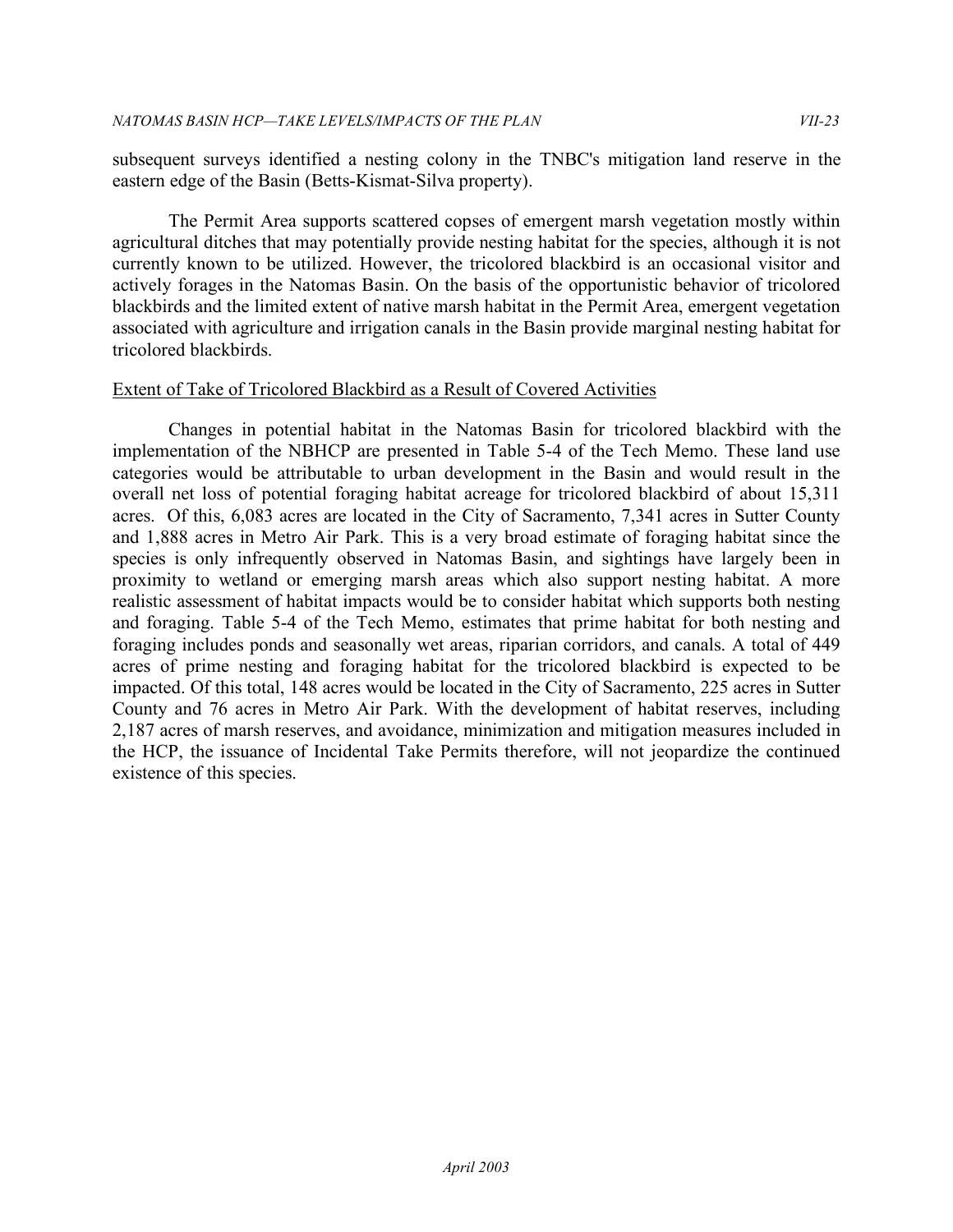subsequent surveys identified a nesting colony in the TNBC's mitigation land reserve in the eastern edge of the Basin (Betts-Kismat-Silva property).

The Permit Area supports scattered copses of emergent marsh vegetation mostly within agricultural ditches that may potentially provide nesting habitat for the species, although it is not currently known to be utilized. However, the tricolored blackbird is an occasional visitor and actively forages in the Natomas Basin. On the basis of the opportunistic behavior of tricolored blackbirds and the limited extent of native marsh habitat in the Permit Area, emergent vegetation associated with agriculture and irrigation canals in the Basin provide marginal nesting habitat for tricolored blackbirds.

<u>Extent of Take of Tricolored Blackbird as a Result of Covered Activities</u>

Changes in potential habitat in the Natomas Basin for tricolored blackbird with the implementation of the NBHCP are presented in Table 5-4 of the Tech Memo. These land use categories would be attributable to urban development in the Basin and would result in the overall net loss of potential foraging habitat acreage for tricolored blackbird of about 15,311 acres. Of this, 6,083 acres are located in the City of Sacramento, 7,341 acres in Sutter County and 1,888 acres in Metro Air Park. This is a very broad estimate of foraging habitat since the species is only infrequently observed in Natomas Basin, and sightings have largely been in proximity to wetland or emerging marsh areas which also support nesting habitat. A more realistic assessment of habitat impacts would be to consider habitat which supports both nesting and foraging. Table 5-4 of the Tech Memo, estimates that prime habitat for both nesting and foraging includes ponds and seasonally wet areas, riparian corridors, and canals. A total of 449 acres of prime nesting and foraging habitat for the tricolored blackbird is expected to be impacted. Of this total, 148 acres would be located in the City of Sacramento, 225 acres in Sutter County and 76 acres in Metro Air Park. With the development of habitat reserves, including 2,187 acres of marsh reserves, and avoidance, minimization and mitigation measures included in the HCP, the issuance of Incidental Take Permits therefore, will not jeopardize the continued existence of this species.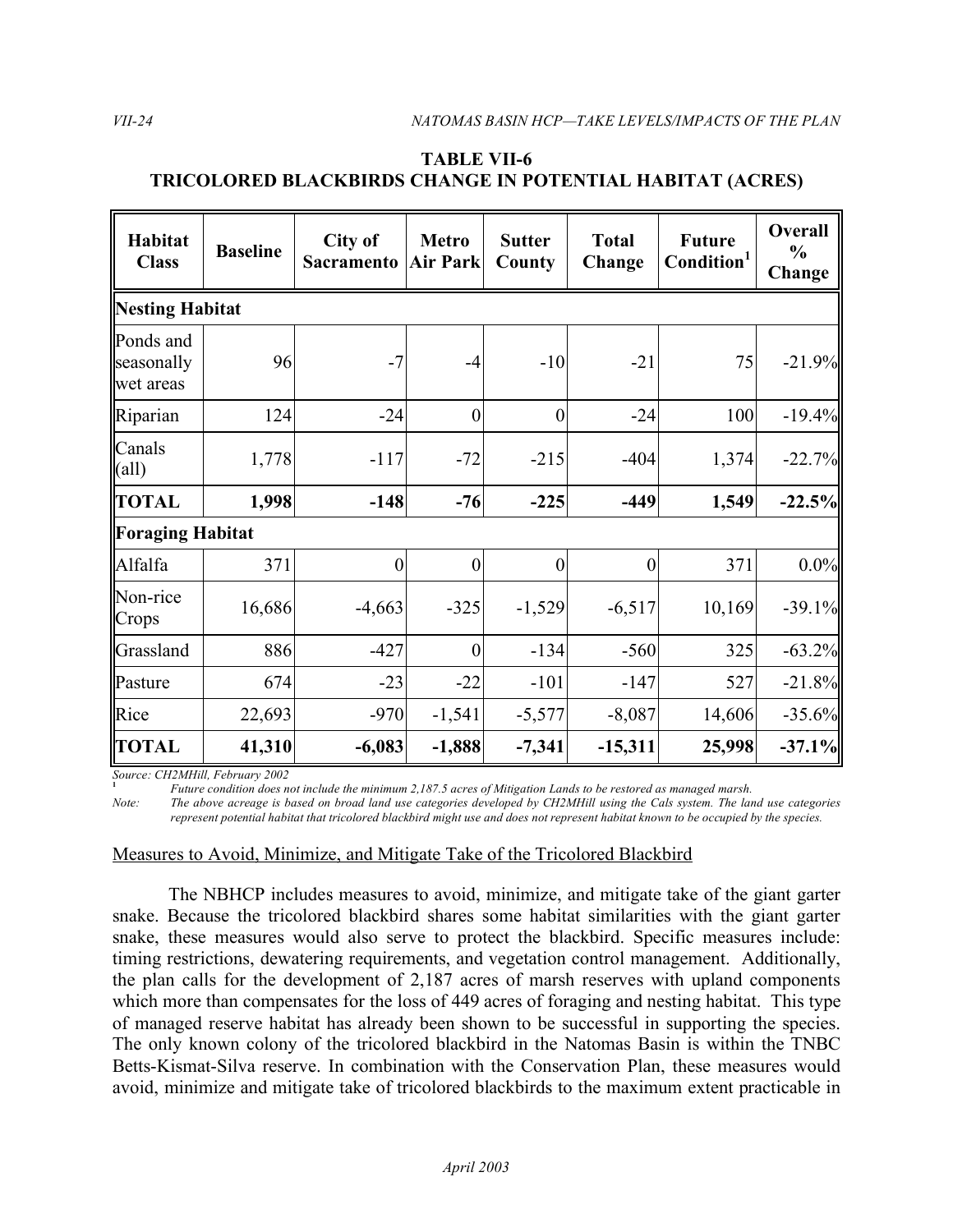**TABLE VII-6**
**TRICOLORED BLACKBIRDS CHANGE IN POTENTIAL HABITAT (ACRES)**

| Habitat Class | Baseline | City of Sacramento | Metro Air Park | Sutter County | Total Change | Future Condition[1] | Overall % Change |
|---|---|---|---|---|---|---|---|
| **Nesting Habitat** | | | | | | | |
| Ponds and seasonally wet areas | 96 | -7 | -4 | -10 | -21 | 75 | -21.9% |
| Riparian | 124 | -24 | 0 | 0 | -24 | 100 | -19.4% |
| Canals (all) | 1,778 | -117 | -72 | -215 | -404 | 1,374 | -22.7% |
| **TOTAL** | **1,998** | **-148** | **-76** | **-225** | **-449** | **1,549** | **-22.5%** |
| **Foraging Habitat** | | | | | | | |
| Alfalfa | 371 | 0 | 0 | 0 | 0 | 371 | 0.0% |
| Non-rice Crops | 16,686 | -4,663 | -325 | -1,529 | -6,517 | 10,169 | -39.1% |
| Grassland | 886 | -427 | 0 | -134 | -560 | 325 | -63.2% |
| Pasture | 674 | -23 | -22 | -101 | -147 | 527 | -21.8% |
| Rice | 22,693 | -970 | -1,541 | -5,577 | -8,087 | 14,606 | -35.6% |
| **TOTAL** | **41,310** | **-6,083** | **-1,888** | **-7,341** | **-15,311** | **25,998** | **-37.1%** |

*Source: CH2MHill, February 2002*

[1] *Future condition does not include the minimum 2,187.5 acres of Mitigation Lands to be restored as managed marsh.*

*Note: The above acreage is based on broad land use categories developed by CH2MHill using the Cals system. The land use categories represent potential habitat that tricolored blackbird might use and does not represent habitat known to be occupied by the species.*

Measures to Avoid, Minimize, and Mitigate Take of the Tricolored Blackbird

The NBHCP includes measures to avoid, minimize, and mitigate take of the giant garter snake. Because the tricolored blackbird shares some habitat similarities with the giant garter snake, these measures would also serve to protect the blackbird. Specific measures include: timing restrictions, dewatering requirements, and vegetation control management. Additionally, the plan calls for the development of 2,187 acres of marsh reserves with upland components which more than compensates for the loss of 449 acres of foraging and nesting habitat. This type of managed reserve habitat has already been shown to be successful in supporting the species. The only known colony of the tricolored blackbird in the Natomas Basin is within the TNBC Betts-Kismat-Silva reserve. In combination with the Conservation Plan, these measures would avoid, minimize and mitigate take of tricolored blackbirds to the maximum extent practicable in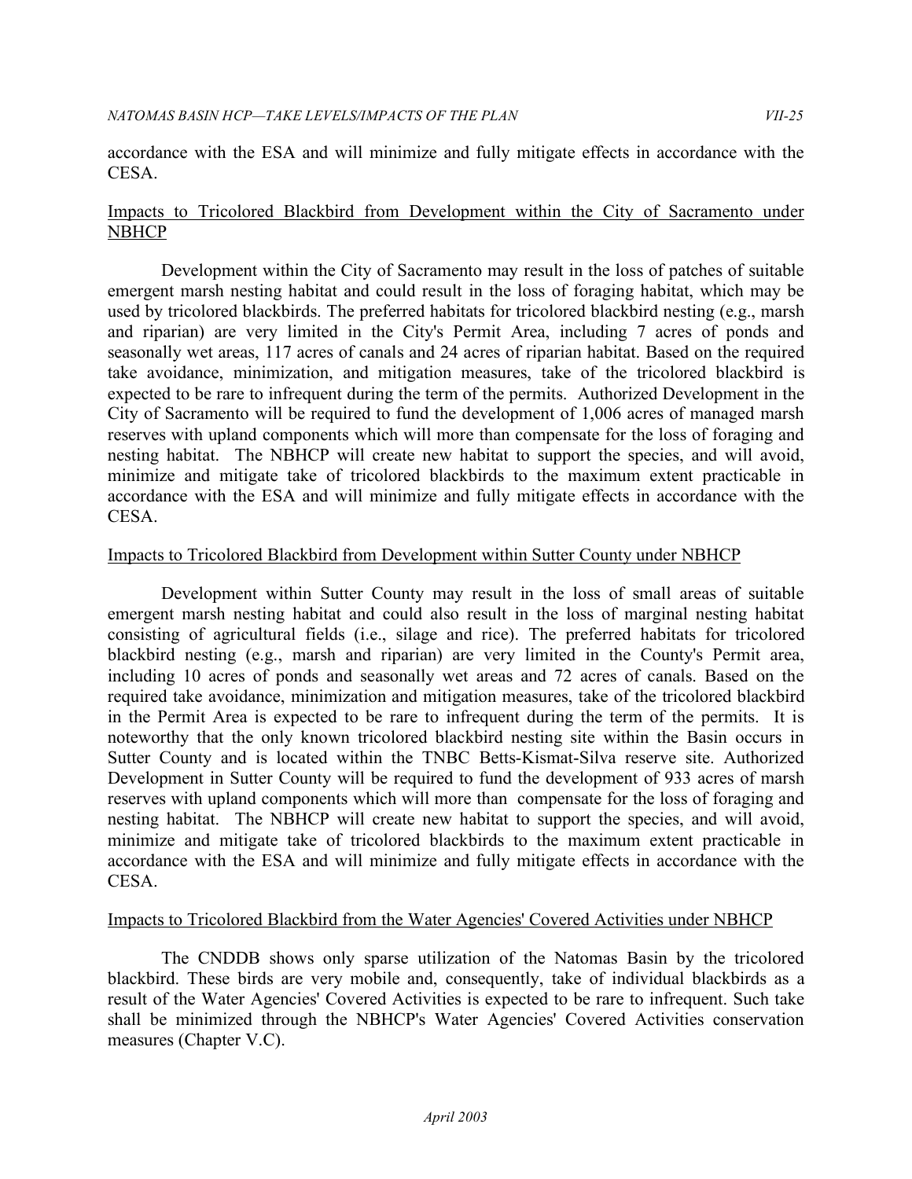accordance with the ESA and will minimize and fully mitigate effects in accordance with the CESA.

<u>Impacts to Tricolored Blackbird from Development within the City of Sacramento under NBHCP</u>

Development within the City of Sacramento may result in the loss of patches of suitable emergent marsh nesting habitat and could result in the loss of foraging habitat, which may be used by tricolored blackbirds. The preferred habitats for tricolored blackbird nesting (e.g., marsh and riparian) are very limited in the City's Permit Area, including 7 acres of ponds and seasonally wet areas, 117 acres of canals and 24 acres of riparian habitat. Based on the required take avoidance, minimization, and mitigation measures, take of the tricolored blackbird is expected to be rare to infrequent during the term of the permits. Authorized Development in the City of Sacramento will be required to fund the development of 1,006 acres of managed marsh reserves with upland components which will more than compensate for the loss of foraging and nesting habitat. The NBHCP will create new habitat to support the species, and will avoid, minimize and mitigate take of tricolored blackbirds to the maximum extent practicable in accordance with the ESA and will minimize and fully mitigate effects in accordance with the CESA.

<u>Impacts to Tricolored Blackbird from Development within Sutter County under NBHCP</u>

Development within Sutter County may result in the loss of small areas of suitable emergent marsh nesting habitat and could also result in the loss of marginal nesting habitat consisting of agricultural fields (i.e., silage and rice). The preferred habitats for tricolored blackbird nesting (e.g., marsh and riparian) are very limited in the County's Permit area, including 10 acres of ponds and seasonally wet areas and 72 acres of canals. Based on the required take avoidance, minimization and mitigation measures, take of the tricolored blackbird in the Permit Area is expected to be rare to infrequent during the term of the permits. It is noteworthy that the only known tricolored blackbird nesting site within the Basin occurs in Sutter County and is located within the TNBC Betts-Kismat-Silva reserve site. Authorized Development in Sutter County will be required to fund the development of 933 acres of marsh reserves with upland components which will more than compensate for the loss of foraging and nesting habitat. The NBHCP will create new habitat to support the species, and will avoid, minimize and mitigate take of tricolored blackbirds to the maximum extent practicable in accordance with the ESA and will minimize and fully mitigate effects in accordance with the CESA.

<u>Impacts to Tricolored Blackbird from the Water Agencies' Covered Activities under NBHCP</u>

The CNDDB shows only sparse utilization of the Natomas Basin by the tricolored blackbird. These birds are very mobile and, consequently, take of individual blackbirds as a result of the Water Agencies' Covered Activities is expected to be rare to infrequent. Such take shall be minimized through the NBHCP's Water Agencies' Covered Activities conservation measures (Chapter V.C).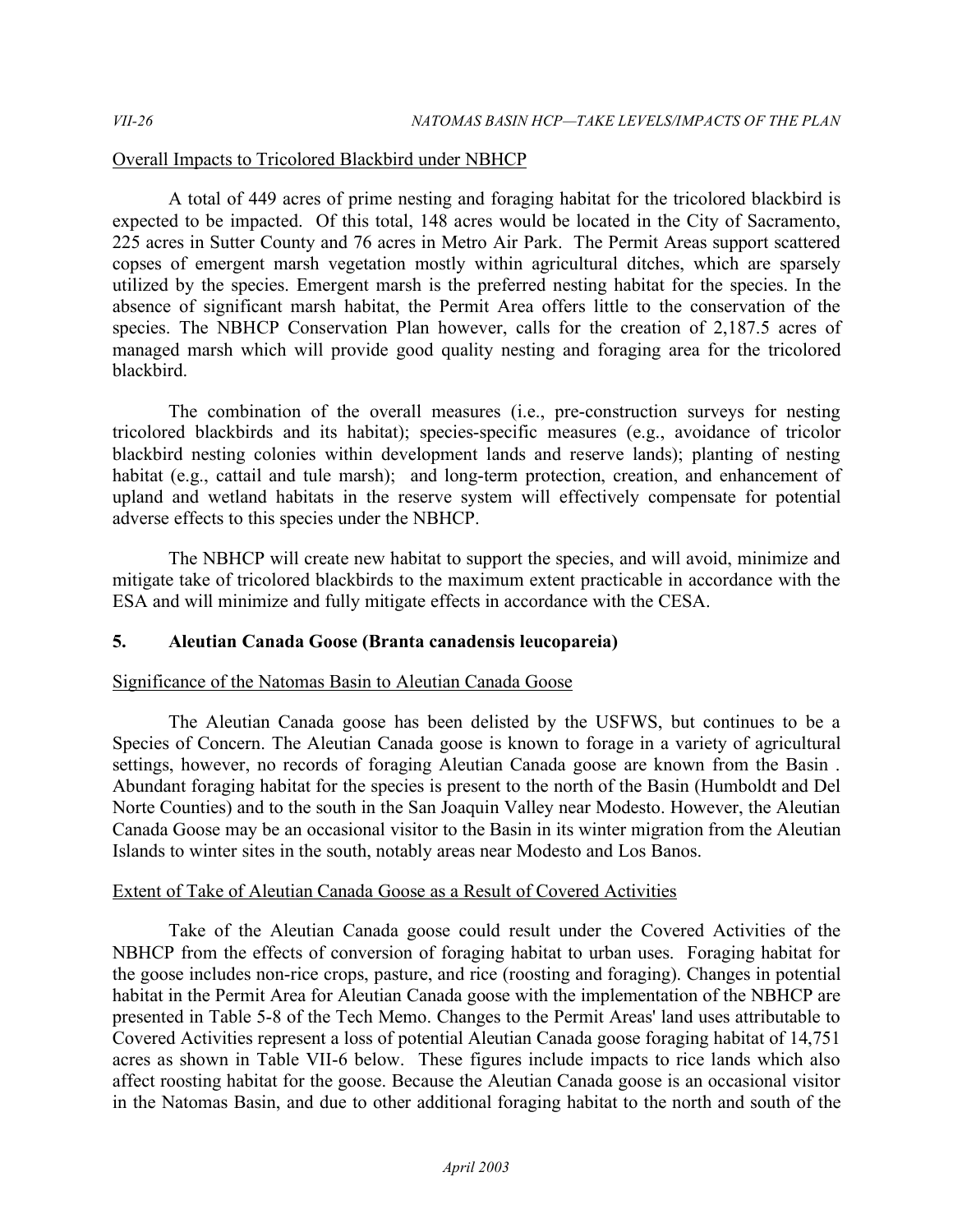Overall Impacts to Tricolored Blackbird under NBHCP

A total of 449 acres of prime nesting and foraging habitat for the tricolored blackbird is expected to be impacted. Of this total, 148 acres would be located in the City of Sacramento, 225 acres in Sutter County and 76 acres in Metro Air Park. The Permit Areas support scattered copses of emergent marsh vegetation mostly within agricultural ditches, which are sparsely utilized by the species. Emergent marsh is the preferred nesting habitat for the species. In the absence of significant marsh habitat, the Permit Area offers little to the conservation of the species. The NBHCP Conservation Plan however, calls for the creation of 2,187.5 acres of managed marsh which will provide good quality nesting and foraging area for the tricolored blackbird.

The combination of the overall measures (i.e., pre-construction surveys for nesting tricolored blackbirds and its habitat); species-specific measures (e.g., avoidance of tricolor blackbird nesting colonies within development lands and reserve lands); planting of nesting habitat (e.g., cattail and tule marsh); and long-term protection, creation, and enhancement of upland and wetland habitats in the reserve system will effectively compensate for potential adverse effects to this species under the NBHCP.

The NBHCP will create new habitat to support the species, and will avoid, minimize and mitigate take of tricolored blackbirds to the maximum extent practicable in accordance with the ESA and will minimize and fully mitigate effects in accordance with the CESA.

## 5. Aleutian Canada Goose (Branta canadensis leucopareia)

Significance of the Natomas Basin to Aleutian Canada Goose

The Aleutian Canada goose has been delisted by the USFWS, but continues to be a Species of Concern. The Aleutian Canada goose is known to forage in a variety of agricultural settings, however, no records of foraging Aleutian Canada goose are known from the Basin . Abundant foraging habitat for the species is present to the north of the Basin (Humboldt and Del Norte Counties) and to the south in the San Joaquin Valley near Modesto. However, the Aleutian Canada Goose may be an occasional visitor to the Basin in its winter migration from the Aleutian Islands to winter sites in the south, notably areas near Modesto and Los Banos.

Extent of Take of Aleutian Canada Goose as a Result of Covered Activities

Take of the Aleutian Canada goose could result under the Covered Activities of the NBHCP from the effects of conversion of foraging habitat to urban uses. Foraging habitat for the goose includes non-rice crops, pasture, and rice (roosting and foraging). Changes in potential habitat in the Permit Area for Aleutian Canada goose with the implementation of the NBHCP are presented in Table 5-8 of the Tech Memo. Changes to the Permit Areas' land uses attributable to Covered Activities represent a loss of potential Aleutian Canada goose foraging habitat of 14,751 acres as shown in Table VII-6 below. These figures include impacts to rice lands which also affect roosting habitat for the goose. Because the Aleutian Canada goose is an occasional visitor in the Natomas Basin, and due to other additional foraging habitat to the north and south of the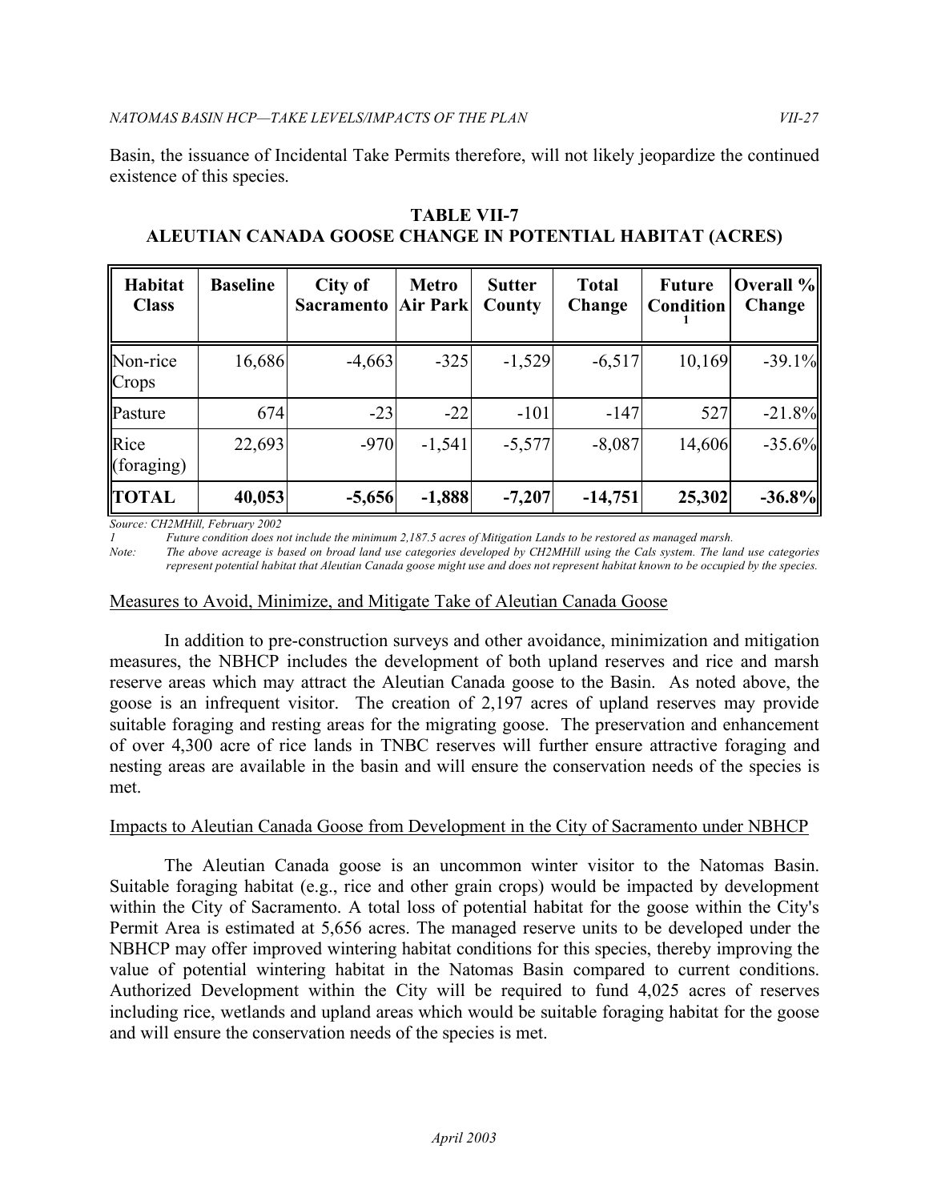Basin, the issuance of Incidental Take Permits therefore, will not likely jeopardize the continued existence of this species.

**TABLE VII-7**
**ALEUTIAN CANADA GOOSE CHANGE IN POTENTIAL HABITAT (ACRES)**

| Habitat Class | Baseline | City of Sacramento | Metro Air Park | Sutter County | Total Change | Future Condition [1] | Overall % Change |
|---|---|---|---|---|---|---|---|
| Non-rice Crops | 16,686 | -4,663 | -325 | -1,529 | -6,517 | 10,169 | -39.1% |
| Pasture | 674 | -23 | -22 | -101 | -147 | 527 | -21.8% |
| Rice (foraging) | 22,693 | -970 | -1,541 | -5,577 | -8,087 | 14,606 | -35.6% |
| **TOTAL** | **40,053** | **-5,656** | **-1,888** | **-7,207** | **-14,751** | **25,302** | **-36.8%** |

*Source: CH2MHill, February 2002*

*1 Future condition does not include the minimum 2,187.5 acres of Mitigation Lands to be restored as managed marsh.*

*Note: The above acreage is based on broad land use categories developed by CH2MHill using the Cals system. The land use categories represent potential habitat that Aleutian Canada goose might use and does not represent habitat known to be occupied by the species.*

Measures to Avoid, Minimize, and Mitigate Take of Aleutian Canada Goose

In addition to pre-construction surveys and other avoidance, minimization and mitigation measures, the NBHCP includes the development of both upland reserves and rice and marsh reserve areas which may attract the Aleutian Canada goose to the Basin. As noted above, the goose is an infrequent visitor. The creation of 2,197 acres of upland reserves may provide suitable foraging and resting areas for the migrating goose. The preservation and enhancement of over 4,300 acre of rice lands in TNBC reserves will further ensure attractive foraging and nesting areas are available in the basin and will ensure the conservation needs of the species is met.

Impacts to Aleutian Canada Goose from Development in the City of Sacramento under NBHCP

The Aleutian Canada goose is an uncommon winter visitor to the Natomas Basin. Suitable foraging habitat (e.g., rice and other grain crops) would be impacted by development within the City of Sacramento. A total loss of potential habitat for the goose within the City's Permit Area is estimated at 5,656 acres. The managed reserve units to be developed under the NBHCP may offer improved wintering habitat conditions for this species, thereby improving the value of potential wintering habitat in the Natomas Basin compared to current conditions. Authorized Development within the City will be required to fund 4,025 acres of reserves including rice, wetlands and upland areas which would be suitable foraging habitat for the goose and will ensure the conservation needs of the species is met.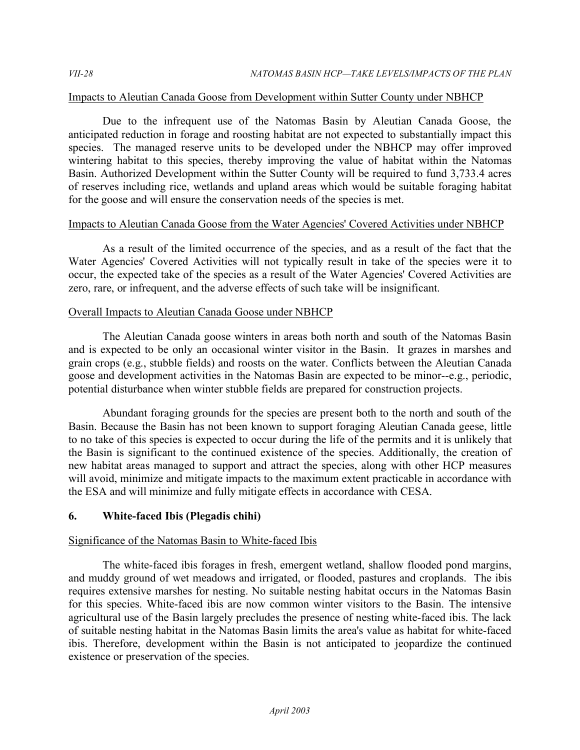Impacts to Aleutian Canada Goose from Development within Sutter County under NBHCP

Due to the infrequent use of the Natomas Basin by Aleutian Canada Goose, the anticipated reduction in forage and roosting habitat are not expected to substantially impact this species. The managed reserve units to be developed under the NBHCP may offer improved wintering habitat to this species, thereby improving the value of habitat within the Natomas Basin. Authorized Development within the Sutter County will be required to fund 3,733.4 acres of reserves including rice, wetlands and upland areas which would be suitable foraging habitat for the goose and will ensure the conservation needs of the species is met.

Impacts to Aleutian Canada Goose from the Water Agencies' Covered Activities under NBHCP

As a result of the limited occurrence of the species, and as a result of the fact that the Water Agencies' Covered Activities will not typically result in take of the species were it to occur, the expected take of the species as a result of the Water Agencies' Covered Activities are zero, rare, or infrequent, and the adverse effects of such take will be insignificant.

Overall Impacts to Aleutian Canada Goose under NBHCP

The Aleutian Canada goose winters in areas both north and south of the Natomas Basin and is expected to be only an occasional winter visitor in the Basin. It grazes in marshes and grain crops (e.g., stubble fields) and roosts on the water. Conflicts between the Aleutian Canada goose and development activities in the Natomas Basin are expected to be minor--e.g., periodic, potential disturbance when winter stubble fields are prepared for construction projects.

Abundant foraging grounds for the species are present both to the north and south of the Basin. Because the Basin has not been known to support foraging Aleutian Canada geese, little to no take of this species is expected to occur during the life of the permits and it is unlikely that the Basin is significant to the continued existence of the species. Additionally, the creation of new habitat areas managed to support and attract the species, along with other HCP measures will avoid, minimize and mitigate impacts to the maximum extent practicable in accordance with the ESA and will minimize and fully mitigate effects in accordance with CESA.

### 6. White-faced Ibis (Plegadis chihi)

Significance of the Natomas Basin to White-faced Ibis

The white-faced ibis forages in fresh, emergent wetland, shallow flooded pond margins, and muddy ground of wet meadows and irrigated, or flooded, pastures and croplands. The ibis requires extensive marshes for nesting. No suitable nesting habitat occurs in the Natomas Basin for this species. White-faced ibis are now common winter visitors to the Basin. The intensive agricultural use of the Basin largely precludes the presence of nesting white-faced ibis. The lack of suitable nesting habitat in the Natomas Basin limits the area's value as habitat for white-faced ibis. Therefore, development within the Basin is not anticipated to jeopardize the continued existence or preservation of the species.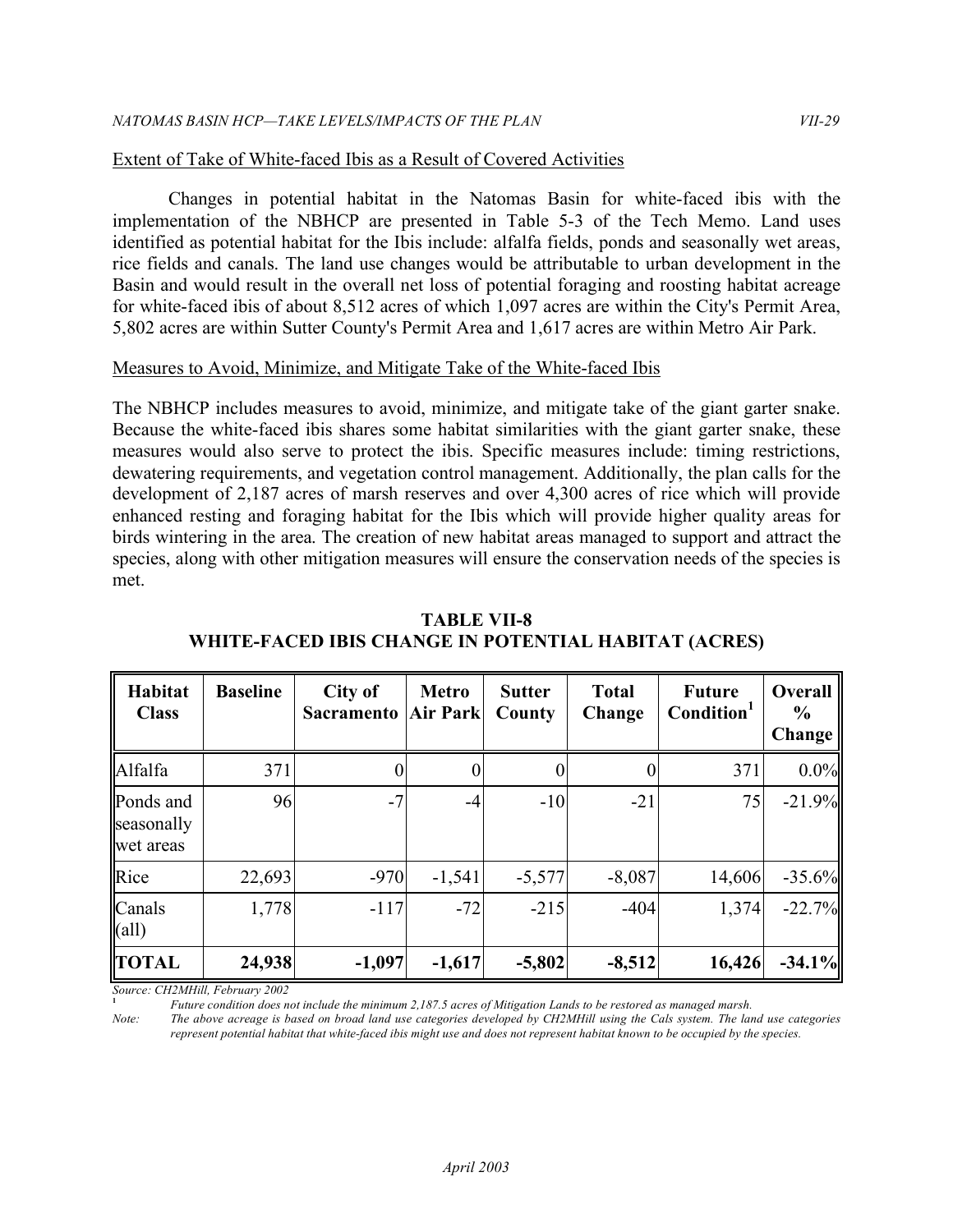Extent of Take of White-faced Ibis as a Result of Covered Activities

Changes in potential habitat in the Natomas Basin for white-faced ibis with the implementation of the NBHCP are presented in Table 5-3 of the Tech Memo. Land uses identified as potential habitat for the Ibis include: alfalfa fields, ponds and seasonally wet areas, rice fields and canals. The land use changes would be attributable to urban development in the Basin and would result in the overall net loss of potential foraging and roosting habitat acreage for white-faced ibis of about 8,512 acres of which 1,097 acres are within the City's Permit Area, 5,802 acres are within Sutter County's Permit Area and 1,617 acres are within Metro Air Park.

Measures to Avoid, Minimize, and Mitigate Take of the White-faced Ibis

The NBHCP includes measures to avoid, minimize, and mitigate take of the giant garter snake. Because the white-faced ibis shares some habitat similarities with the giant garter snake, these measures would also serve to protect the ibis. Specific measures include: timing restrictions, dewatering requirements, and vegetation control management. Additionally, the plan calls for the development of 2,187 acres of marsh reserves and over 4,300 acres of rice which will provide enhanced resting and foraging habitat for the Ibis which will provide higher quality areas for birds wintering in the area. The creation of new habitat areas managed to support and attract the species, along with other mitigation measures will ensure the conservation needs of the species is met.

**TABLE VII-8**
**WHITE-FACED IBIS CHANGE IN POTENTIAL HABITAT (ACRES)**

| Habitat Class | Baseline | City of Sacramento | Metro Air Park | Sutter County | Total Change | Future Condition[1] | Overall % Change |
|---|---|---|---|---|---|---|---|
| Alfalfa | 371 | 0 | 0 | 0 | 0 | 371 | 0.0% |
| Ponds and seasonally wet areas | 96 | -7 | -4 | -10 | -21 | 75 | -21.9% |
| Rice | 22,693 | -970 | -1,541 | -5,577 | -8,087 | 14,606 | -35.6% |
| Canals (all) | 1,778 | -117 | -72 | -215 | -404 | 1,374 | -22.7% |
| **TOTAL** | **24,938** | **-1,097** | **-1,617** | **-5,802** | **-8,512** | **16,426** | **-34.1%** |

*Source: CH2MHill, February 2002*

[1] *Future condition does not include the minimum 2,187.5 acres of Mitigation Lands to be restored as managed marsh.*

*Note: The above acreage is based on broad land use categories developed by CH2MHill using the Cals system. The land use categories represent potential habitat that white-faced ibis might use and does not represent habitat known to be occupied by the species.*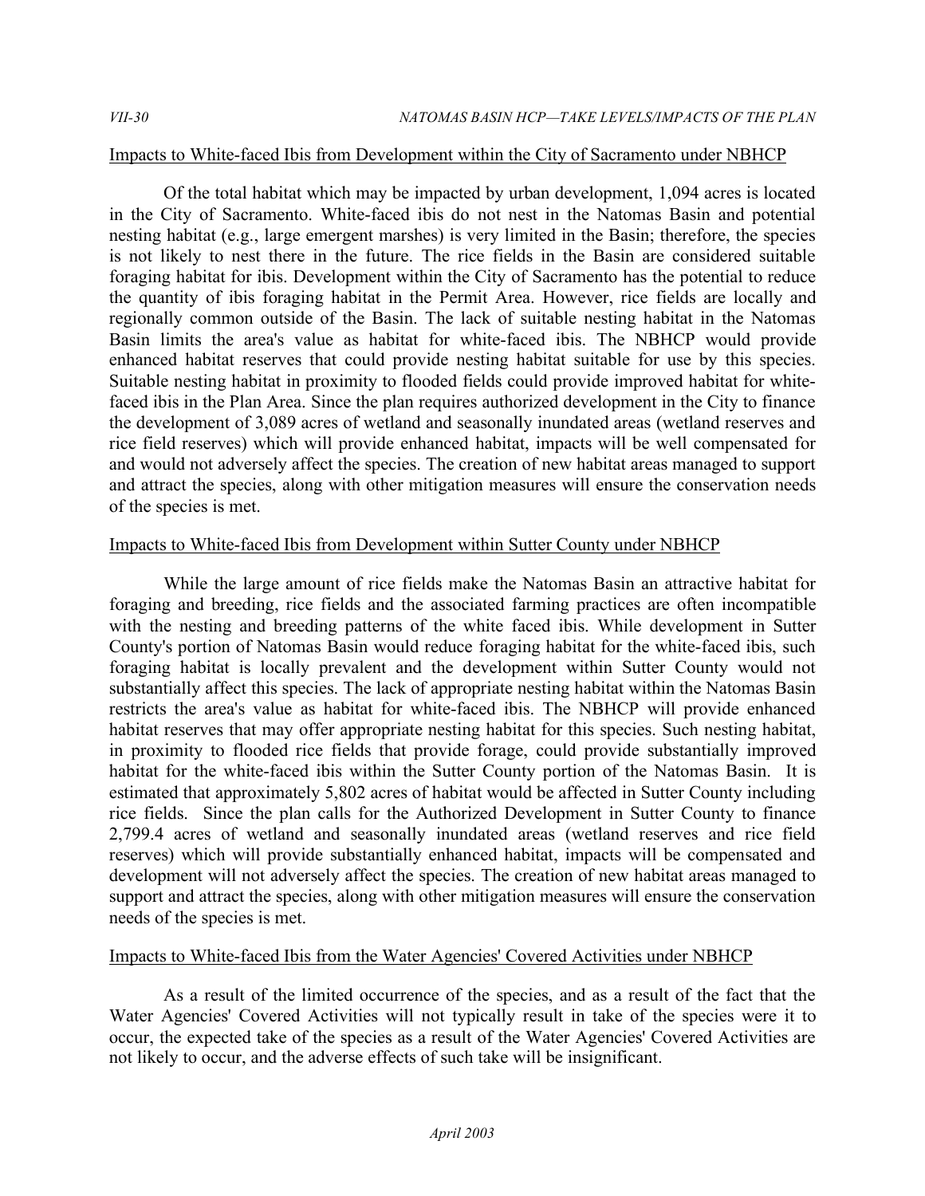Impacts to White-faced Ibis from Development within the City of Sacramento under NBHCP

Of the total habitat which may be impacted by urban development, 1,094 acres is located in the City of Sacramento. White-faced ibis do not nest in the Natomas Basin and potential nesting habitat (e.g., large emergent marshes) is very limited in the Basin; therefore, the species is not likely to nest there in the future. The rice fields in the Basin are considered suitable foraging habitat for ibis. Development within the City of Sacramento has the potential to reduce the quantity of ibis foraging habitat in the Permit Area. However, rice fields are locally and regionally common outside of the Basin. The lack of suitable nesting habitat in the Natomas Basin limits the area's value as habitat for white-faced ibis. The NBHCP would provide enhanced habitat reserves that could provide nesting habitat suitable for use by this species. Suitable nesting habitat in proximity to flooded fields could provide improved habitat for white-faced ibis in the Plan Area. Since the plan requires authorized development in the City to finance the development of 3,089 acres of wetland and seasonally inundated areas (wetland reserves and rice field reserves) which will provide enhanced habitat, impacts will be well compensated for and would not adversely affect the species. The creation of new habitat areas managed to support and attract the species, along with other mitigation measures will ensure the conservation needs of the species is met.

Impacts to White-faced Ibis from Development within Sutter County under NBHCP

While the large amount of rice fields make the Natomas Basin an attractive habitat for foraging and breeding, rice fields and the associated farming practices are often incompatible with the nesting and breeding patterns of the white faced ibis. While development in Sutter County's portion of Natomas Basin would reduce foraging habitat for the white-faced ibis, such foraging habitat is locally prevalent and the development within Sutter County would not substantially affect this species. The lack of appropriate nesting habitat within the Natomas Basin restricts the area's value as habitat for white-faced ibis. The NBHCP will provide enhanced habitat reserves that may offer appropriate nesting habitat for this species. Such nesting habitat, in proximity to flooded rice fields that provide forage, could provide substantially improved habitat for the white-faced ibis within the Sutter County portion of the Natomas Basin. It is estimated that approximately 5,802 acres of habitat would be affected in Sutter County including rice fields. Since the plan calls for the Authorized Development in Sutter County to finance 2,799.4 acres of wetland and seasonally inundated areas (wetland reserves and rice field reserves) which will provide substantially enhanced habitat, impacts will be compensated and development will not adversely affect the species. The creation of new habitat areas managed to support and attract the species, along with other mitigation measures will ensure the conservation needs of the species is met.

Impacts to White-faced Ibis from the Water Agencies' Covered Activities under NBHCP

As a result of the limited occurrence of the species, and as a result of the fact that the Water Agencies' Covered Activities will not typically result in take of the species were it to occur, the expected take of the species as a result of the Water Agencies' Covered Activities are not likely to occur, and the adverse effects of such take will be insignificant.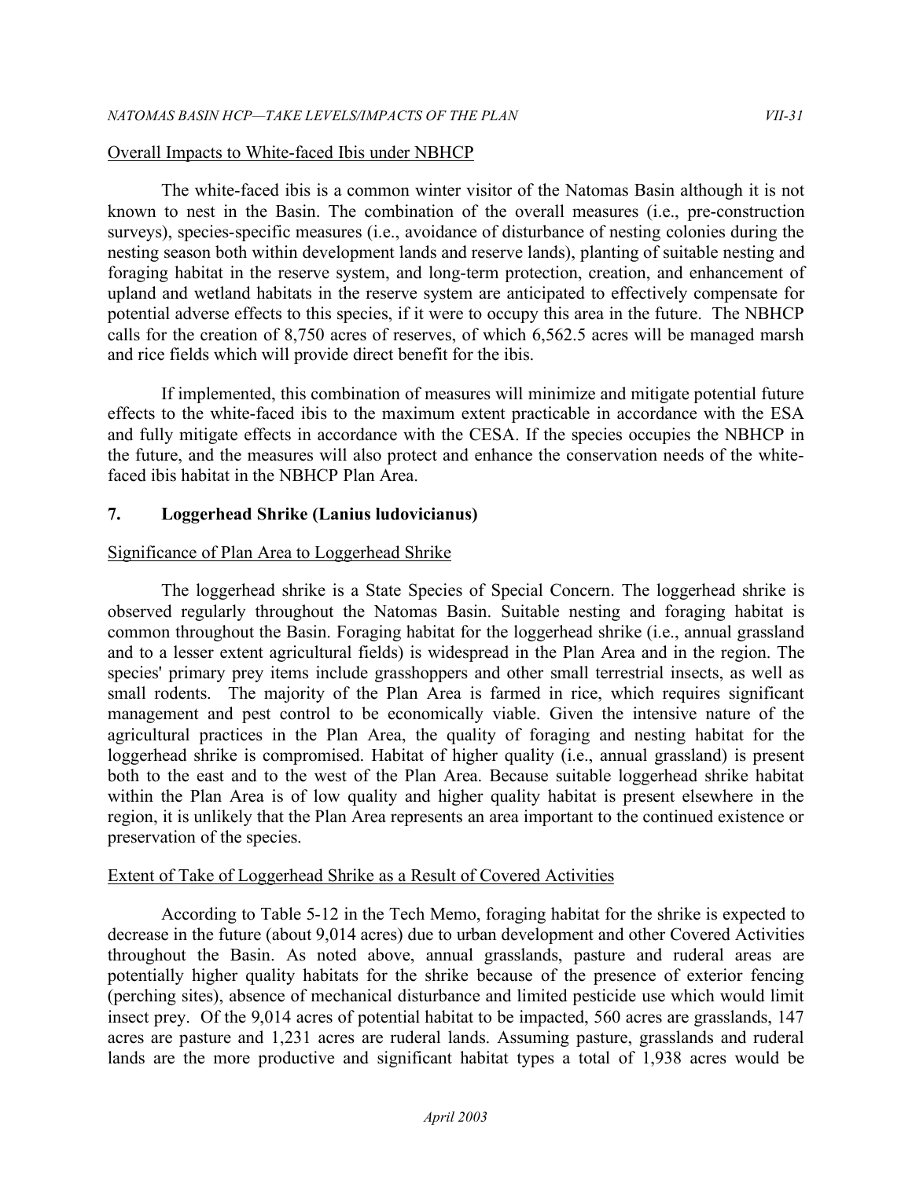Overall Impacts to White-faced Ibis under NBHCP

The white-faced ibis is a common winter visitor of the Natomas Basin although it is not known to nest in the Basin. The combination of the overall measures (i.e., pre-construction surveys), species-specific measures (i.e., avoidance of disturbance of nesting colonies during the nesting season both within development lands and reserve lands), planting of suitable nesting and foraging habitat in the reserve system, and long-term protection, creation, and enhancement of upland and wetland habitats in the reserve system are anticipated to effectively compensate for potential adverse effects to this species, if it were to occupy this area in the future. The NBHCP calls for the creation of 8,750 acres of reserves, of which 6,562.5 acres will be managed marsh and rice fields which will provide direct benefit for the ibis.

If implemented, this combination of measures will minimize and mitigate potential future effects to the white-faced ibis to the maximum extent practicable in accordance with the ESA and fully mitigate effects in accordance with the CESA. If the species occupies the NBHCP in the future, and the measures will also protect and enhance the conservation needs of the white-faced ibis habitat in the NBHCP Plan Area.

## 7. Loggerhead Shrike (Lanius ludovicianus)

Significance of Plan Area to Loggerhead Shrike

The loggerhead shrike is a State Species of Special Concern. The loggerhead shrike is observed regularly throughout the Natomas Basin. Suitable nesting and foraging habitat is common throughout the Basin. Foraging habitat for the loggerhead shrike (i.e., annual grassland and to a lesser extent agricultural fields) is widespread in the Plan Area and in the region. The species' primary prey items include grasshoppers and other small terrestrial insects, as well as small rodents. The majority of the Plan Area is farmed in rice, which requires significant management and pest control to be economically viable. Given the intensive nature of the agricultural practices in the Plan Area, the quality of foraging and nesting habitat for the loggerhead shrike is compromised. Habitat of higher quality (i.e., annual grassland) is present both to the east and to the west of the Plan Area. Because suitable loggerhead shrike habitat within the Plan Area is of low quality and higher quality habitat is present elsewhere in the region, it is unlikely that the Plan Area represents an area important to the continued existence or preservation of the species.

Extent of Take of Loggerhead Shrike as a Result of Covered Activities

According to Table 5-12 in the Tech Memo, foraging habitat for the shrike is expected to decrease in the future (about 9,014 acres) due to urban development and other Covered Activities throughout the Basin. As noted above, annual grasslands, pasture and ruderal areas are potentially higher quality habitats for the shrike because of the presence of exterior fencing (perching sites), absence of mechanical disturbance and limited pesticide use which would limit insect prey. Of the 9,014 acres of potential habitat to be impacted, 560 acres are grasslands, 147 acres are pasture and 1,231 acres are ruderal lands. Assuming pasture, grasslands and ruderal lands are the more productive and significant habitat types a total of 1,938 acres would be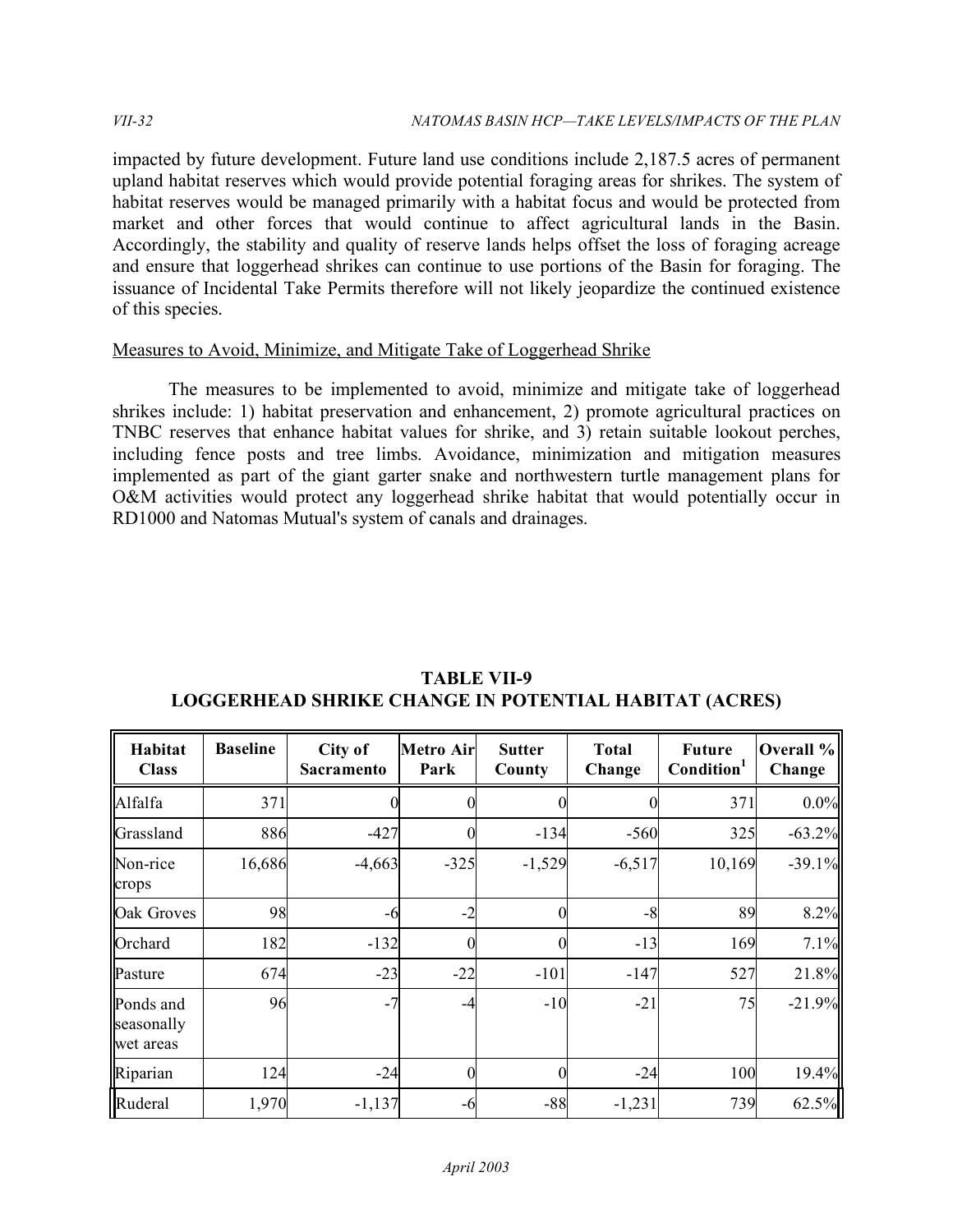impacted by future development. Future land use conditions include 2,187.5 acres of permanent upland habitat reserves which would provide potential foraging areas for shrikes. The system of habitat reserves would be managed primarily with a habitat focus and would be protected from market and other forces that would continue to affect agricultural lands in the Basin. Accordingly, the stability and quality of reserve lands helps offset the loss of foraging acreage and ensure that loggerhead shrikes can continue to use portions of the Basin for foraging. The issuance of Incidental Take Permits therefore will not likely jeopardize the continued existence of this species.

Measures to Avoid, Minimize, and Mitigate Take of Loggerhead Shrike

The measures to be implemented to avoid, minimize and mitigate take of loggerhead shrikes include: 1) habitat preservation and enhancement, 2) promote agricultural practices on TNBC reserves that enhance habitat values for shrike, and 3) retain suitable lookout perches, including fence posts and tree limbs. Avoidance, minimization and mitigation measures implemented as part of the giant garter snake and northwestern turtle management plans for O&M activities would protect any loggerhead shrike habitat that would potentially occur in RD1000 and Natomas Mutual's system of canals and drainages.

**TABLE VII-9**
**LOGGERHEAD SHRIKE CHANGE IN POTENTIAL HABITAT (ACRES)**

| Habitat Class | Baseline | City of Sacramento | Metro Air Park | Sutter County | Total Change | Future Condition[1] | Overall % Change |
|---|---|---|---|---|---|---|---|
| Alfalfa | 371 | 0 | 0 | 0 | 0 | 371 | 0.0% |
| Grassland | 886 | -427 | 0 | -134 | -560 | 325 | -63.2% |
| Non-rice crops | 16,686 | -4,663 | -325 | -1,529 | -6,517 | 10,169 | -39.1% |
| Oak Groves | 98 | -6 | -2 | 0 | -8 | 89 | 8.2% |
| Orchard | 182 | -132 | 0 | 0 | -13 | 169 | 7.1% |
| Pasture | 674 | -23 | -22 | -101 | -147 | 527 | 21.8% |
| Ponds and seasonally wet areas | 96 | -7 | -4 | -10 | -21 | 75 | -21.9% |
| Riparian | 124 | -24 | 0 | 0 | -24 | 100 | 19.4% |
| Ruderal | 1,970 | -1,137 | -6 | -88 | -1,231 | 739 | 62.5% |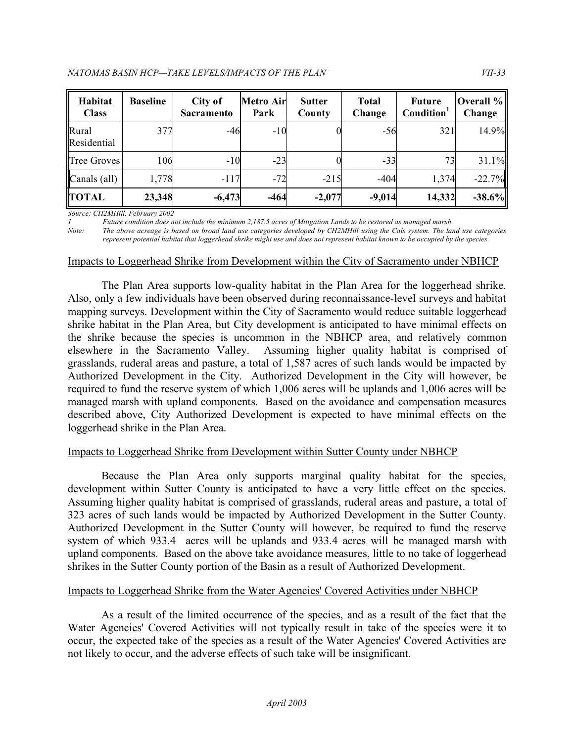| Habitat Class | Baseline | City of Sacramento | Metro Air Park | Sutter County | Total Change | Future Condition[1] | Overall % Change |
|---|---|---|---|---|---|---|---|
| Rural Residential | 377 | -46 | -10 | 0 | -56 | 321 | 14.9% |
| Tree Groves | 106 | -10 | -23 | 0 | -33 | 73 | 31.1% |
| Canals (all) | 1,778 | -117 | -72 | -215 | -404 | 1,374 | -22.7% |
| **TOTAL** | **23,348** | **-6,473** | **-464** | **-2,077** | **-9,014** | **14,332** | **-38.6%** |

*Source: CH2MHill, February 2002*

*1 Future condition does not include the minimum 2,187.5 acres of Mitigation Lands to be restored as managed marsh.*

*Note: The above acreage is based on broad land use categories developed by CH2MHill using the Cals system. The land use categories represent potential habitat that loggerhead shrike might use and does not represent habitat known to be occupied by the species.*

Impacts to Loggerhead Shrike from Development within the City of Sacramento under NBHCP

The Plan Area supports low-quality habitat in the Plan Area for the loggerhead shrike. Also, only a few individuals have been observed during reconnaissance-level surveys and habitat mapping surveys. Development within the City of Sacramento would reduce suitable loggerhead shrike habitat in the Plan Area, but City development is anticipated to have minimal effects on the shrike because the species is uncommon in the NBHCP area, and relatively common elsewhere in the Sacramento Valley. Assuming higher quality habitat is comprised of grasslands, ruderal areas and pasture, a total of 1,587 acres of such lands would be impacted by Authorized Development in the City. Authorized Development in the City will however, be required to fund the reserve system of which 1,006 acres will be uplands and 1,006 acres will be managed marsh with upland components. Based on the avoidance and compensation measures described above, City Authorized Development is expected to have minimal effects on the loggerhead shrike in the Plan Area.

Impacts to Loggerhead Shrike from Development within Sutter County under NBHCP

Because the Plan Area only supports marginal quality habitat for the species, development within Sutter County is anticipated to have a very little effect on the species. Assuming higher quality habitat is comprised of grasslands, ruderal areas and pasture, a total of 323 acres of such lands would be impacted by Authorized Development in the Sutter County. Authorized Development in the Sutter County will however, be required to fund the reserve system of which 933.4 acres will be uplands and 933.4 acres will be managed marsh with upland components. Based on the above take avoidance measures, little to no take of loggerhead shrikes in the Sutter County portion of the Basin as a result of Authorized Development.

Impacts to Loggerhead Shrike from the Water Agencies' Covered Activities under NBHCP

As a result of the limited occurrence of the species, and as a result of the fact that the Water Agencies' Covered Activities will not typically result in take of the species were it to occur, the expected take of the species as a result of the Water Agencies' Covered Activities are not likely to occur, and the adverse effects of such take will be insignificant.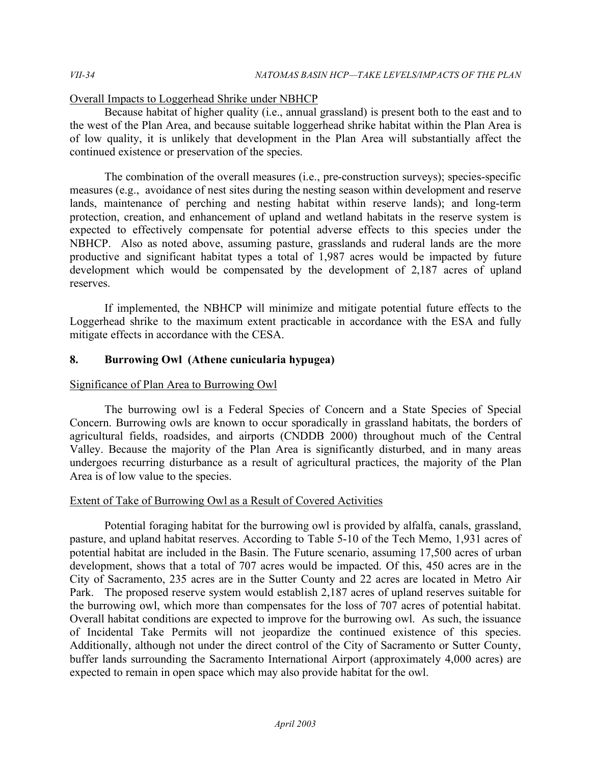Overall Impacts to Loggerhead Shrike under NBHCP

Because habitat of higher quality (i.e., annual grassland) is present both to the east and to the west of the Plan Area, and because suitable loggerhead shrike habitat within the Plan Area is of low quality, it is unlikely that development in the Plan Area will substantially affect the continued existence or preservation of the species.

The combination of the overall measures (i.e., pre-construction surveys); species-specific measures (e.g., avoidance of nest sites during the nesting season within development and reserve lands, maintenance of perching and nesting habitat within reserve lands); and long-term protection, creation, and enhancement of upland and wetland habitats in the reserve system is expected to effectively compensate for potential adverse effects to this species under the NBHCP. Also as noted above, assuming pasture, grasslands and ruderal lands are the more productive and significant habitat types a total of 1,987 acres would be impacted by future development which would be compensated by the development of 2,187 acres of upland reserves.

If implemented, the NBHCP will minimize and mitigate potential future effects to the Loggerhead shrike to the maximum extent practicable in accordance with the ESA and fully mitigate effects in accordance with the CESA.

## 8. Burrowing Owl (Athene cunicularia hypugea)

Significance of Plan Area to Burrowing Owl

The burrowing owl is a Federal Species of Concern and a State Species of Special Concern. Burrowing owls are known to occur sporadically in grassland habitats, the borders of agricultural fields, roadsides, and airports (CNDDB 2000) throughout much of the Central Valley. Because the majority of the Plan Area is significantly disturbed, and in many areas undergoes recurring disturbance as a result of agricultural practices, the majority of the Plan Area is of low value to the species.

Extent of Take of Burrowing Owl as a Result of Covered Activities

Potential foraging habitat for the burrowing owl is provided by alfalfa, canals, grassland, pasture, and upland habitat reserves. According to Table 5-10 of the Tech Memo, 1,931 acres of potential habitat are included in the Basin. The Future scenario, assuming 17,500 acres of urban development, shows that a total of 707 acres would be impacted. Of this, 450 acres are in the City of Sacramento, 235 acres are in the Sutter County and 22 acres are located in Metro Air Park. The proposed reserve system would establish 2,187 acres of upland reserves suitable for the burrowing owl, which more than compensates for the loss of 707 acres of potential habitat. Overall habitat conditions are expected to improve for the burrowing owl. As such, the issuance of Incidental Take Permits will not jeopardize the continued existence of this species. Additionally, although not under the direct control of the City of Sacramento or Sutter County, buffer lands surrounding the Sacramento International Airport (approximately 4,000 acres) are expected to remain in open space which may also provide habitat for the owl.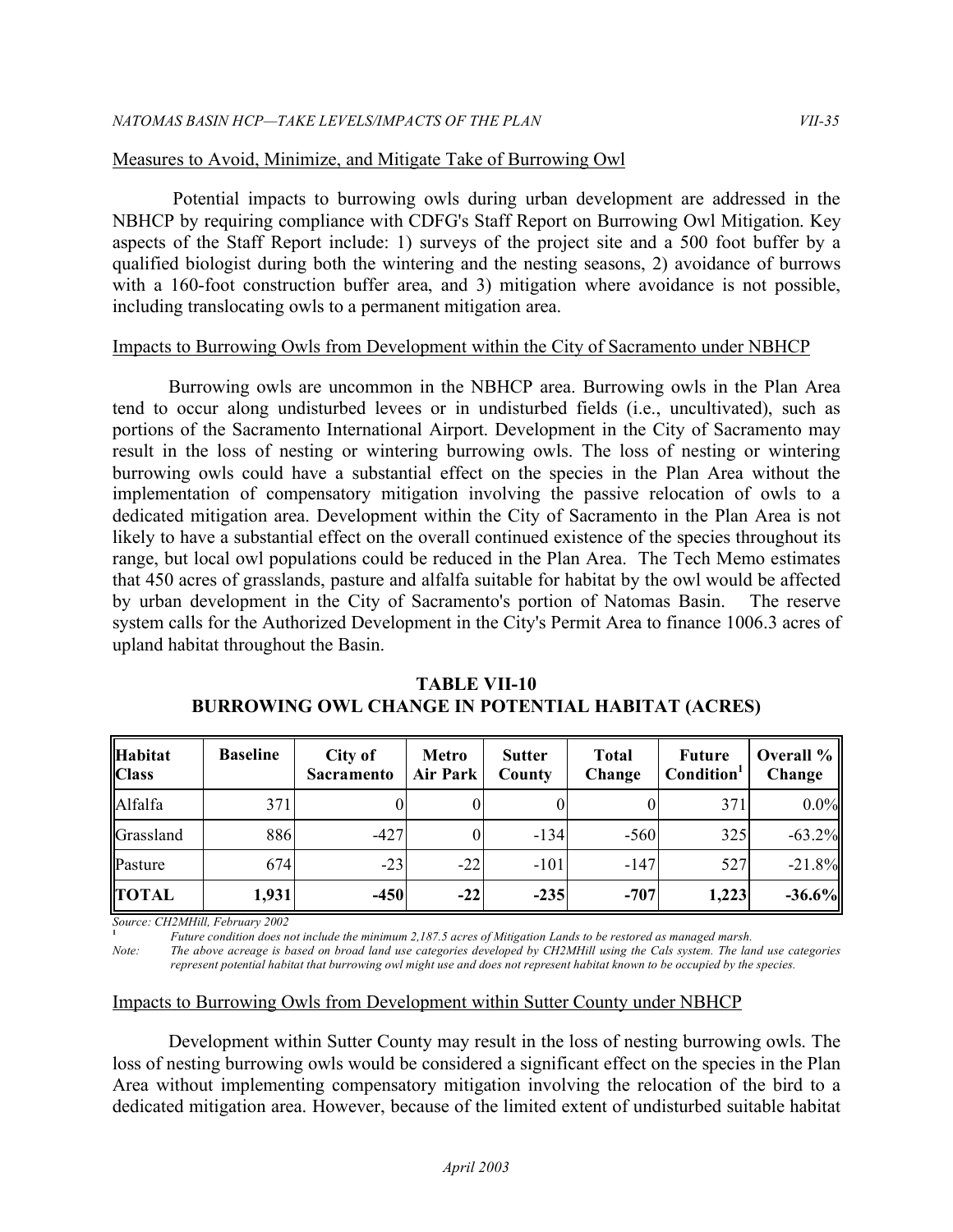Measures to Avoid, Minimize, and Mitigate Take of Burrowing Owl

Potential impacts to burrowing owls during urban development are addressed in the NBHCP by requiring compliance with CDFG's Staff Report on Burrowing Owl Mitigation. Key aspects of the Staff Report include: 1) surveys of the project site and a 500 foot buffer by a qualified biologist during both the wintering and the nesting seasons, 2) avoidance of burrows with a 160-foot construction buffer area, and 3) mitigation where avoidance is not possible, including translocating owls to a permanent mitigation area.

Impacts to Burrowing Owls from Development within the City of Sacramento under NBHCP

Burrowing owls are uncommon in the NBHCP area. Burrowing owls in the Plan Area tend to occur along undisturbed levees or in undisturbed fields (i.e., uncultivated), such as portions of the Sacramento International Airport. Development in the City of Sacramento may result in the loss of nesting or wintering burrowing owls. The loss of nesting or wintering burrowing owls could have a substantial effect on the species in the Plan Area without the implementation of compensatory mitigation involving the passive relocation of owls to a dedicated mitigation area. Development within the City of Sacramento in the Plan Area is not likely to have a substantial effect on the overall continued existence of the species throughout its range, but local owl populations could be reduced in the Plan Area. The Tech Memo estimates that 450 acres of grasslands, pasture and alfalfa suitable for habitat by the owl would be affected by urban development in the City of Sacramento's portion of Natomas Basin. The reserve system calls for the Authorized Development in the City's Permit Area to finance 1006.3 acres of upland habitat throughout the Basin.

**TABLE VII-10**
**BURROWING OWL CHANGE IN POTENTIAL HABITAT (ACRES)**

| Habitat Class | Baseline | City of Sacramento | Metro Air Park | Sutter County | Total Change | Future Condition[1] | Overall % Change |
|---|---|---|---|---|---|---|---|
| Alfalfa | 371 | 0 | 0 | 0 | 0 | 371 | 0.0% |
| Grassland | 886 | -427 | 0 | -134 | -560 | 325 | -63.2% |
| Pasture | 674 | -23 | -22 | -101 | -147 | 527 | -21.8% |
| **TOTAL** | **1,931** | **-450** | **-22** | **-235** | **-707** | **1,223** | **-36.6%** |

*Source: CH2MHill, February 2002*

[1] *Future condition does not include the minimum 2,187.5 acres of Mitigation Lands to be restored as managed marsh.*

*Note: The above acreage is based on broad land use categories developed by CH2MHill using the Cals system. The land use categories represent potential habitat that burrowing owl might use and does not represent habitat known to be occupied by the species.*

Impacts to Burrowing Owls from Development within Sutter County under NBHCP

Development within Sutter County may result in the loss of nesting burrowing owls. The loss of nesting burrowing owls would be considered a significant effect on the species in the Plan Area without implementing compensatory mitigation involving the relocation of the bird to a dedicated mitigation area. However, because of the limited extent of undisturbed suitable habitat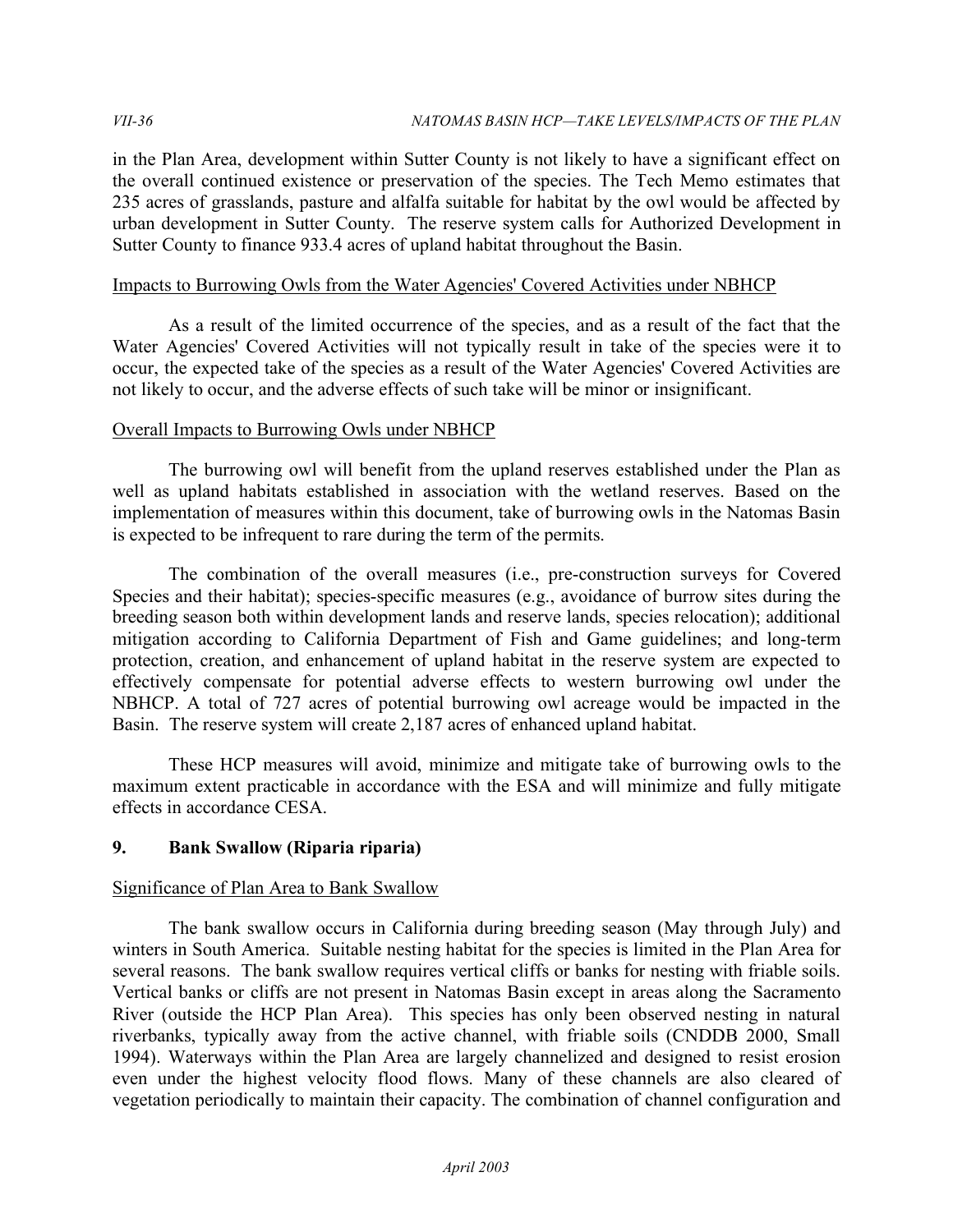in the Plan Area, development within Sutter County is not likely to have a significant effect on the overall continued existence or preservation of the species. The Tech Memo estimates that 235 acres of grasslands, pasture and alfalfa suitable for habitat by the owl would be affected by urban development in Sutter County. The reserve system calls for Authorized Development in Sutter County to finance 933.4 acres of upland habitat throughout the Basin.

Impacts to Burrowing Owls from the Water Agencies' Covered Activities under NBHCP

As a result of the limited occurrence of the species, and as a result of the fact that the Water Agencies' Covered Activities will not typically result in take of the species were it to occur, the expected take of the species as a result of the Water Agencies' Covered Activities are not likely to occur, and the adverse effects of such take will be minor or insignificant.

Overall Impacts to Burrowing Owls under NBHCP

The burrowing owl will benefit from the upland reserves established under the Plan as well as upland habitats established in association with the wetland reserves. Based on the implementation of measures within this document, take of burrowing owls in the Natomas Basin is expected to be infrequent to rare during the term of the permits.

The combination of the overall measures (i.e., pre-construction surveys for Covered Species and their habitat); species-specific measures (e.g., avoidance of burrow sites during the breeding season both within development lands and reserve lands, species relocation); additional mitigation according to California Department of Fish and Game guidelines; and long-term protection, creation, and enhancement of upland habitat in the reserve system are expected to effectively compensate for potential adverse effects to western burrowing owl under the NBHCP. A total of 727 acres of potential burrowing owl acreage would be impacted in the Basin. The reserve system will create 2,187 acres of enhanced upland habitat.

These HCP measures will avoid, minimize and mitigate take of burrowing owls to the maximum extent practicable in accordance with the ESA and will minimize and fully mitigate effects in accordance CESA.

## 9. Bank Swallow (Riparia riparia)

Significance of Plan Area to Bank Swallow

The bank swallow occurs in California during breeding season (May through July) and winters in South America. Suitable nesting habitat for the species is limited in the Plan Area for several reasons. The bank swallow requires vertical cliffs or banks for nesting with friable soils. Vertical banks or cliffs are not present in Natomas Basin except in areas along the Sacramento River (outside the HCP Plan Area). This species has only been observed nesting in natural riverbanks, typically away from the active channel, with friable soils (CNDDB 2000, Small 1994). Waterways within the Plan Area are largely channelized and designed to resist erosion even under the highest velocity flood flows. Many of these channels are also cleared of vegetation periodically to maintain their capacity. The combination of channel configuration and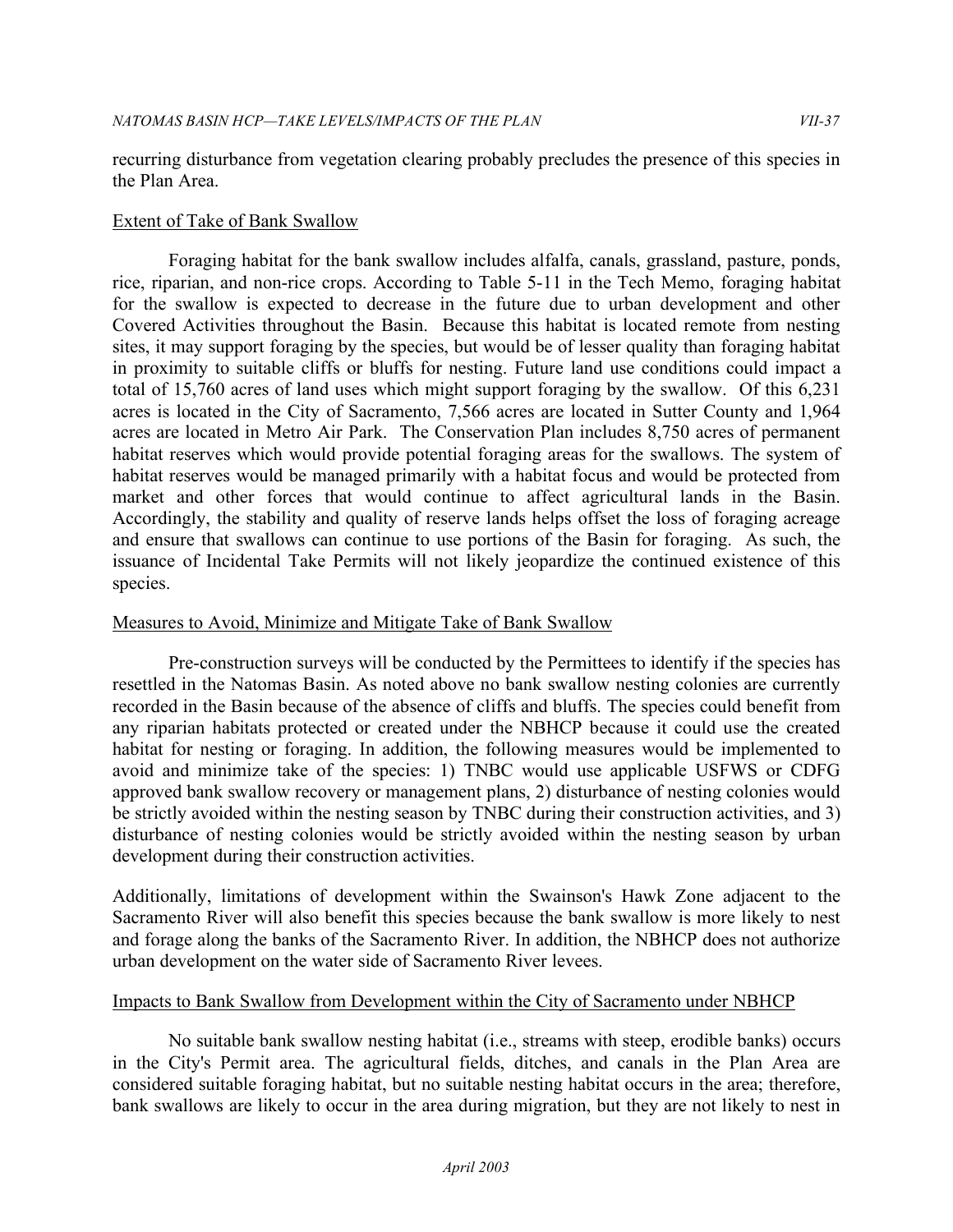recurring disturbance from vegetation clearing probably precludes the presence of this species in the Plan Area.

Extent of Take of Bank Swallow

Foraging habitat for the bank swallow includes alfalfa, canals, grassland, pasture, ponds, rice, riparian, and non-rice crops. According to Table 5-11 in the Tech Memo, foraging habitat for the swallow is expected to decrease in the future due to urban development and other Covered Activities throughout the Basin. Because this habitat is located remote from nesting sites, it may support foraging by the species, but would be of lesser quality than foraging habitat in proximity to suitable cliffs or bluffs for nesting. Future land use conditions could impact a total of 15,760 acres of land uses which might support foraging by the swallow. Of this 6,231 acres is located in the City of Sacramento, 7,566 acres are located in Sutter County and 1,964 acres are located in Metro Air Park. The Conservation Plan includes 8,750 acres of permanent habitat reserves which would provide potential foraging areas for the swallows. The system of habitat reserves would be managed primarily with a habitat focus and would be protected from market and other forces that would continue to affect agricultural lands in the Basin. Accordingly, the stability and quality of reserve lands helps offset the loss of foraging acreage and ensure that swallows can continue to use portions of the Basin for foraging. As such, the issuance of Incidental Take Permits will not likely jeopardize the continued existence of this species.

Measures to Avoid, Minimize and Mitigate Take of Bank Swallow

Pre-construction surveys will be conducted by the Permittees to identify if the species has resettled in the Natomas Basin. As noted above no bank swallow nesting colonies are currently recorded in the Basin because of the absence of cliffs and bluffs. The species could benefit from any riparian habitats protected or created under the NBHCP because it could use the created habitat for nesting or foraging. In addition, the following measures would be implemented to avoid and minimize take of the species: 1) TNBC would use applicable USFWS or CDFG approved bank swallow recovery or management plans, 2) disturbance of nesting colonies would be strictly avoided within the nesting season by TNBC during their construction activities, and 3) disturbance of nesting colonies would be strictly avoided within the nesting season by urban development during their construction activities.

Additionally, limitations of development within the Swainson's Hawk Zone adjacent to the Sacramento River will also benefit this species because the bank swallow is more likely to nest and forage along the banks of the Sacramento River. In addition, the NBHCP does not authorize urban development on the water side of Sacramento River levees.

Impacts to Bank Swallow from Development within the City of Sacramento under NBHCP

No suitable bank swallow nesting habitat (i.e., streams with steep, erodible banks) occurs in the City's Permit area. The agricultural fields, ditches, and canals in the Plan Area are considered suitable foraging habitat, but no suitable nesting habitat occurs in the area; therefore, bank swallows are likely to occur in the area during migration, but they are not likely to nest in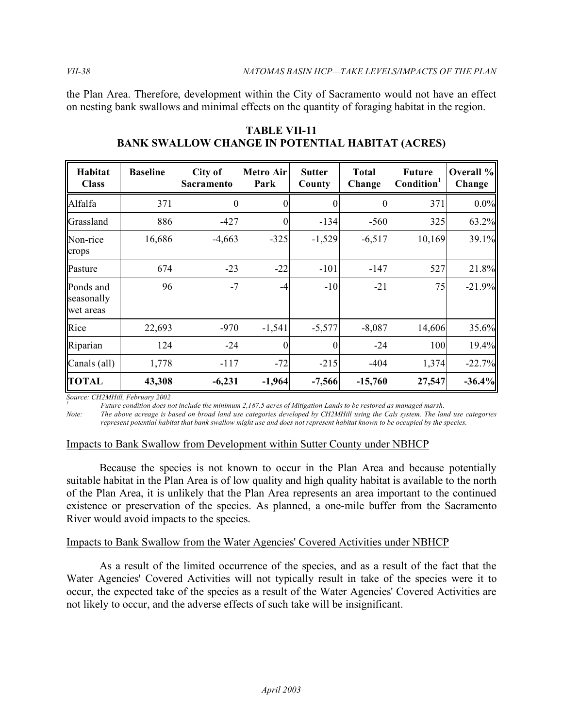the Plan Area. Therefore, development within the City of Sacramento would not have an effect on nesting bank swallows and minimal effects on the quantity of foraging habitat in the region.

**TABLE VII-11**
**BANK SWALLOW CHANGE IN POTENTIAL HABITAT (ACRES)**

| Habitat Class | Baseline | City of Sacramento | Metro Air Park | Sutter County | Total Change | Future Condition[1] | Overall % Change |
|---|---|---|---|---|---|---|---|
| Alfalfa | 371 | 0 | 0 | 0 | 0 | 371 | 0.0% |
| Grassland | 886 | -427 | 0 | -134 | -560 | 325 | 63.2% |
| Non-rice crops | 16,686 | -4,663 | -325 | -1,529 | -6,517 | 10,169 | 39.1% |
| Pasture | 674 | -23 | -22 | -101 | -147 | 527 | 21.8% |
| Ponds and seasonally wet areas | 96 | -7 | -4 | -10 | -21 | 75 | -21.9% |
| Rice | 22,693 | -970 | -1,541 | -5,577 | -8,087 | 14,606 | 35.6% |
| Riparian | 124 | -24 | 0 | 0 | -24 | 100 | 19.4% |
| Canals (all) | 1,778 | -117 | -72 | -215 | -404 | 1,374 | -22.7% |
| **TOTAL** | **43,308** | **-6,231** | **-1,964** | **-7,566** | **-15,760** | **27,547** | **-36.4%** |

*Source: CH2MHill, February 2002*

[1] *Future condition does not include the minimum 2,187.5 acres of Mitigation Lands to be restored as managed marsh.*

*Note: The above acreage is based on broad land use categories developed by CH2MHill using the Cals system. The land use categories represent potential habitat that bank swallow might use and does not represent habitat known to be occupied by the species.*

Impacts to Bank Swallow from Development within Sutter County under NBHCP

Because the species is not known to occur in the Plan Area and because potentially suitable habitat in the Plan Area is of low quality and high quality habitat is available to the north of the Plan Area, it is unlikely that the Plan Area represents an area important to the continued existence or preservation of the species. As planned, a one-mile buffer from the Sacramento River would avoid impacts to the species.

Impacts to Bank Swallow from the Water Agencies' Covered Activities under NBHCP

As a result of the limited occurrence of the species, and as a result of the fact that the Water Agencies' Covered Activities will not typically result in take of the species were it to occur, the expected take of the species as a result of the Water Agencies' Covered Activities are not likely to occur, and the adverse effects of such take will be insignificant.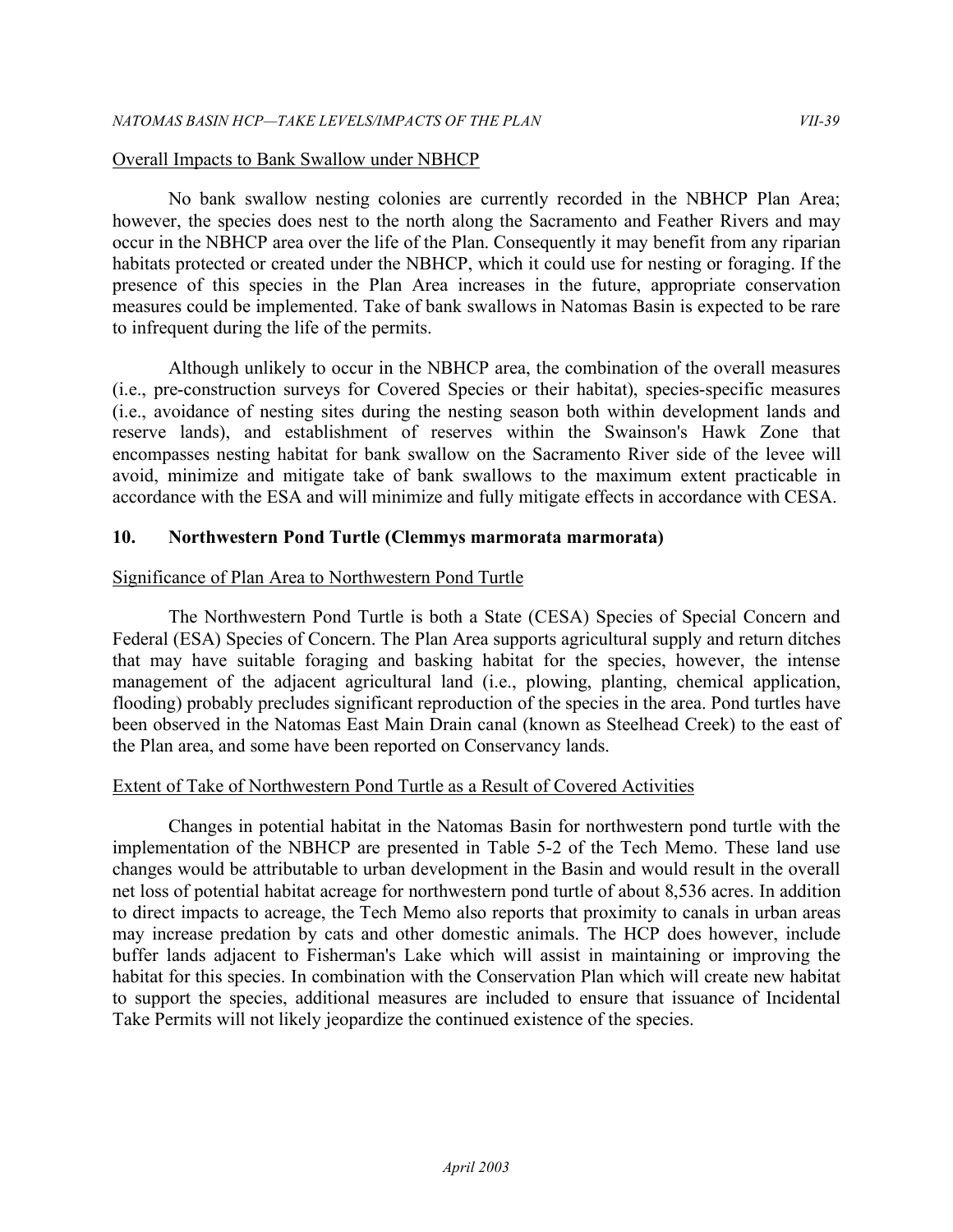Overall Impacts to Bank Swallow under NBHCP

No bank swallow nesting colonies are currently recorded in the NBHCP Plan Area; however, the species does nest to the north along the Sacramento and Feather Rivers and may occur in the NBHCP area over the life of the Plan. Consequently it may benefit from any riparian habitats protected or created under the NBHCP, which it could use for nesting or foraging. If the presence of this species in the Plan Area increases in the future, appropriate conservation measures could be implemented. Take of bank swallows in Natomas Basin is expected to be rare to infrequent during the life of the permits.

Although unlikely to occur in the NBHCP area, the combination of the overall measures (i.e., pre-construction surveys for Covered Species or their habitat), species-specific measures (i.e., avoidance of nesting sites during the nesting season both within development lands and reserve lands), and establishment of reserves within the Swainson's Hawk Zone that encompasses nesting habitat for bank swallow on the Sacramento River side of the levee will avoid, minimize and mitigate take of bank swallows to the maximum extent practicable in accordance with the ESA and will minimize and fully mitigate effects in accordance with CESA.

## 10. Northwestern Pond Turtle (Clemmys marmorata marmorata)

Significance of Plan Area to Northwestern Pond Turtle

The Northwestern Pond Turtle is both a State (CESA) Species of Special Concern and Federal (ESA) Species of Concern. The Plan Area supports agricultural supply and return ditches that may have suitable foraging and basking habitat for the species, however, the intense management of the adjacent agricultural land (i.e., plowing, planting, chemical application, flooding) probably precludes significant reproduction of the species in the area. Pond turtles have been observed in the Natomas East Main Drain canal (known as Steelhead Creek) to the east of the Plan area, and some have been reported on Conservancy lands.

Extent of Take of Northwestern Pond Turtle as a Result of Covered Activities

Changes in potential habitat in the Natomas Basin for northwestern pond turtle with the implementation of the NBHCP are presented in Table 5-2 of the Tech Memo. These land use changes would be attributable to urban development in the Basin and would result in the overall net loss of potential habitat acreage for northwestern pond turtle of about 8,536 acres. In addition to direct impacts to acreage, the Tech Memo also reports that proximity to canals in urban areas may increase predation by cats and other domestic animals. The HCP does however, include buffer lands adjacent to Fisherman's Lake which will assist in maintaining or improving the habitat for this species. In combination with the Conservation Plan which will create new habitat to support the species, additional measures are included to ensure that issuance of Incidental Take Permits will not likely jeopardize the continued existence of the species.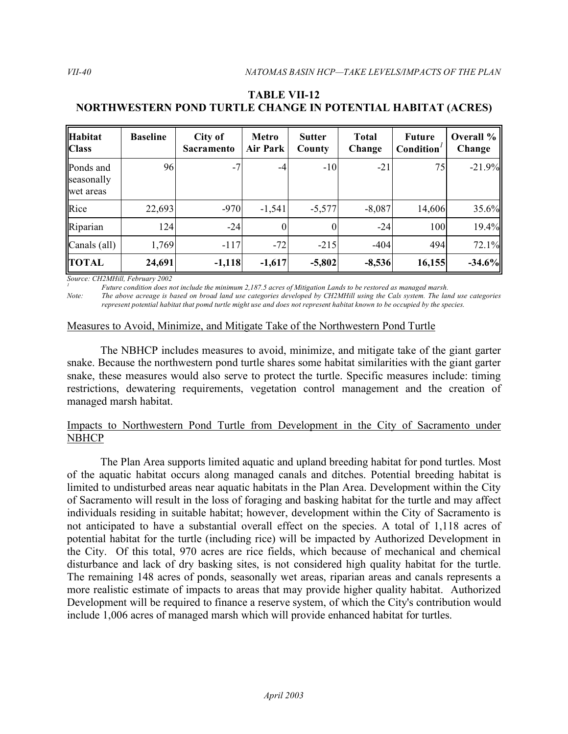**TABLE VII-12**
**NORTHWESTERN POND TURTLE CHANGE IN POTENTIAL HABITAT (ACRES)**

| Habitat Class | Baseline | City of Sacramento | Metro Air Park | Sutter County | Total Change | Future Condition[1] | Overall % Change |
|---|---|---|---|---|---|---|---|
| Ponds and seasonally wet areas | 96 | -7 | -4 | -10 | -21 | 75 | -21.9% |
| Rice | 22,693 | -970 | -1,541 | -5,577 | -8,087 | 14,606 | 35.6% |
| Riparian | 124 | -24 | 0 | 0 | -24 | 100 | 19.4% |
| Canals (all) | 1,769 | -117 | -72 | -215 | -404 | 494 | 72.1% |
| **TOTAL** | **24,691** | **-1,118** | **-1,617** | **-5,802** | **-8,536** | **16,155** | **-34.6%** |

*Source: CH2MHill, February 2002*

[1] *Future condition does not include the minimum 2,187.5 acres of Mitigation Lands to be restored as managed marsh.*

*Note: The above acreage is based on broad land use categories developed by CH2MHill using the Cals system. The land use categories represent potential habitat that pomd turtle might use and does not represent habitat known to be occupied by the species.*

<u>Measures to Avoid, Minimize, and Mitigate Take of the Northwestern Pond Turtle</u>

The NBHCP includes measures to avoid, minimize, and mitigate take of the giant garter snake. Because the northwestern pond turtle shares some habitat similarities with the giant garter snake, these measures would also serve to protect the turtle. Specific measures include: timing restrictions, dewatering requirements, vegetation control management and the creation of managed marsh habitat.

<u>Impacts to Northwestern Pond Turtle from Development in the City of Sacramento under NBHCP</u>

The Plan Area supports limited aquatic and upland breeding habitat for pond turtles. Most of the aquatic habitat occurs along managed canals and ditches. Potential breeding habitat is limited to undisturbed areas near aquatic habitats in the Plan Area. Development within the City of Sacramento will result in the loss of foraging and basking habitat for the turtle and may affect individuals residing in suitable habitat; however, development within the City of Sacramento is not anticipated to have a substantial overall effect on the species. A total of 1,118 acres of potential habitat for the turtle (including rice) will be impacted by Authorized Development in the City. Of this total, 970 acres are rice fields, which because of mechanical and chemical disturbance and lack of dry basking sites, is not considered high quality habitat for the turtle. The remaining 148 acres of ponds, seasonally wet areas, riparian areas and canals represents a more realistic estimate of impacts to areas that may provide higher quality habitat. Authorized Development will be required to finance a reserve system, of which the City's contribution would include 1,006 acres of managed marsh which will provide enhanced habitat for turtles.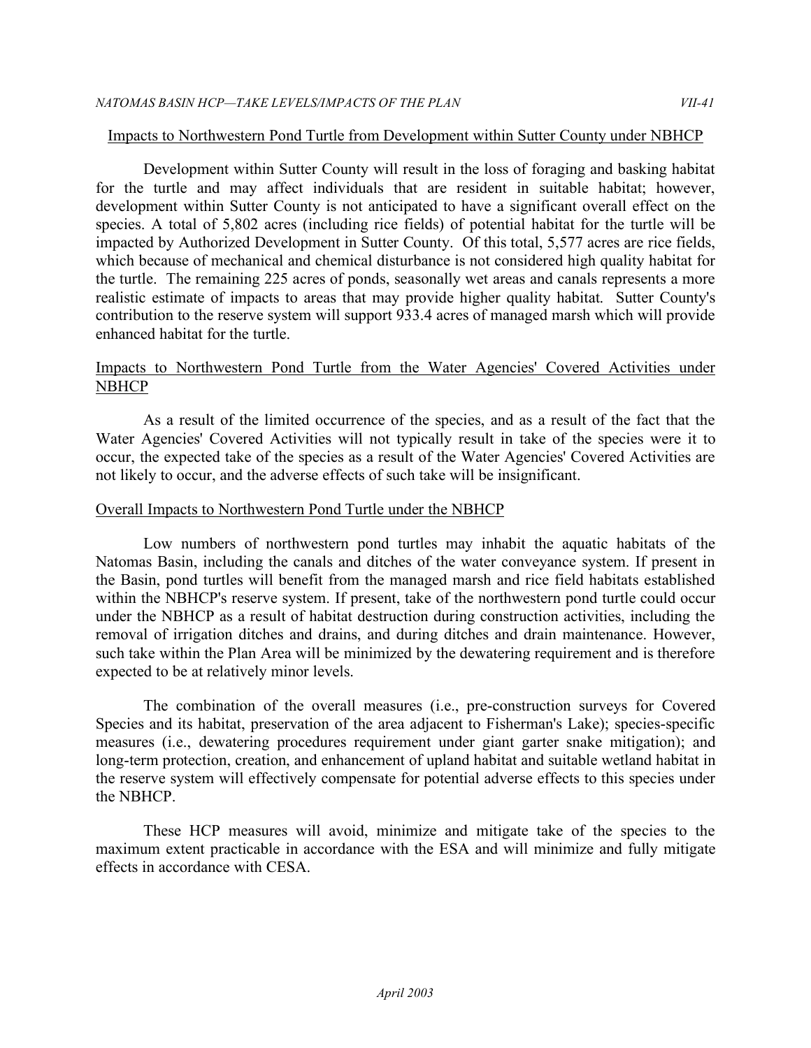Impacts to Northwestern Pond Turtle from Development within Sutter County under NBHCP

Development within Sutter County will result in the loss of foraging and basking habitat for the turtle and may affect individuals that are resident in suitable habitat; however, development within Sutter County is not anticipated to have a significant overall effect on the species. A total of 5,802 acres (including rice fields) of potential habitat for the turtle will be impacted by Authorized Development in Sutter County. Of this total, 5,577 acres are rice fields, which because of mechanical and chemical disturbance is not considered high quality habitat for the turtle. The remaining 225 acres of ponds, seasonally wet areas and canals represents a more realistic estimate of impacts to areas that may provide higher quality habitat. Sutter County's contribution to the reserve system will support 933.4 acres of managed marsh which will provide enhanced habitat for the turtle.

Impacts to Northwestern Pond Turtle from the Water Agencies' Covered Activities under NBHCP

As a result of the limited occurrence of the species, and as a result of the fact that the Water Agencies' Covered Activities will not typically result in take of the species were it to occur, the expected take of the species as a result of the Water Agencies' Covered Activities are not likely to occur, and the adverse effects of such take will be insignificant.

Overall Impacts to Northwestern Pond Turtle under the NBHCP

Low numbers of northwestern pond turtles may inhabit the aquatic habitats of the Natomas Basin, including the canals and ditches of the water conveyance system. If present in the Basin, pond turtles will benefit from the managed marsh and rice field habitats established within the NBHCP's reserve system. If present, take of the northwestern pond turtle could occur under the NBHCP as a result of habitat destruction during construction activities, including the removal of irrigation ditches and drains, and during ditches and drain maintenance. However, such take within the Plan Area will be minimized by the dewatering requirement and is therefore expected to be at relatively minor levels.

The combination of the overall measures (i.e., pre-construction surveys for Covered Species and its habitat, preservation of the area adjacent to Fisherman's Lake); species-specific measures (i.e., dewatering procedures requirement under giant garter snake mitigation); and long-term protection, creation, and enhancement of upland habitat and suitable wetland habitat in the reserve system will effectively compensate for potential adverse effects to this species under the NBHCP.

These HCP measures will avoid, minimize and mitigate take of the species to the maximum extent practicable in accordance with the ESA and will minimize and fully mitigate effects in accordance with CESA.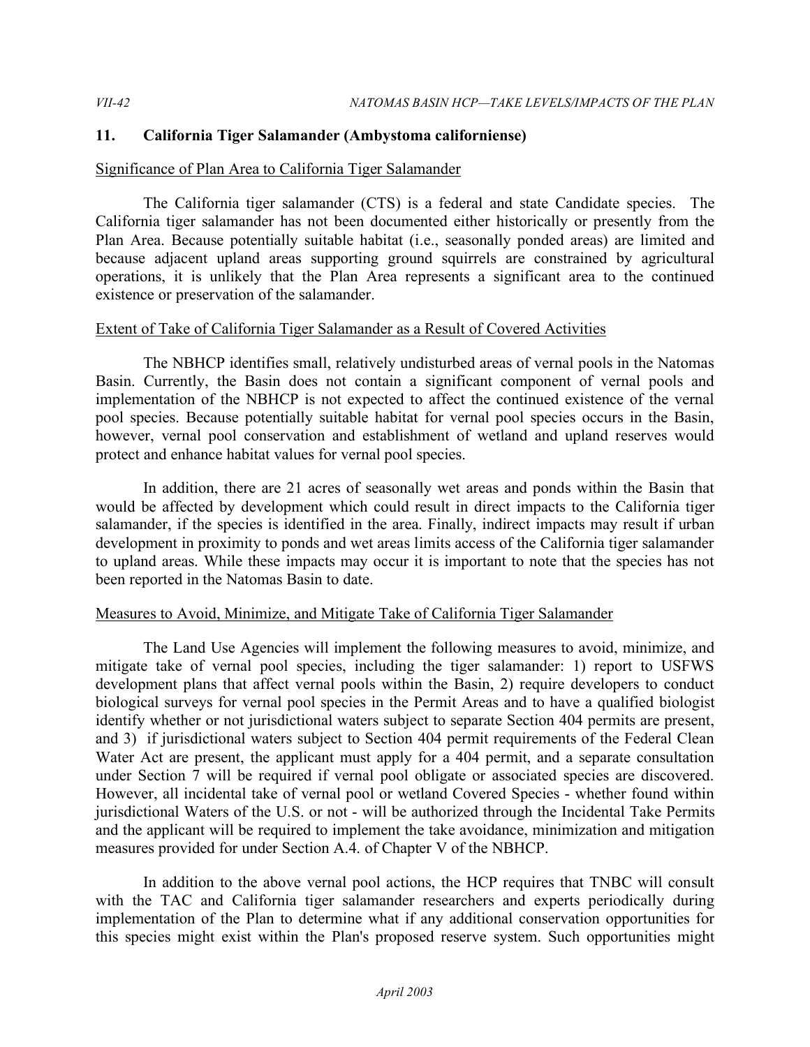## 11. California Tiger Salamander (Ambystoma californiense)

Significance of Plan Area to California Tiger Salamander

The California tiger salamander (CTS) is a federal and state Candidate species. The California tiger salamander has not been documented either historically or presently from the Plan Area. Because potentially suitable habitat (i.e., seasonally ponded areas) are limited and because adjacent upland areas supporting ground squirrels are constrained by agricultural operations, it is unlikely that the Plan Area represents a significant area to the continued existence or preservation of the salamander.

Extent of Take of California Tiger Salamander as a Result of Covered Activities

The NBHCP identifies small, relatively undisturbed areas of vernal pools in the Natomas Basin. Currently, the Basin does not contain a significant component of vernal pools and implementation of the NBHCP is not expected to affect the continued existence of the vernal pool species. Because potentially suitable habitat for vernal pool species occurs in the Basin, however, vernal pool conservation and establishment of wetland and upland reserves would protect and enhance habitat values for vernal pool species.

In addition, there are 21 acres of seasonally wet areas and ponds within the Basin that would be affected by development which could result in direct impacts to the California tiger salamander, if the species is identified in the area. Finally, indirect impacts may result if urban development in proximity to ponds and wet areas limits access of the California tiger salamander to upland areas. While these impacts may occur it is important to note that the species has not been reported in the Natomas Basin to date.

Measures to Avoid, Minimize, and Mitigate Take of California Tiger Salamander

The Land Use Agencies will implement the following measures to avoid, minimize, and mitigate take of vernal pool species, including the tiger salamander: 1) report to USFWS development plans that affect vernal pools within the Basin, 2) require developers to conduct biological surveys for vernal pool species in the Permit Areas and to have a qualified biologist identify whether or not jurisdictional waters subject to separate Section 404 permits are present, and 3) if jurisdictional waters subject to Section 404 permit requirements of the Federal Clean Water Act are present, the applicant must apply for a 404 permit, and a separate consultation under Section 7 will be required if vernal pool obligate or associated species are discovered. However, all incidental take of vernal pool or wetland Covered Species - whether found within jurisdictional Waters of the U.S. or not - will be authorized through the Incidental Take Permits and the applicant will be required to implement the take avoidance, minimization and mitigation measures provided for under Section A.4. of Chapter V of the NBHCP.

In addition to the above vernal pool actions, the HCP requires that TNBC will consult with the TAC and California tiger salamander researchers and experts periodically during implementation of the Plan to determine what if any additional conservation opportunities for this species might exist within the Plan's proposed reserve system. Such opportunities might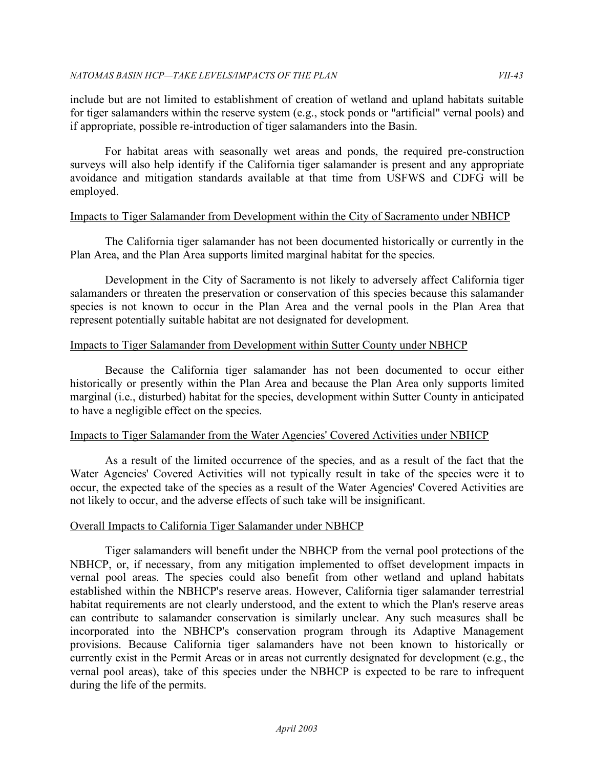include but are not limited to establishment of creation of wetland and upland habitats suitable for tiger salamanders within the reserve system (e.g., stock ponds or "artificial" vernal pools) and if appropriate, possible re-introduction of tiger salamanders into the Basin.

For habitat areas with seasonally wet areas and ponds, the required pre-construction surveys will also help identify if the California tiger salamander is present and any appropriate avoidance and mitigation standards available at that time from USFWS and CDFG will be employed.

Impacts to Tiger Salamander from Development within the City of Sacramento under NBHCP

The California tiger salamander has not been documented historically or currently in the Plan Area, and the Plan Area supports limited marginal habitat for the species.

Development in the City of Sacramento is not likely to adversely affect California tiger salamanders or threaten the preservation or conservation of this species because this salamander species is not known to occur in the Plan Area and the vernal pools in the Plan Area that represent potentially suitable habitat are not designated for development.

Impacts to Tiger Salamander from Development within Sutter County under NBHCP

Because the California tiger salamander has not been documented to occur either historically or presently within the Plan Area and because the Plan Area only supports limited marginal (i.e., disturbed) habitat for the species, development within Sutter County in anticipated to have a negligible effect on the species.

Impacts to Tiger Salamander from the Water Agencies' Covered Activities under NBHCP

As a result of the limited occurrence of the species, and as a result of the fact that the Water Agencies' Covered Activities will not typically result in take of the species were it to occur, the expected take of the species as a result of the Water Agencies' Covered Activities are not likely to occur, and the adverse effects of such take will be insignificant.

Overall Impacts to California Tiger Salamander under NBHCP

Tiger salamanders will benefit under the NBHCP from the vernal pool protections of the NBHCP, or, if necessary, from any mitigation implemented to offset development impacts in vernal pool areas. The species could also benefit from other wetland and upland habitats established within the NBHCP's reserve areas. However, California tiger salamander terrestrial habitat requirements are not clearly understood, and the extent to which the Plan's reserve areas can contribute to salamander conservation is similarly unclear. Any such measures shall be incorporated into the NBHCP's conservation program through its Adaptive Management provisions. Because California tiger salamanders have not been known to historically or currently exist in the Permit Areas or in areas not currently designated for development (e.g., the vernal pool areas), take of this species under the NBHCP is expected to be rare to infrequent during the life of the permits.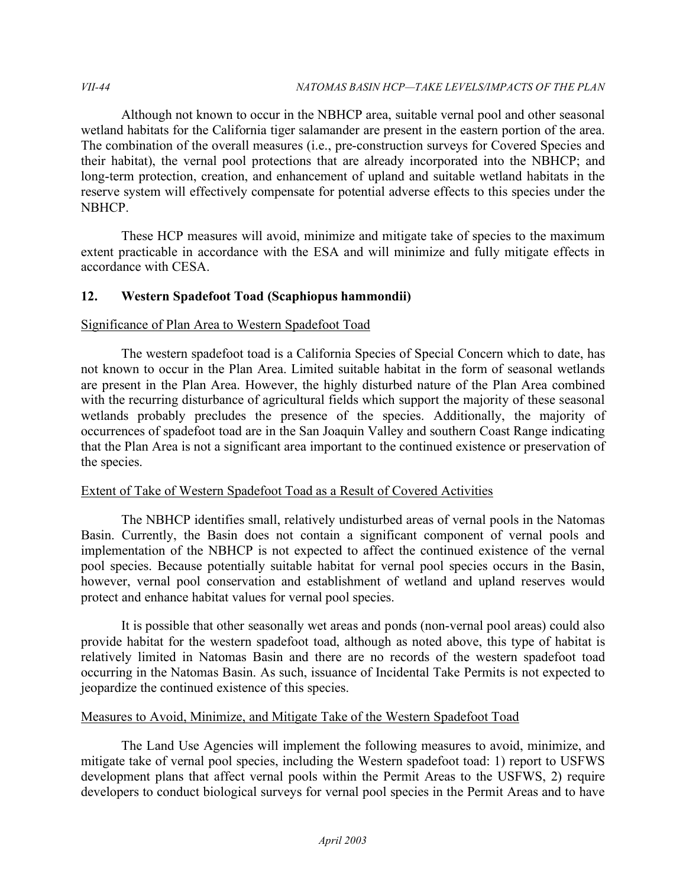Although not known to occur in the NBHCP area, suitable vernal pool and other seasonal wetland habitats for the California tiger salamander are present in the eastern portion of the area. The combination of the overall measures (i.e., pre-construction surveys for Covered Species and their habitat), the vernal pool protections that are already incorporated into the NBHCP; and long-term protection, creation, and enhancement of upland and suitable wetland habitats in the reserve system will effectively compensate for potential adverse effects to this species under the NBHCP.

These HCP measures will avoid, minimize and mitigate take of species to the maximum extent practicable in accordance with the ESA and will minimize and fully mitigate effects in accordance with CESA.

## 12. Western Spadefoot Toad (Scaphiopus hammondii)

Significance of Plan Area to Western Spadefoot Toad

The western spadefoot toad is a California Species of Special Concern which to date, has not known to occur in the Plan Area. Limited suitable habitat in the form of seasonal wetlands are present in the Plan Area. However, the highly disturbed nature of the Plan Area combined with the recurring disturbance of agricultural fields which support the majority of these seasonal wetlands probably precludes the presence of the species. Additionally, the majority of occurrences of spadefoot toad are in the San Joaquin Valley and southern Coast Range indicating that the Plan Area is not a significant area important to the continued existence or preservation of the species.

Extent of Take of Western Spadefoot Toad as a Result of Covered Activities

The NBHCP identifies small, relatively undisturbed areas of vernal pools in the Natomas Basin. Currently, the Basin does not contain a significant component of vernal pools and implementation of the NBHCP is not expected to affect the continued existence of the vernal pool species. Because potentially suitable habitat for vernal pool species occurs in the Basin, however, vernal pool conservation and establishment of wetland and upland reserves would protect and enhance habitat values for vernal pool species.

It is possible that other seasonally wet areas and ponds (non-vernal pool areas) could also provide habitat for the western spadefoot toad, although as noted above, this type of habitat is relatively limited in Natomas Basin and there are no records of the western spadefoot toad occurring in the Natomas Basin. As such, issuance of Incidental Take Permits is not expected to jeopardize the continued existence of this species.

Measures to Avoid, Minimize, and Mitigate Take of the Western Spadefoot Toad

The Land Use Agencies will implement the following measures to avoid, minimize, and mitigate take of vernal pool species, including the Western spadefoot toad: 1) report to USFWS development plans that affect vernal pools within the Permit Areas to the USFWS, 2) require developers to conduct biological surveys for vernal pool species in the Permit Areas and to have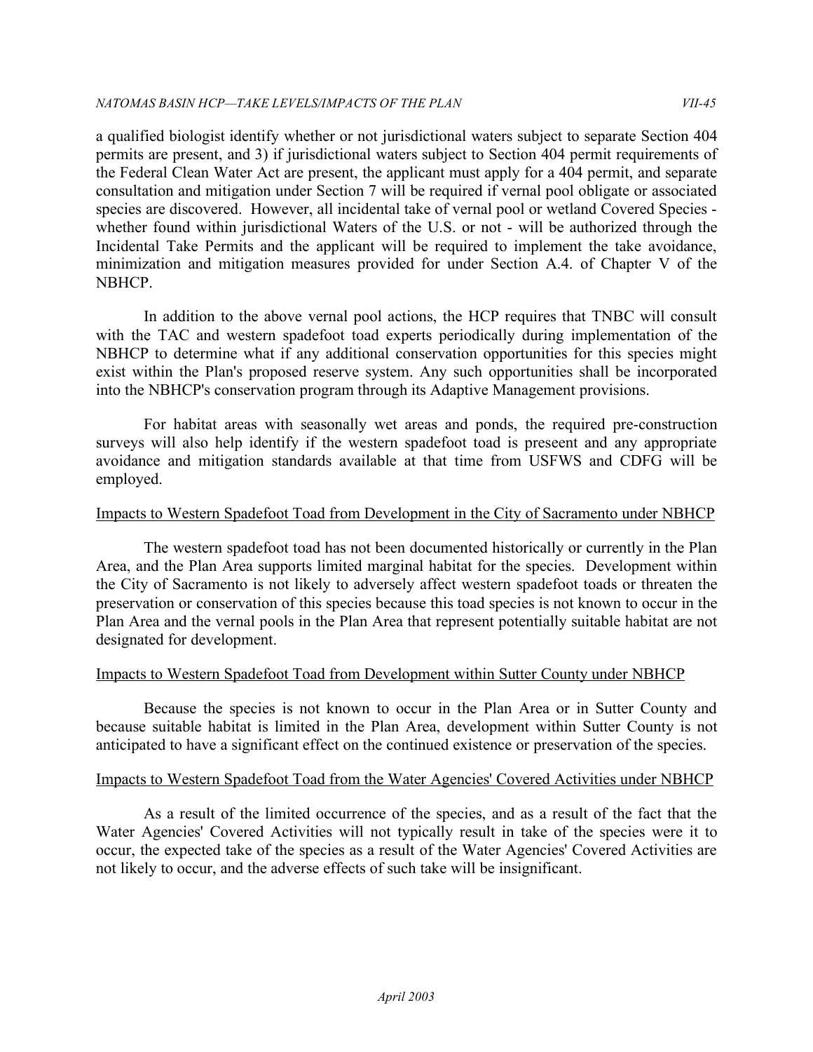a qualified biologist identify whether or not jurisdictional waters subject to separate Section 404 permits are present, and 3) if jurisdictional waters subject to Section 404 permit requirements of the Federal Clean Water Act are present, the applicant must apply for a 404 permit, and separate consultation and mitigation under Section 7 will be required if vernal pool obligate or associated species are discovered. However, all incidental take of vernal pool or wetland Covered Species - whether found within jurisdictional Waters of the U.S. or not - will be authorized through the Incidental Take Permits and the applicant will be required to implement the take avoidance, minimization and mitigation measures provided for under Section A.4. of Chapter V of the NBHCP.

In addition to the above vernal pool actions, the HCP requires that TNBC will consult with the TAC and western spadefoot toad experts periodically during implementation of the NBHCP to determine what if any additional conservation opportunities for this species might exist within the Plan's proposed reserve system. Any such opportunities shall be incorporated into the NBHCP's conservation program through its Adaptive Management provisions.

For habitat areas with seasonally wet areas and ponds, the required pre-construction surveys will also help identify if the western spadefoot toad is preseent and any appropriate avoidance and mitigation standards available at that time from USFWS and CDFG will be employed.

<u>Impacts to Western Spadefoot Toad from Development in the City of Sacramento under NBHCP</u>

The western spadefoot toad has not been documented historically or currently in the Plan Area, and the Plan Area supports limited marginal habitat for the species. Development within the City of Sacramento is not likely to adversely affect western spadefoot toads or threaten the preservation or conservation of this species because this toad species is not known to occur in the Plan Area and the vernal pools in the Plan Area that represent potentially suitable habitat are not designated for development.

<u>Impacts to Western Spadefoot Toad from Development within Sutter County under NBHCP</u>

Because the species is not known to occur in the Plan Area or in Sutter County and because suitable habitat is limited in the Plan Area, development within Sutter County is not anticipated to have a significant effect on the continued existence or preservation of the species.

<u>Impacts to Western Spadefoot Toad from the Water Agencies' Covered Activities under NBHCP</u>

As a result of the limited occurrence of the species, and as a result of the fact that the Water Agencies' Covered Activities will not typically result in take of the species were it to occur, the expected take of the species as a result of the Water Agencies' Covered Activities are not likely to occur, and the adverse effects of such take will be insignificant.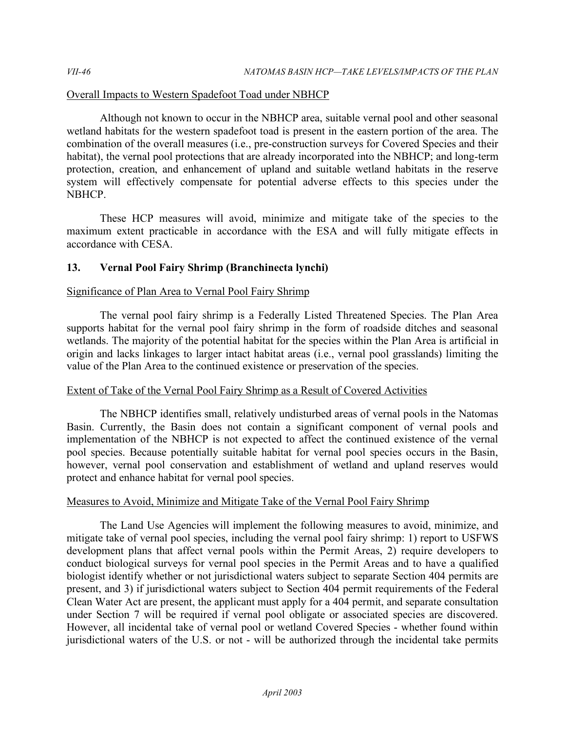Overall Impacts to Western Spadefoot Toad under NBHCP

Although not known to occur in the NBHCP area, suitable vernal pool and other seasonal wetland habitats for the western spadefoot toad is present in the eastern portion of the area. The combination of the overall measures (i.e., pre-construction surveys for Covered Species and their habitat), the vernal pool protections that are already incorporated into the NBHCP; and long-term protection, creation, and enhancement of upland and suitable wetland habitats in the reserve system will effectively compensate for potential adverse effects to this species under the NBHCP.

These HCP measures will avoid, minimize and mitigate take of the species to the maximum extent practicable in accordance with the ESA and will fully mitigate effects in accordance with CESA.

## 13. Vernal Pool Fairy Shrimp (Branchinecta lynchi)

Significance of Plan Area to Vernal Pool Fairy Shrimp

The vernal pool fairy shrimp is a Federally Listed Threatened Species. The Plan Area supports habitat for the vernal pool fairy shrimp in the form of roadside ditches and seasonal wetlands. The majority of the potential habitat for the species within the Plan Area is artificial in origin and lacks linkages to larger intact habitat areas (i.e., vernal pool grasslands) limiting the value of the Plan Area to the continued existence or preservation of the species.

Extent of Take of the Vernal Pool Fairy Shrimp as a Result of Covered Activities

The NBHCP identifies small, relatively undisturbed areas of vernal pools in the Natomas Basin. Currently, the Basin does not contain a significant component of vernal pools and implementation of the NBHCP is not expected to affect the continued existence of the vernal pool species. Because potentially suitable habitat for vernal pool species occurs in the Basin, however, vernal pool conservation and establishment of wetland and upland reserves would protect and enhance habitat for vernal pool species.

Measures to Avoid, Minimize and Mitigate Take of the Vernal Pool Fairy Shrimp

The Land Use Agencies will implement the following measures to avoid, minimize, and mitigate take of vernal pool species, including the vernal pool fairy shrimp: 1) report to USFWS development plans that affect vernal pools within the Permit Areas, 2) require developers to conduct biological surveys for vernal pool species in the Permit Areas and to have a qualified biologist identify whether or not jurisdictional waters subject to separate Section 404 permits are present, and 3) if jurisdictional waters subject to Section 404 permit requirements of the Federal Clean Water Act are present, the applicant must apply for a 404 permit, and separate consultation under Section 7 will be required if vernal pool obligate or associated species are discovered. However, all incidental take of vernal pool or wetland Covered Species - whether found within jurisdictional waters of the U.S. or not - will be authorized through the incidental take permits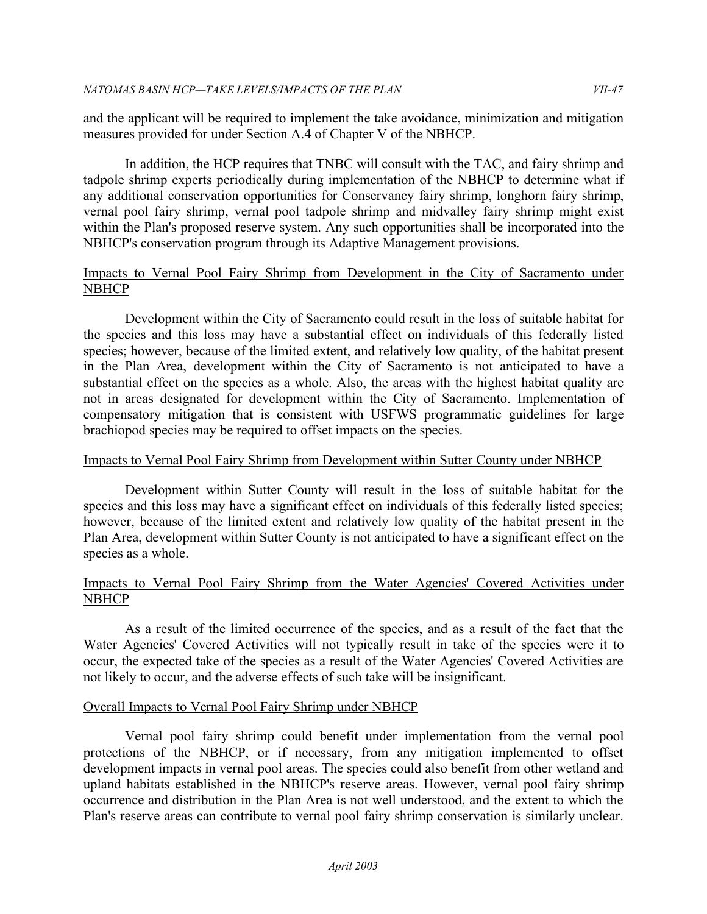and the applicant will be required to implement the take avoidance, minimization and mitigation measures provided for under Section A.4 of Chapter V of the NBHCP.

In addition, the HCP requires that TNBC will consult with the TAC, and fairy shrimp and tadpole shrimp experts periodically during implementation of the NBHCP to determine what if any additional conservation opportunities for Conservancy fairy shrimp, longhorn fairy shrimp, vernal pool fairy shrimp, vernal pool tadpole shrimp and midvalley fairy shrimp might exist within the Plan's proposed reserve system. Any such opportunities shall be incorporated into the NBHCP's conservation program through its Adaptive Management provisions.

<u>Impacts to Vernal Pool Fairy Shrimp from Development in the City of Sacramento under NBHCP</u>

Development within the City of Sacramento could result in the loss of suitable habitat for the species and this loss may have a substantial effect on individuals of this federally listed species; however, because of the limited extent, and relatively low quality, of the habitat present in the Plan Area, development within the City of Sacramento is not anticipated to have a substantial effect on the species as a whole. Also, the areas with the highest habitat quality are not in areas designated for development within the City of Sacramento. Implementation of compensatory mitigation that is consistent with USFWS programmatic guidelines for large brachiopod species may be required to offset impacts on the species.

<u>Impacts to Vernal Pool Fairy Shrimp from Development within Sutter County under NBHCP</u>

Development within Sutter County will result in the loss of suitable habitat for the species and this loss may have a significant effect on individuals of this federally listed species; however, because of the limited extent and relatively low quality of the habitat present in the Plan Area, development within Sutter County is not anticipated to have a significant effect on the species as a whole.

<u>Impacts to Vernal Pool Fairy Shrimp from the Water Agencies' Covered Activities under NBHCP</u>

As a result of the limited occurrence of the species, and as a result of the fact that the Water Agencies' Covered Activities will not typically result in take of the species were it to occur, the expected take of the species as a result of the Water Agencies' Covered Activities are not likely to occur, and the adverse effects of such take will be insignificant.

<u>Overall Impacts to Vernal Pool Fairy Shrimp under NBHCP</u>

Vernal pool fairy shrimp could benefit under implementation from the vernal pool protections of the NBHCP, or if necessary, from any mitigation implemented to offset development impacts in vernal pool areas. The species could also benefit from other wetland and upland habitats established in the NBHCP's reserve areas. However, vernal pool fairy shrimp occurrence and distribution in the Plan Area is not well understood, and the extent to which the Plan's reserve areas can contribute to vernal pool fairy shrimp conservation is similarly unclear.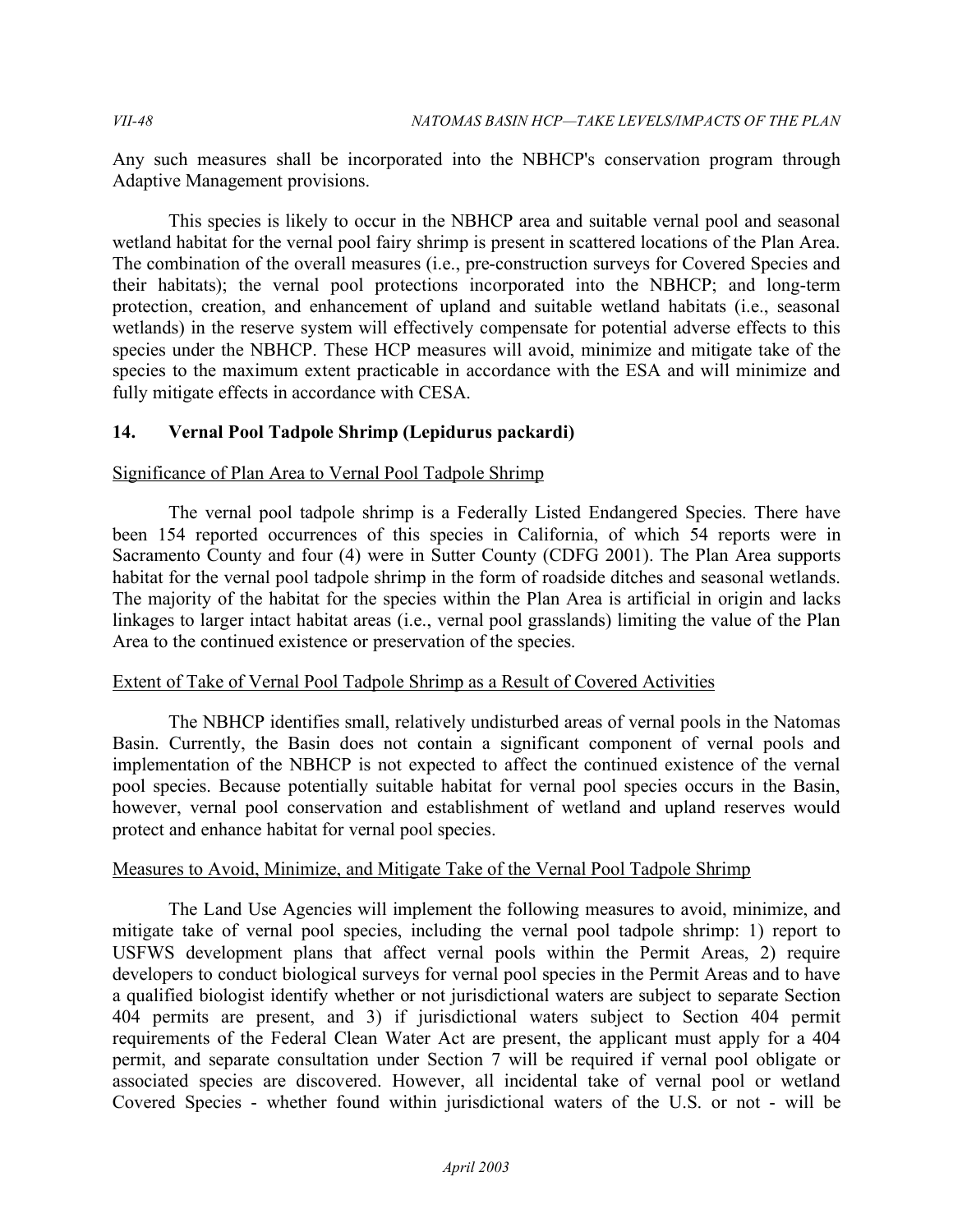Any such measures shall be incorporated into the NBHCP's conservation program through Adaptive Management provisions.

This species is likely to occur in the NBHCP area and suitable vernal pool and seasonal wetland habitat for the vernal pool fairy shrimp is present in scattered locations of the Plan Area. The combination of the overall measures (i.e., pre-construction surveys for Covered Species and their habitats); the vernal pool protections incorporated into the NBHCP; and long-term protection, creation, and enhancement of upland and suitable wetland habitats (i.e., seasonal wetlands) in the reserve system will effectively compensate for potential adverse effects to this species under the NBHCP. These HCP measures will avoid, minimize and mitigate take of the species to the maximum extent practicable in accordance with the ESA and will minimize and fully mitigate effects in accordance with CESA.

## 14. Vernal Pool Tadpole Shrimp (Lepidurus packardi)

Significance of Plan Area to Vernal Pool Tadpole Shrimp

The vernal pool tadpole shrimp is a Federally Listed Endangered Species. There have been 154 reported occurrences of this species in California, of which 54 reports were in Sacramento County and four (4) were in Sutter County (CDFG 2001). The Plan Area supports habitat for the vernal pool tadpole shrimp in the form of roadside ditches and seasonal wetlands. The majority of the habitat for the species within the Plan Area is artificial in origin and lacks linkages to larger intact habitat areas (i.e., vernal pool grasslands) limiting the value of the Plan Area to the continued existence or preservation of the species.

Extent of Take of Vernal Pool Tadpole Shrimp as a Result of Covered Activities

The NBHCP identifies small, relatively undisturbed areas of vernal pools in the Natomas Basin. Currently, the Basin does not contain a significant component of vernal pools and implementation of the NBHCP is not expected to affect the continued existence of the vernal pool species. Because potentially suitable habitat for vernal pool species occurs in the Basin, however, vernal pool conservation and establishment of wetland and upland reserves would protect and enhance habitat for vernal pool species.

Measures to Avoid, Minimize, and Mitigate Take of the Vernal Pool Tadpole Shrimp

The Land Use Agencies will implement the following measures to avoid, minimize, and mitigate take of vernal pool species, including the vernal pool tadpole shrimp: 1) report to USFWS development plans that affect vernal pools within the Permit Areas, 2) require developers to conduct biological surveys for vernal pool species in the Permit Areas and to have a qualified biologist identify whether or not jurisdictional waters are subject to separate Section 404 permits are present, and 3) if jurisdictional waters subject to Section 404 permit requirements of the Federal Clean Water Act are present, the applicant must apply for a 404 permit, and separate consultation under Section 7 will be required if vernal pool obligate or associated species are discovered. However, all incidental take of vernal pool or wetland Covered Species - whether found within jurisdictional waters of the U.S. or not - will be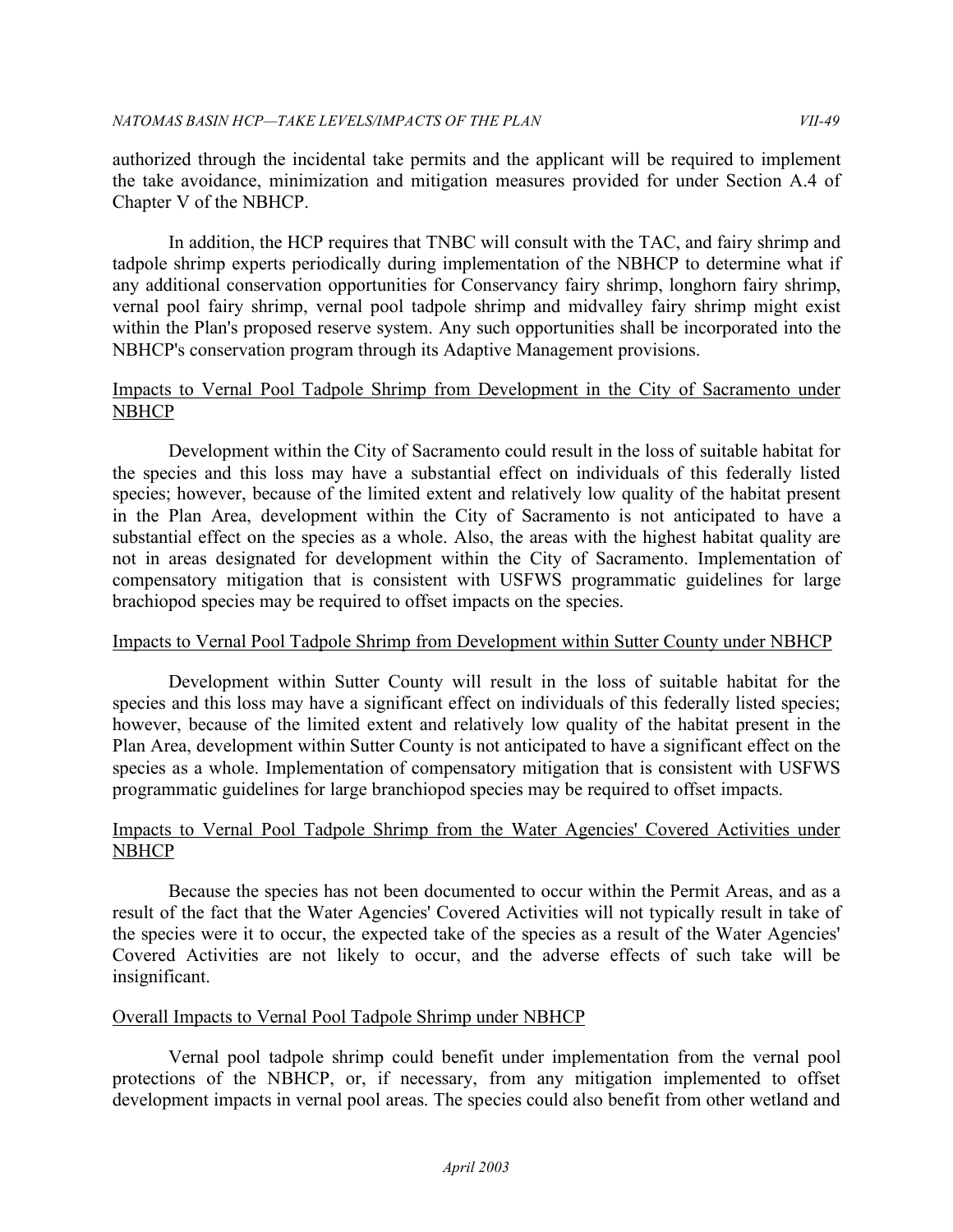authorized through the incidental take permits and the applicant will be required to implement the take avoidance, minimization and mitigation measures provided for under Section A.4 of Chapter V of the NBHCP.

In addition, the HCP requires that TNBC will consult with the TAC, and fairy shrimp and tadpole shrimp experts periodically during implementation of the NBHCP to determine what if any additional conservation opportunities for Conservancy fairy shrimp, longhorn fairy shrimp, vernal pool fairy shrimp, vernal pool tadpole shrimp and midvalley fairy shrimp might exist within the Plan's proposed reserve system. Any such opportunities shall be incorporated into the NBHCP's conservation program through its Adaptive Management provisions.

<u>Impacts to Vernal Pool Tadpole Shrimp from Development in the City of Sacramento under NBHCP</u>

Development within the City of Sacramento could result in the loss of suitable habitat for the species and this loss may have a substantial effect on individuals of this federally listed species; however, because of the limited extent and relatively low quality of the habitat present in the Plan Area, development within the City of Sacramento is not anticipated to have a substantial effect on the species as a whole. Also, the areas with the highest habitat quality are not in areas designated for development within the City of Sacramento. Implementation of compensatory mitigation that is consistent with USFWS programmatic guidelines for large brachiopod species may be required to offset impacts on the species.

<u>Impacts to Vernal Pool Tadpole Shrimp from Development within Sutter County under NBHCP</u>

Development within Sutter County will result in the loss of suitable habitat for the species and this loss may have a significant effect on individuals of this federally listed species; however, because of the limited extent and relatively low quality of the habitat present in the Plan Area, development within Sutter County is not anticipated to have a significant effect on the species as a whole. Implementation of compensatory mitigation that is consistent with USFWS programmatic guidelines for large branchiopod species may be required to offset impacts.

<u>Impacts to Vernal Pool Tadpole Shrimp from the Water Agencies' Covered Activities under NBHCP</u>

Because the species has not been documented to occur within the Permit Areas, and as a result of the fact that the Water Agencies' Covered Activities will not typically result in take of the species were it to occur, the expected take of the species as a result of the Water Agencies' Covered Activities are not likely to occur, and the adverse effects of such take will be insignificant.

<u>Overall Impacts to Vernal Pool Tadpole Shrimp under NBHCP</u>

Vernal pool tadpole shrimp could benefit under implementation from the vernal pool protections of the NBHCP, or, if necessary, from any mitigation implemented to offset development impacts in vernal pool areas. The species could also benefit from other wetland and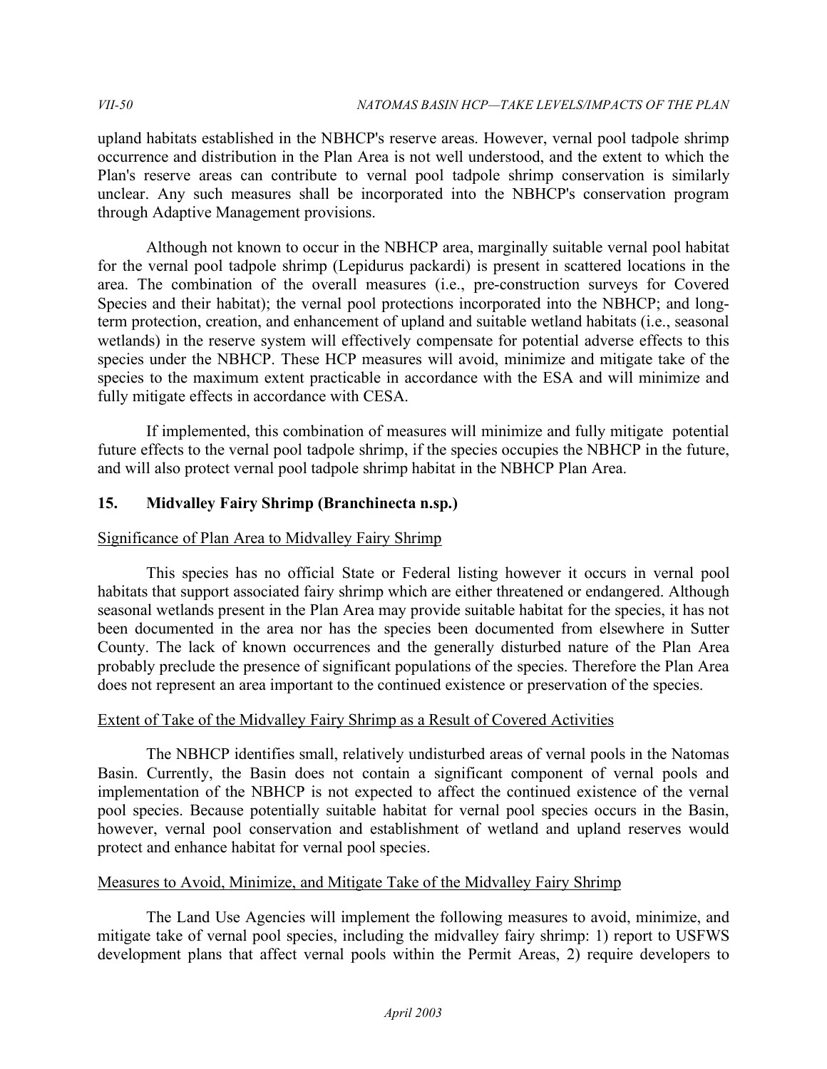upland habitats established in the NBHCP's reserve areas. However, vernal pool tadpole shrimp occurrence and distribution in the Plan Area is not well understood, and the extent to which the Plan's reserve areas can contribute to vernal pool tadpole shrimp conservation is similarly unclear. Any such measures shall be incorporated into the NBHCP's conservation program through Adaptive Management provisions.

Although not known to occur in the NBHCP area, marginally suitable vernal pool habitat for the vernal pool tadpole shrimp (Lepidurus packardi) is present in scattered locations in the area. The combination of the overall measures (i.e., pre-construction surveys for Covered Species and their habitat); the vernal pool protections incorporated into the NBHCP; and long-term protection, creation, and enhancement of upland and suitable wetland habitats (i.e., seasonal wetlands) in the reserve system will effectively compensate for potential adverse effects to this species under the NBHCP. These HCP measures will avoid, minimize and mitigate take of the species to the maximum extent practicable in accordance with the ESA and will minimize and fully mitigate effects in accordance with CESA.

If implemented, this combination of measures will minimize and fully mitigate potential future effects to the vernal pool tadpole shrimp, if the species occupies the NBHCP in the future, and will also protect vernal pool tadpole shrimp habitat in the NBHCP Plan Area.

## 15. Midvalley Fairy Shrimp (Branchinecta n.sp.)

### Significance of Plan Area to Midvalley Fairy Shrimp

This species has no official State or Federal listing however it occurs in vernal pool habitats that support associated fairy shrimp which are either threatened or endangered. Although seasonal wetlands present in the Plan Area may provide suitable habitat for the species, it has not been documented in the area nor has the species been documented from elsewhere in Sutter County. The lack of known occurrences and the generally disturbed nature of the Plan Area probably preclude the presence of significant populations of the species. Therefore the Plan Area does not represent an area important to the continued existence or preservation of the species.

### Extent of Take of the Midvalley Fairy Shrimp as a Result of Covered Activities

The NBHCP identifies small, relatively undisturbed areas of vernal pools in the Natomas Basin. Currently, the Basin does not contain a significant component of vernal pools and implementation of the NBHCP is not expected to affect the continued existence of the vernal pool species. Because potentially suitable habitat for vernal pool species occurs in the Basin, however, vernal pool conservation and establishment of wetland and upland reserves would protect and enhance habitat for vernal pool species.

### Measures to Avoid, Minimize, and Mitigate Take of the Midvalley Fairy Shrimp

The Land Use Agencies will implement the following measures to avoid, minimize, and mitigate take of vernal pool species, including the midvalley fairy shrimp: 1) report to USFWS development plans that affect vernal pools within the Permit Areas, 2) require developers to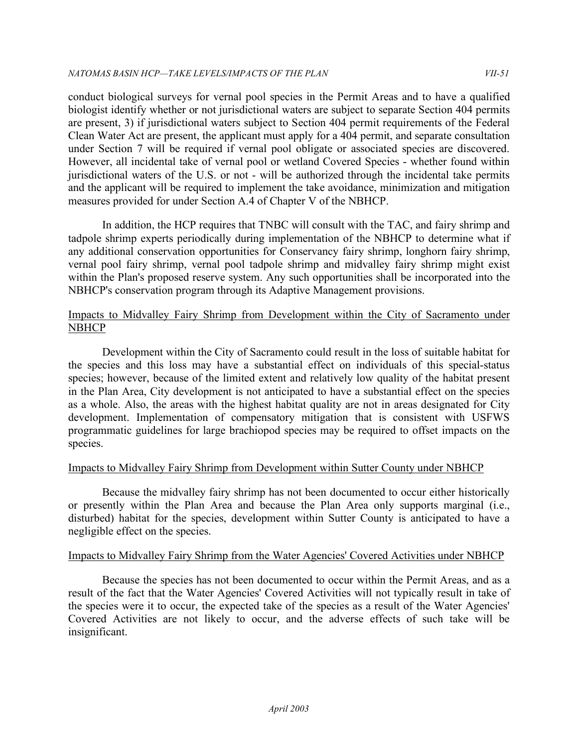conduct biological surveys for vernal pool species in the Permit Areas and to have a qualified biologist identify whether or not jurisdictional waters are subject to separate Section 404 permits are present, 3) if jurisdictional waters subject to Section 404 permit requirements of the Federal Clean Water Act are present, the applicant must apply for a 404 permit, and separate consultation under Section 7 will be required if vernal pool obligate or associated species are discovered. However, all incidental take of vernal pool or wetland Covered Species - whether found within jurisdictional waters of the U.S. or not - will be authorized through the incidental take permits and the applicant will be required to implement the take avoidance, minimization and mitigation measures provided for under Section A.4 of Chapter V of the NBHCP.

In addition, the HCP requires that TNBC will consult with the TAC, and fairy shrimp and tadpole shrimp experts periodically during implementation of the NBHCP to determine what if any additional conservation opportunities for Conservancy fairy shrimp, longhorn fairy shrimp, vernal pool fairy shrimp, vernal pool tadpole shrimp and midvalley fairy shrimp might exist within the Plan's proposed reserve system. Any such opportunities shall be incorporated into the NBHCP's conservation program through its Adaptive Management provisions.

Impacts to Midvalley Fairy Shrimp from Development within the City of Sacramento under NBHCP

Development within the City of Sacramento could result in the loss of suitable habitat for the species and this loss may have a substantial effect on individuals of this special-status species; however, because of the limited extent and relatively low quality of the habitat present in the Plan Area, City development is not anticipated to have a substantial effect on the species as a whole. Also, the areas with the highest habitat quality are not in areas designated for City development. Implementation of compensatory mitigation that is consistent with USFWS programmatic guidelines for large brachiopod species may be required to offset impacts on the species.

Impacts to Midvalley Fairy Shrimp from Development within Sutter County under NBHCP

Because the midvalley fairy shrimp has not been documented to occur either historically or presently within the Plan Area and because the Plan Area only supports marginal (i.e., disturbed) habitat for the species, development within Sutter County is anticipated to have a negligible effect on the species.

Impacts to Midvalley Fairy Shrimp from the Water Agencies' Covered Activities under NBHCP

Because the species has not been documented to occur within the Permit Areas, and as a result of the fact that the Water Agencies' Covered Activities will not typically result in take of the species were it to occur, the expected take of the species as a result of the Water Agencies' Covered Activities are not likely to occur, and the adverse effects of such take will be insignificant.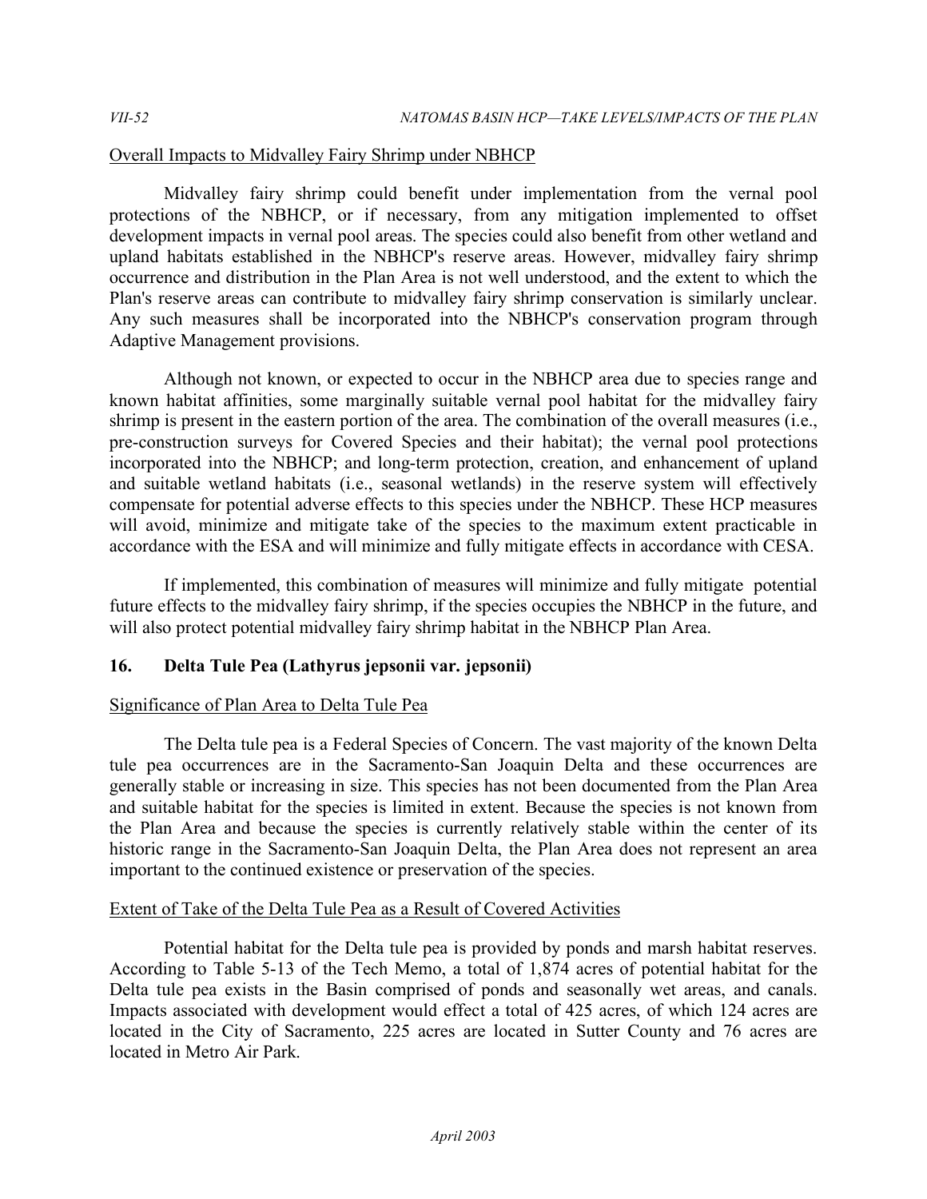Overall Impacts to Midvalley Fairy Shrimp under NBHCP

Midvalley fairy shrimp could benefit under implementation from the vernal pool protections of the NBHCP, or if necessary, from any mitigation implemented to offset development impacts in vernal pool areas. The species could also benefit from other wetland and upland habitats established in the NBHCP's reserve areas. However, midvalley fairy shrimp occurrence and distribution in the Plan Area is not well understood, and the extent to which the Plan's reserve areas can contribute to midvalley fairy shrimp conservation is similarly unclear. Any such measures shall be incorporated into the NBHCP's conservation program through Adaptive Management provisions.

Although not known, or expected to occur in the NBHCP area due to species range and known habitat affinities, some marginally suitable vernal pool habitat for the midvalley fairy shrimp is present in the eastern portion of the area. The combination of the overall measures (i.e., pre-construction surveys for Covered Species and their habitat); the vernal pool protections incorporated into the NBHCP; and long-term protection, creation, and enhancement of upland and suitable wetland habitats (i.e., seasonal wetlands) in the reserve system will effectively compensate for potential adverse effects to this species under the NBHCP. These HCP measures will avoid, minimize and mitigate take of the species to the maximum extent practicable in accordance with the ESA and will minimize and fully mitigate effects in accordance with CESA.

If implemented, this combination of measures will minimize and fully mitigate potential future effects to the midvalley fairy shrimp, if the species occupies the NBHCP in the future, and will also protect potential midvalley fairy shrimp habitat in the NBHCP Plan Area.

## 16. Delta Tule Pea (Lathyrus jepsonii var. jepsonii)

Significance of Plan Area to Delta Tule Pea

The Delta tule pea is a Federal Species of Concern. The vast majority of the known Delta tule pea occurrences are in the Sacramento-San Joaquin Delta and these occurrences are generally stable or increasing in size. This species has not been documented from the Plan Area and suitable habitat for the species is limited in extent. Because the species is not known from the Plan Area and because the species is currently relatively stable within the center of its historic range in the Sacramento-San Joaquin Delta, the Plan Area does not represent an area important to the continued existence or preservation of the species.

Extent of Take of the Delta Tule Pea as a Result of Covered Activities

Potential habitat for the Delta tule pea is provided by ponds and marsh habitat reserves. According to Table 5-13 of the Tech Memo, a total of 1,874 acres of potential habitat for the Delta tule pea exists in the Basin comprised of ponds and seasonally wet areas, and canals. Impacts associated with development would effect a total of 425 acres, of which 124 acres are located in the City of Sacramento, 225 acres are located in Sutter County and 76 acres are located in Metro Air Park.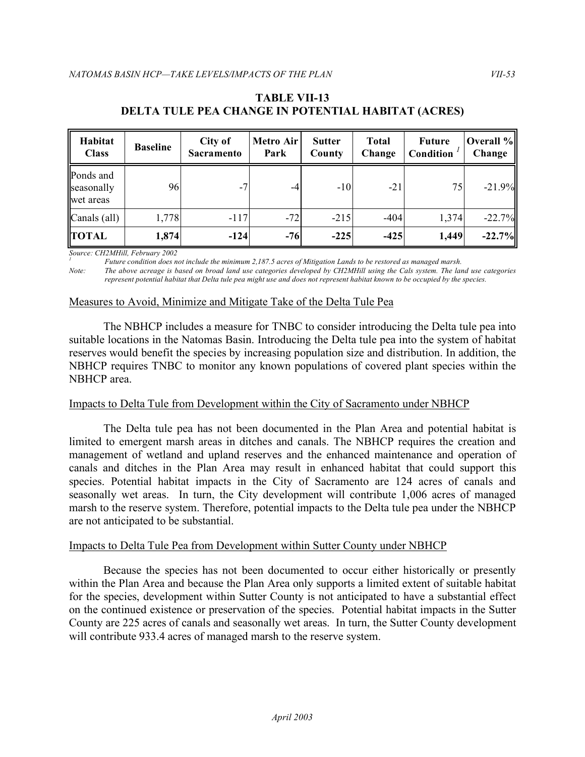**TABLE VII-13**
**DELTA TULE PEA CHANGE IN POTENTIAL HABITAT (ACRES)**

| Habitat Class | Baseline | City of Sacramento | Metro Air Park | Sutter County | Total Change | Future Condition [1] | Overall % Change |
|---|---|---|---|---|---|---|---|
| Ponds and seasonally wet areas | 96 | -7 | -4 | -10 | -21 | 75 | -21.9% |
| Canals (all) | 1,778 | -117 | -72 | -215 | -404 | 1,374 | -22.7% |
| **TOTAL** | **1,874** | **-124** | **-76** | **-225** | **-425** | **1,449** | **-22.7%** |

*Source: CH2MHill, February 2002*

[1] *Future condition does not include the minimum 2,187.5 acres of Mitigation Lands to be restored as managed marsh.*

*Note: The above acreage is based on broad land use categories developed by CH2MHill using the Cals system. The land use categories represent potential habitat that Delta tule pea might use and does not represent habitat known to be occupied by the species.*

Measures to Avoid, Minimize and Mitigate Take of the Delta Tule Pea

The NBHCP includes a measure for TNBC to consider introducing the Delta tule pea into suitable locations in the Natomas Basin. Introducing the Delta tule pea into the system of habitat reserves would benefit the species by increasing population size and distribution. In addition, the NBHCP requires TNBC to monitor any known populations of covered plant species within the NBHCP area.

Impacts to Delta Tule from Development within the City of Sacramento under NBHCP

The Delta tule pea has not been documented in the Plan Area and potential habitat is limited to emergent marsh areas in ditches and canals. The NBHCP requires the creation and management of wetland and upland reserves and the enhanced maintenance and operation of canals and ditches in the Plan Area may result in enhanced habitat that could support this species. Potential habitat impacts in the City of Sacramento are 124 acres of canals and seasonally wet areas. In turn, the City development will contribute 1,006 acres of managed marsh to the reserve system. Therefore, potential impacts to the Delta tule pea under the NBHCP are not anticipated to be substantial.

Impacts to Delta Tule Pea from Development within Sutter County under NBHCP

Because the species has not been documented to occur either historically or presently within the Plan Area and because the Plan Area only supports a limited extent of suitable habitat for the species, development within Sutter County is not anticipated to have a substantial effect on the continued existence or preservation of the species. Potential habitat impacts in the Sutter County are 225 acres of canals and seasonally wet areas. In turn, the Sutter County development will contribute 933.4 acres of managed marsh to the reserve system.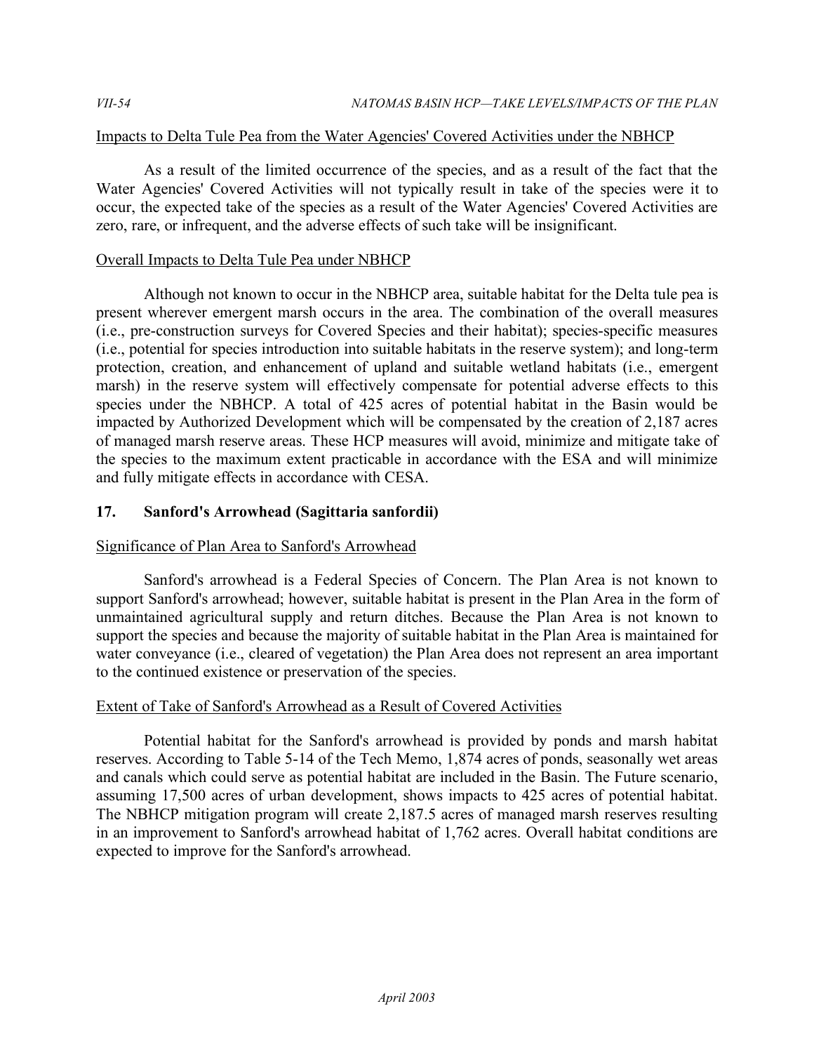Impacts to Delta Tule Pea from the Water Agencies' Covered Activities under the NBHCP

As a result of the limited occurrence of the species, and as a result of the fact that the Water Agencies' Covered Activities will not typically result in take of the species were it to occur, the expected take of the species as a result of the Water Agencies' Covered Activities are zero, rare, or infrequent, and the adverse effects of such take will be insignificant.

Overall Impacts to Delta Tule Pea under NBHCP

Although not known to occur in the NBHCP area, suitable habitat for the Delta tule pea is present wherever emergent marsh occurs in the area. The combination of the overall measures (i.e., pre-construction surveys for Covered Species and their habitat); species-specific measures (i.e., potential for species introduction into suitable habitats in the reserve system); and long-term protection, creation, and enhancement of upland and suitable wetland habitats (i.e., emergent marsh) in the reserve system will effectively compensate for potential adverse effects to this species under the NBHCP. A total of 425 acres of potential habitat in the Basin would be impacted by Authorized Development which will be compensated by the creation of 2,187 acres of managed marsh reserve areas. These HCP measures will avoid, minimize and mitigate take of the species to the maximum extent practicable in accordance with the ESA and will minimize and fully mitigate effects in accordance with CESA.

## 17. Sanford's Arrowhead (Sagittaria sanfordii)

Significance of Plan Area to Sanford's Arrowhead

Sanford's arrowhead is a Federal Species of Concern. The Plan Area is not known to support Sanford's arrowhead; however, suitable habitat is present in the Plan Area in the form of unmaintained agricultural supply and return ditches. Because the Plan Area is not known to support the species and because the majority of suitable habitat in the Plan Area is maintained for water conveyance (i.e., cleared of vegetation) the Plan Area does not represent an area important to the continued existence or preservation of the species.

Extent of Take of Sanford's Arrowhead as a Result of Covered Activities

Potential habitat for the Sanford's arrowhead is provided by ponds and marsh habitat reserves. According to Table 5-14 of the Tech Memo, 1,874 acres of ponds, seasonally wet areas and canals which could serve as potential habitat are included in the Basin. The Future scenario, assuming 17,500 acres of urban development, shows impacts to 425 acres of potential habitat. The NBHCP mitigation program will create 2,187.5 acres of managed marsh reserves resulting in an improvement to Sanford's arrowhead habitat of 1,762 acres. Overall habitat conditions are expected to improve for the Sanford's arrowhead.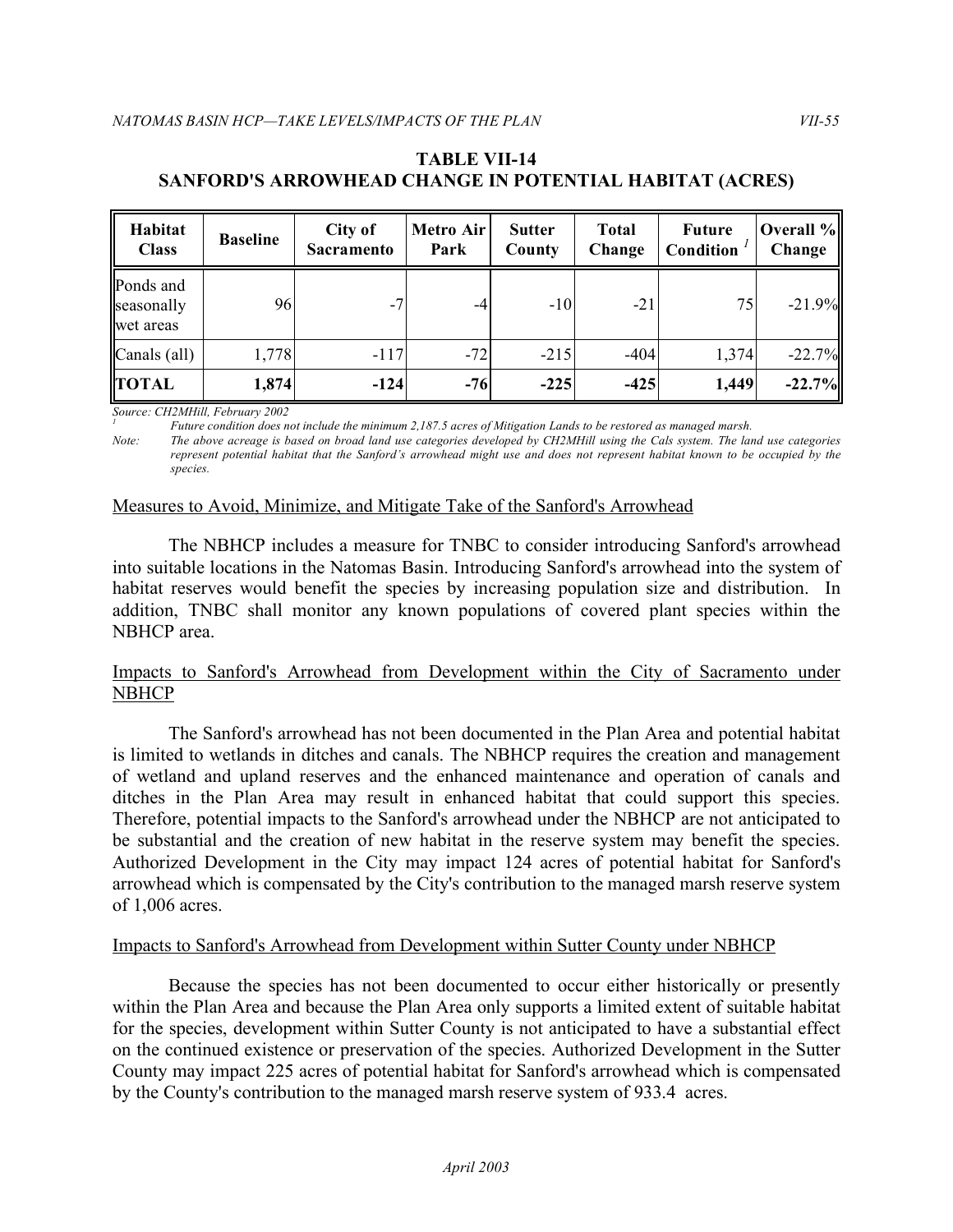**TABLE VII-14**
**SANFORD'S ARROWHEAD CHANGE IN POTENTIAL HABITAT (ACRES)**

| Habitat Class | Baseline | City of Sacramento | Metro Air Park | Sutter County | Total Change | Future Condition [1] | Overall % Change |
|---|---|---|---|---|---|---|---|
| Ponds and seasonally wet areas | 96 | -7 | -4 | -10 | -21 | 75 | -21.9% |
| Canals (all) | 1,778 | -117 | -72 | -215 | -404 | 1,374 | -22.7% |
| **TOTAL** | **1,874** | **-124** | **-76** | **-225** | **-425** | **1,449** | **-22.7%** |

*Source: CH2MHill, February 2002*

[1] *Future condition does not include the minimum 2,187.5 acres of Mitigation Lands to be restored as managed marsh.*

*Note: The above acreage is based on broad land use categories developed by CH2MHill using the Cals system. The land use categories represent potential habitat that the Sanford's arrowhead might use and does not represent habitat known to be occupied by the species.*

Measures to Avoid, Minimize, and Mitigate Take of the Sanford's Arrowhead

The NBHCP includes a measure for TNBC to consider introducing Sanford's arrowhead into suitable locations in the Natomas Basin. Introducing Sanford's arrowhead into the system of habitat reserves would benefit the species by increasing population size and distribution. In addition, TNBC shall monitor any known populations of covered plant species within the NBHCP area.

Impacts to Sanford's Arrowhead from Development within the City of Sacramento under NBHCP

The Sanford's arrowhead has not been documented in the Plan Area and potential habitat is limited to wetlands in ditches and canals. The NBHCP requires the creation and management of wetland and upland reserves and the enhanced maintenance and operation of canals and ditches in the Plan Area may result in enhanced habitat that could support this species. Therefore, potential impacts to the Sanford's arrowhead under the NBHCP are not anticipated to be substantial and the creation of new habitat in the reserve system may benefit the species. Authorized Development in the City may impact 124 acres of potential habitat for Sanford's arrowhead which is compensated by the City's contribution to the managed marsh reserve system of 1,006 acres.

Impacts to Sanford's Arrowhead from Development within Sutter County under NBHCP

Because the species has not been documented to occur either historically or presently within the Plan Area and because the Plan Area only supports a limited extent of suitable habitat for the species, development within Sutter County is not anticipated to have a substantial effect on the continued existence or preservation of the species. Authorized Development in the Sutter County may impact 225 acres of potential habitat for Sanford's arrowhead which is compensated by the County's contribution to the managed marsh reserve system of 933.4 acres.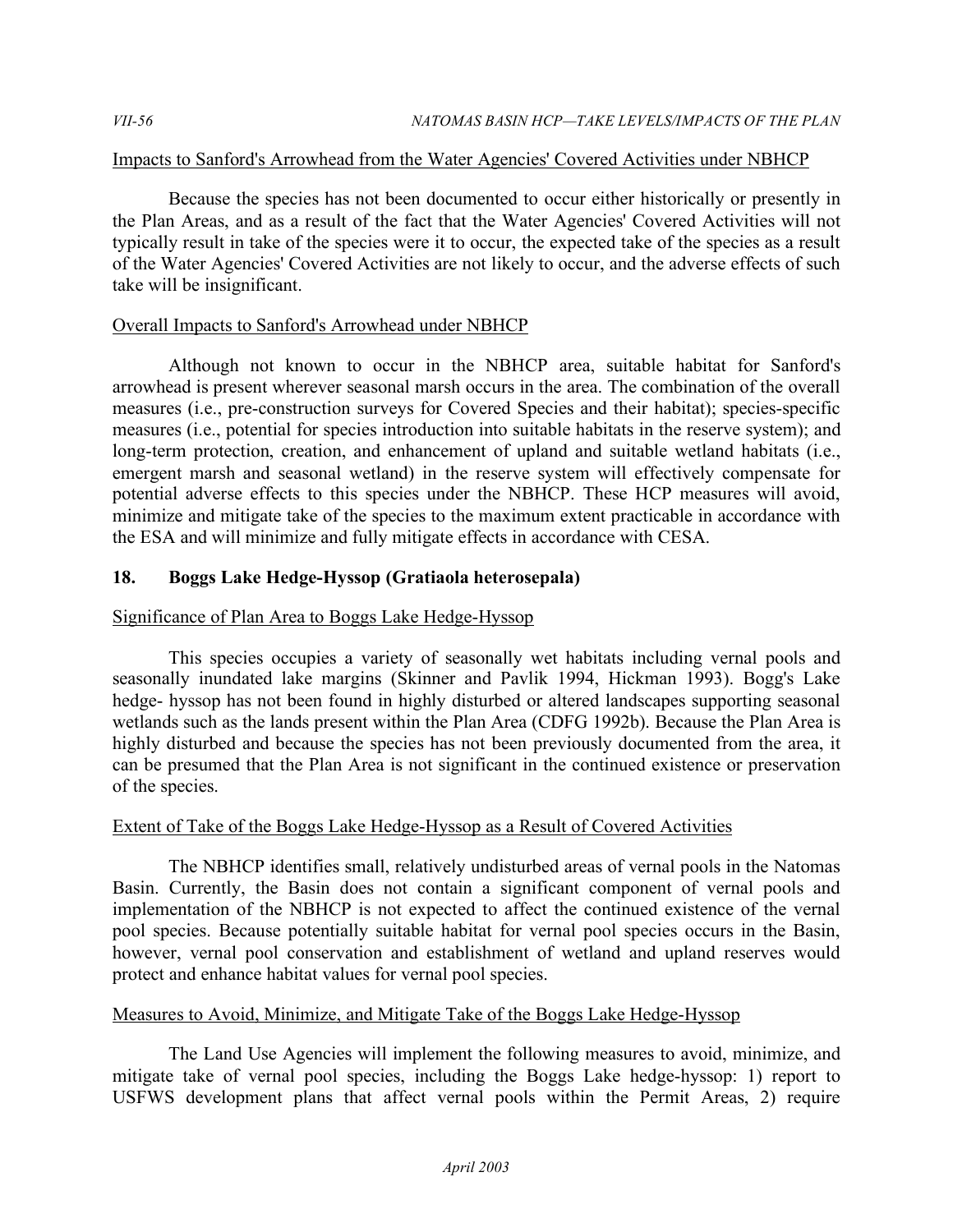Impacts to Sanford's Arrowhead from the Water Agencies' Covered Activities under NBHCP

Because the species has not been documented to occur either historically or presently in the Plan Areas, and as a result of the fact that the Water Agencies' Covered Activities will not typically result in take of the species were it to occur, the expected take of the species as a result of the Water Agencies' Covered Activities are not likely to occur, and the adverse effects of such take will be insignificant.

Overall Impacts to Sanford's Arrowhead under NBHCP

Although not known to occur in the NBHCP area, suitable habitat for Sanford's arrowhead is present wherever seasonal marsh occurs in the area. The combination of the overall measures (i.e., pre-construction surveys for Covered Species and their habitat); species-specific measures (i.e., potential for species introduction into suitable habitats in the reserve system); and long-term protection, creation, and enhancement of upland and suitable wetland habitats (i.e., emergent marsh and seasonal wetland) in the reserve system will effectively compensate for potential adverse effects to this species under the NBHCP. These HCP measures will avoid, minimize and mitigate take of the species to the maximum extent practicable in accordance with the ESA and will minimize and fully mitigate effects in accordance with CESA.

## 18. Boggs Lake Hedge-Hyssop (Gratiaola heterosepala)

Significance of Plan Area to Boggs Lake Hedge-Hyssop

This species occupies a variety of seasonally wet habitats including vernal pools and seasonally inundated lake margins (Skinner and Pavlik 1994, Hickman 1993). Bogg's Lake hedge- hyssop has not been found in highly disturbed or altered landscapes supporting seasonal wetlands such as the lands present within the Plan Area (CDFG 1992b). Because the Plan Area is highly disturbed and because the species has not been previously documented from the area, it can be presumed that the Plan Area is not significant in the continued existence or preservation of the species.

Extent of Take of the Boggs Lake Hedge-Hyssop as a Result of Covered Activities

The NBHCP identifies small, relatively undisturbed areas of vernal pools in the Natomas Basin. Currently, the Basin does not contain a significant component of vernal pools and implementation of the NBHCP is not expected to affect the continued existence of the vernal pool species. Because potentially suitable habitat for vernal pool species occurs in the Basin, however, vernal pool conservation and establishment of wetland and upland reserves would protect and enhance habitat values for vernal pool species.

Measures to Avoid, Minimize, and Mitigate Take of the Boggs Lake Hedge-Hyssop

The Land Use Agencies will implement the following measures to avoid, minimize, and mitigate take of vernal pool species, including the Boggs Lake hedge-hyssop: 1) report to USFWS development plans that affect vernal pools within the Permit Areas, 2) require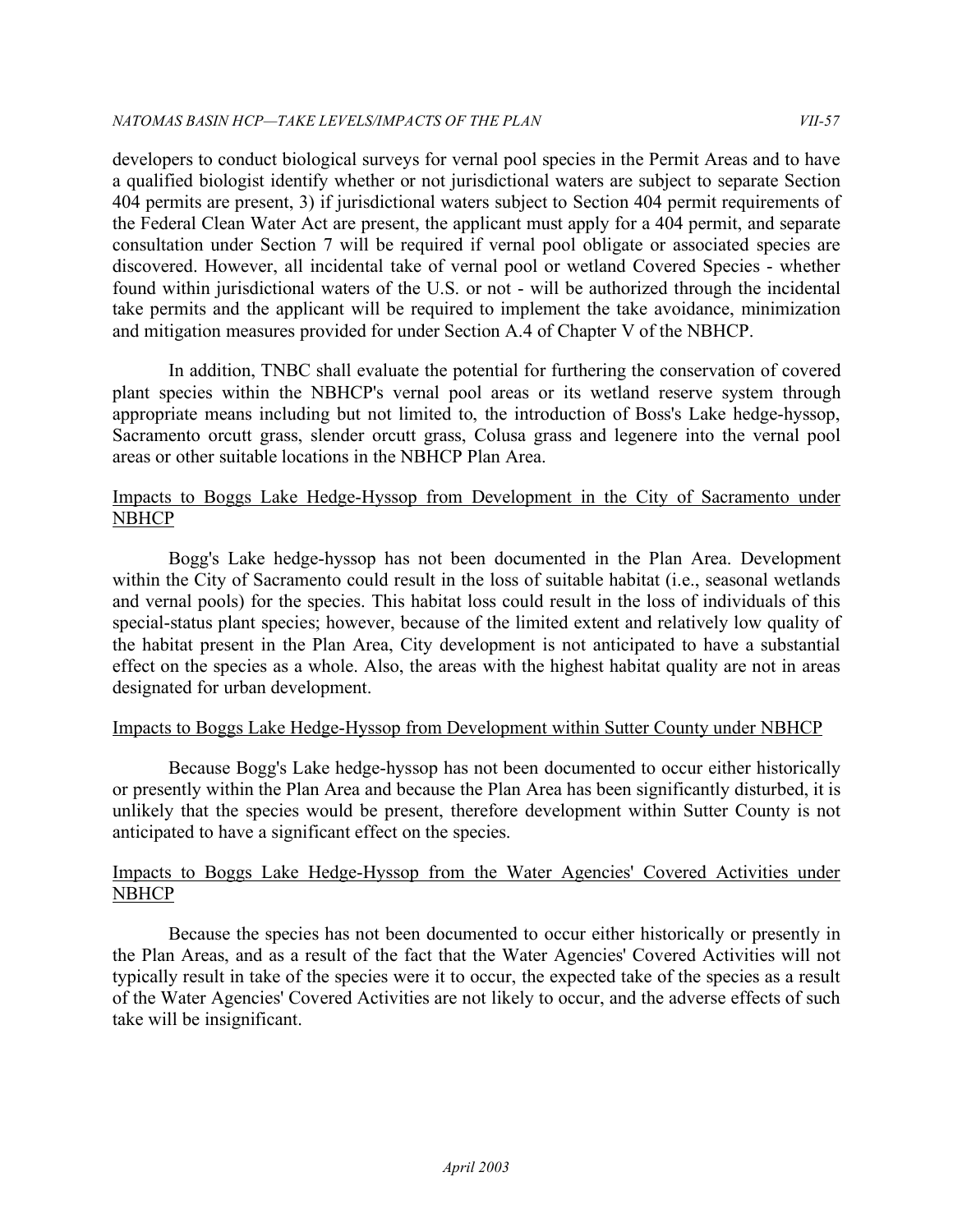developers to conduct biological surveys for vernal pool species in the Permit Areas and to have a qualified biologist identify whether or not jurisdictional waters are subject to separate Section 404 permits are present, 3) if jurisdictional waters subject to Section 404 permit requirements of the Federal Clean Water Act are present, the applicant must apply for a 404 permit, and separate consultation under Section 7 will be required if vernal pool obligate or associated species are discovered. However, all incidental take of vernal pool or wetland Covered Species - whether found within jurisdictional waters of the U.S. or not - will be authorized through the incidental take permits and the applicant will be required to implement the take avoidance, minimization and mitigation measures provided for under Section A.4 of Chapter V of the NBHCP.

In addition, TNBC shall evaluate the potential for furthering the conservation of covered plant species within the NBHCP's vernal pool areas or its wetland reserve system through appropriate means including but not limited to, the introduction of Boss's Lake hedge-hyssop, Sacramento orcutt grass, slender orcutt grass, Colusa grass and legenere into the vernal pool areas or other suitable locations in the NBHCP Plan Area.

<u>Impacts to Boggs Lake Hedge-Hyssop from Development in the City of Sacramento under NBHCP</u>

Bogg's Lake hedge-hyssop has not been documented in the Plan Area. Development within the City of Sacramento could result in the loss of suitable habitat (i.e., seasonal wetlands and vernal pools) for the species. This habitat loss could result in the loss of individuals of this special-status plant species; however, because of the limited extent and relatively low quality of the habitat present in the Plan Area, City development is not anticipated to have a substantial effect on the species as a whole. Also, the areas with the highest habitat quality are not in areas designated for urban development.

<u>Impacts to Boggs Lake Hedge-Hyssop from Development within Sutter County under NBHCP</u>

Because Bogg's Lake hedge-hyssop has not been documented to occur either historically or presently within the Plan Area and because the Plan Area has been significantly disturbed, it is unlikely that the species would be present, therefore development within Sutter County is not anticipated to have a significant effect on the species.

<u>Impacts to Boggs Lake Hedge-Hyssop from the Water Agencies' Covered Activities under NBHCP</u>

Because the species has not been documented to occur either historically or presently in the Plan Areas, and as a result of the fact that the Water Agencies' Covered Activities will not typically result in take of the species were it to occur, the expected take of the species as a result of the Water Agencies' Covered Activities are not likely to occur, and the adverse effects of such take will be insignificant.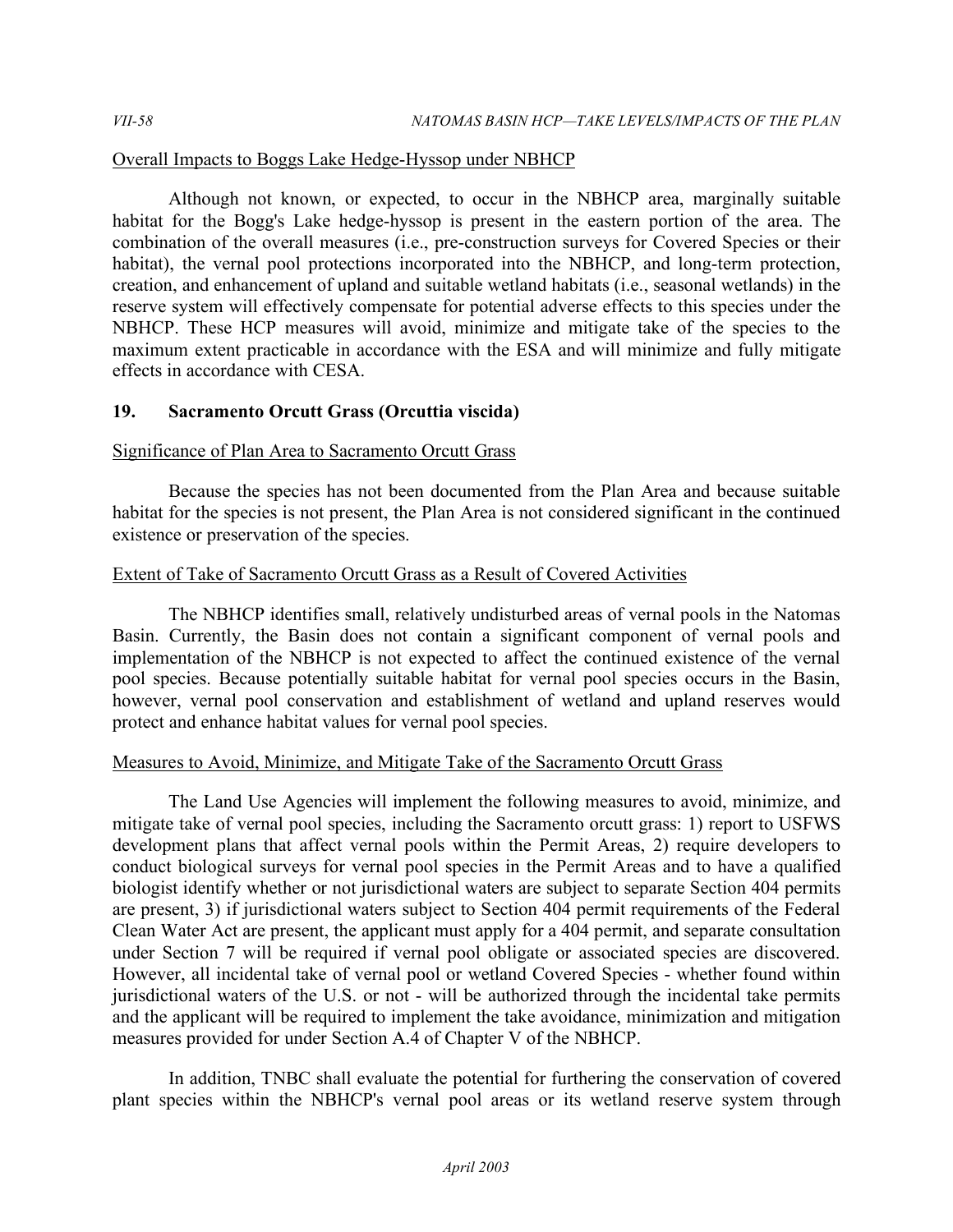Overall Impacts to Boggs Lake Hedge-Hyssop under NBHCP

Although not known, or expected, to occur in the NBHCP area, marginally suitable habitat for the Bogg's Lake hedge-hyssop is present in the eastern portion of the area. The combination of the overall measures (i.e., pre-construction surveys for Covered Species or their habitat), the vernal pool protections incorporated into the NBHCP, and long-term protection, creation, and enhancement of upland and suitable wetland habitats (i.e., seasonal wetlands) in the reserve system will effectively compensate for potential adverse effects to this species under the NBHCP. These HCP measures will avoid, minimize and mitigate take of the species to the maximum extent practicable in accordance with the ESA and will minimize and fully mitigate effects in accordance with CESA.

## 19. Sacramento Orcutt Grass (Orcuttia viscida)

Significance of Plan Area to Sacramento Orcutt Grass

Because the species has not been documented from the Plan Area and because suitable habitat for the species is not present, the Plan Area is not considered significant in the continued existence or preservation of the species.

Extent of Take of Sacramento Orcutt Grass as a Result of Covered Activities

The NBHCP identifies small, relatively undisturbed areas of vernal pools in the Natomas Basin. Currently, the Basin does not contain a significant component of vernal pools and implementation of the NBHCP is not expected to affect the continued existence of the vernal pool species. Because potentially suitable habitat for vernal pool species occurs in the Basin, however, vernal pool conservation and establishment of wetland and upland reserves would protect and enhance habitat values for vernal pool species.

Measures to Avoid, Minimize, and Mitigate Take of the Sacramento Orcutt Grass

The Land Use Agencies will implement the following measures to avoid, minimize, and mitigate take of vernal pool species, including the Sacramento orcutt grass: 1) report to USFWS development plans that affect vernal pools within the Permit Areas, 2) require developers to conduct biological surveys for vernal pool species in the Permit Areas and to have a qualified biologist identify whether or not jurisdictional waters are subject to separate Section 404 permits are present, 3) if jurisdictional waters subject to Section 404 permit requirements of the Federal Clean Water Act are present, the applicant must apply for a 404 permit, and separate consultation under Section 7 will be required if vernal pool obligate or associated species are discovered. However, all incidental take of vernal pool or wetland Covered Species - whether found within jurisdictional waters of the U.S. or not - will be authorized through the incidental take permits and the applicant will be required to implement the take avoidance, minimization and mitigation measures provided for under Section A.4 of Chapter V of the NBHCP.

In addition, TNBC shall evaluate the potential for furthering the conservation of covered plant species within the NBHCP's vernal pool areas or its wetland reserve system through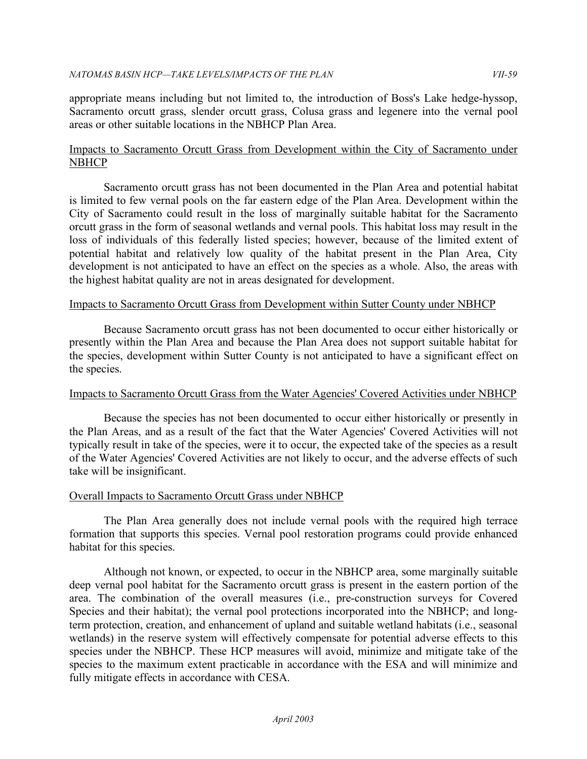appropriate means including but not limited to, the introduction of Boss's Lake hedge-hyssop, Sacramento orcutt grass, slender orcutt grass, Colusa grass and legenere into the vernal pool areas or other suitable locations in the NBHCP Plan Area.

Impacts to Sacramento Orcutt Grass from Development within the City of Sacramento under NBHCP

Sacramento orcutt grass has not been documented in the Plan Area and potential habitat is limited to few vernal pools on the far eastern edge of the Plan Area. Development within the City of Sacramento could result in the loss of marginally suitable habitat for the Sacramento orcutt grass in the form of seasonal wetlands and vernal pools. This habitat loss may result in the loss of individuals of this federally listed species; however, because of the limited extent of potential habitat and relatively low quality of the habitat present in the Plan Area, City development is not anticipated to have an effect on the species as a whole. Also, the areas with the highest habitat quality are not in areas designated for development.

Impacts to Sacramento Orcutt Grass from Development within Sutter County under NBHCP

Because Sacramento orcutt grass has not been documented to occur either historically or presently within the Plan Area and because the Plan Area does not support suitable habitat for the species, development within Sutter County is not anticipated to have a significant effect on the species.

Impacts to Sacramento Orcutt Grass from the Water Agencies' Covered Activities under NBHCP

Because the species has not been documented to occur either historically or presently in the Plan Areas, and as a result of the fact that the Water Agencies' Covered Activities will not typically result in take of the species, were it to occur, the expected take of the species as a result of the Water Agencies' Covered Activities are not likely to occur, and the adverse effects of such take will be insignificant.

Overall Impacts to Sacramento Orcutt Grass under NBHCP

The Plan Area generally does not include vernal pools with the required high terrace formation that supports this species. Vernal pool restoration programs could provide enhanced habitat for this species.

Although not known, or expected, to occur in the NBHCP area, some marginally suitable deep vernal pool habitat for the Sacramento orcutt grass is present in the eastern portion of the area. The combination of the overall measures (i.e., pre-construction surveys for Covered Species and their habitat); the vernal pool protections incorporated into the NBHCP; and long-term protection, creation, and enhancement of upland and suitable wetland habitats (i.e., seasonal wetlands) in the reserve system will effectively compensate for potential adverse effects to this species under the NBHCP. These HCP measures will avoid, minimize and mitigate take of the species to the maximum extent practicable in accordance with the ESA and will minimize and fully mitigate effects in accordance with CESA.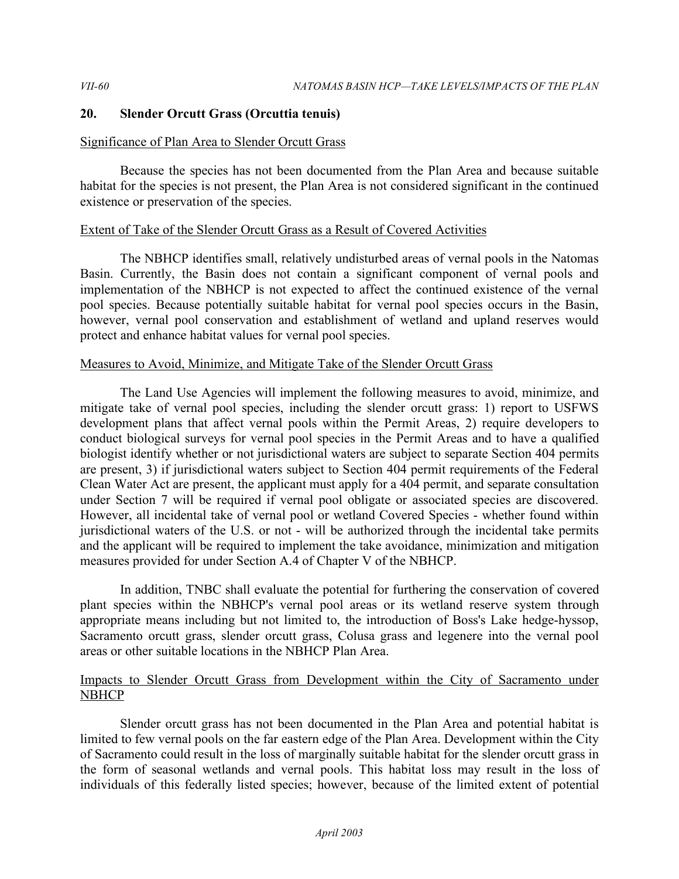## 20. Slender Orcutt Grass (Orcuttia tenuis)

Significance of Plan Area to Slender Orcutt Grass

Because the species has not been documented from the Plan Area and because suitable habitat for the species is not present, the Plan Area is not considered significant in the continued existence or preservation of the species.

Extent of Take of the Slender Orcutt Grass as a Result of Covered Activities

The NBHCP identifies small, relatively undisturbed areas of vernal pools in the Natomas Basin. Currently, the Basin does not contain a significant component of vernal pools and implementation of the NBHCP is not expected to affect the continued existence of the vernal pool species. Because potentially suitable habitat for vernal pool species occurs in the Basin, however, vernal pool conservation and establishment of wetland and upland reserves would protect and enhance habitat values for vernal pool species.

Measures to Avoid, Minimize, and Mitigate Take of the Slender Orcutt Grass

The Land Use Agencies will implement the following measures to avoid, minimize, and mitigate take of vernal pool species, including the slender orcutt grass: 1) report to USFWS development plans that affect vernal pools within the Permit Areas, 2) require developers to conduct biological surveys for vernal pool species in the Permit Areas and to have a qualified biologist identify whether or not jurisdictional waters are subject to separate Section 404 permits are present, 3) if jurisdictional waters subject to Section 404 permit requirements of the Federal Clean Water Act are present, the applicant must apply for a 404 permit, and separate consultation under Section 7 will be required if vernal pool obligate or associated species are discovered. However, all incidental take of vernal pool or wetland Covered Species - whether found within jurisdictional waters of the U.S. or not - will be authorized through the incidental take permits and the applicant will be required to implement the take avoidance, minimization and mitigation measures provided for under Section A.4 of Chapter V of the NBHCP.

In addition, TNBC shall evaluate the potential for furthering the conservation of covered plant species within the NBHCP's vernal pool areas or its wetland reserve system through appropriate means including but not limited to, the introduction of Boss's Lake hedge-hyssop, Sacramento orcutt grass, slender orcutt grass, Colusa grass and legenere into the vernal pool areas or other suitable locations in the NBHCP Plan Area.

Impacts to Slender Orcutt Grass from Development within the City of Sacramento under NBHCP

Slender orcutt grass has not been documented in the Plan Area and potential habitat is limited to few vernal pools on the far eastern edge of the Plan Area. Development within the City of Sacramento could result in the loss of marginally suitable habitat for the slender orcutt grass in the form of seasonal wetlands and vernal pools. This habitat loss may result in the loss of individuals of this federally listed species; however, because of the limited extent of potential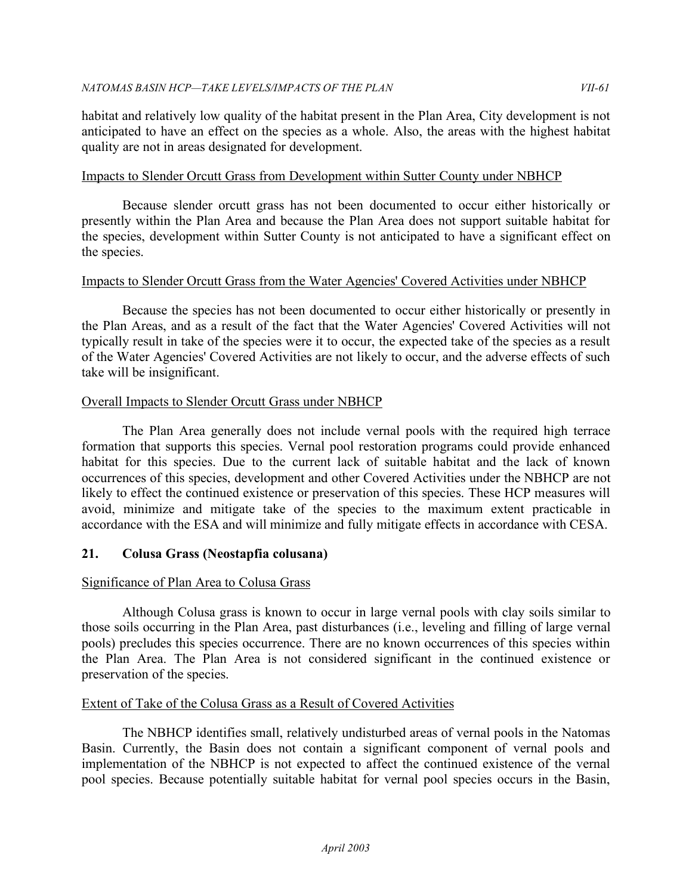habitat and relatively low quality of the habitat present in the Plan Area, City development is not anticipated to have an effect on the species as a whole. Also, the areas with the highest habitat quality are not in areas designated for development.

Impacts to Slender Orcutt Grass from Development within Sutter County under NBHCP

Because slender orcutt grass has not been documented to occur either historically or presently within the Plan Area and because the Plan Area does not support suitable habitat for the species, development within Sutter County is not anticipated to have a significant effect on the species.

Impacts to Slender Orcutt Grass from the Water Agencies' Covered Activities under NBHCP

Because the species has not been documented to occur either historically or presently in the Plan Areas, and as a result of the fact that the Water Agencies' Covered Activities will not typically result in take of the species were it to occur, the expected take of the species as a result of the Water Agencies' Covered Activities are not likely to occur, and the adverse effects of such take will be insignificant.

Overall Impacts to Slender Orcutt Grass under NBHCP

The Plan Area generally does not include vernal pools with the required high terrace formation that supports this species. Vernal pool restoration programs could provide enhanced habitat for this species. Due to the current lack of suitable habitat and the lack of known occurrences of this species, development and other Covered Activities under the NBHCP are not likely to effect the continued existence or preservation of this species. These HCP measures will avoid, minimize and mitigate take of the species to the maximum extent practicable in accordance with the ESA and will minimize and fully mitigate effects in accordance with CESA.

## 21. Colusa Grass (Neostapfia colusana)

Significance of Plan Area to Colusa Grass

Although Colusa grass is known to occur in large vernal pools with clay soils similar to those soils occurring in the Plan Area, past disturbances (i.e., leveling and filling of large vernal pools) precludes this species occurrence. There are no known occurrences of this species within the Plan Area. The Plan Area is not considered significant in the continued existence or preservation of the species.

Extent of Take of the Colusa Grass as a Result of Covered Activities

The NBHCP identifies small, relatively undisturbed areas of vernal pools in the Natomas Basin. Currently, the Basin does not contain a significant component of vernal pools and implementation of the NBHCP is not expected to affect the continued existence of the vernal pool species. Because potentially suitable habitat for vernal pool species occurs in the Basin,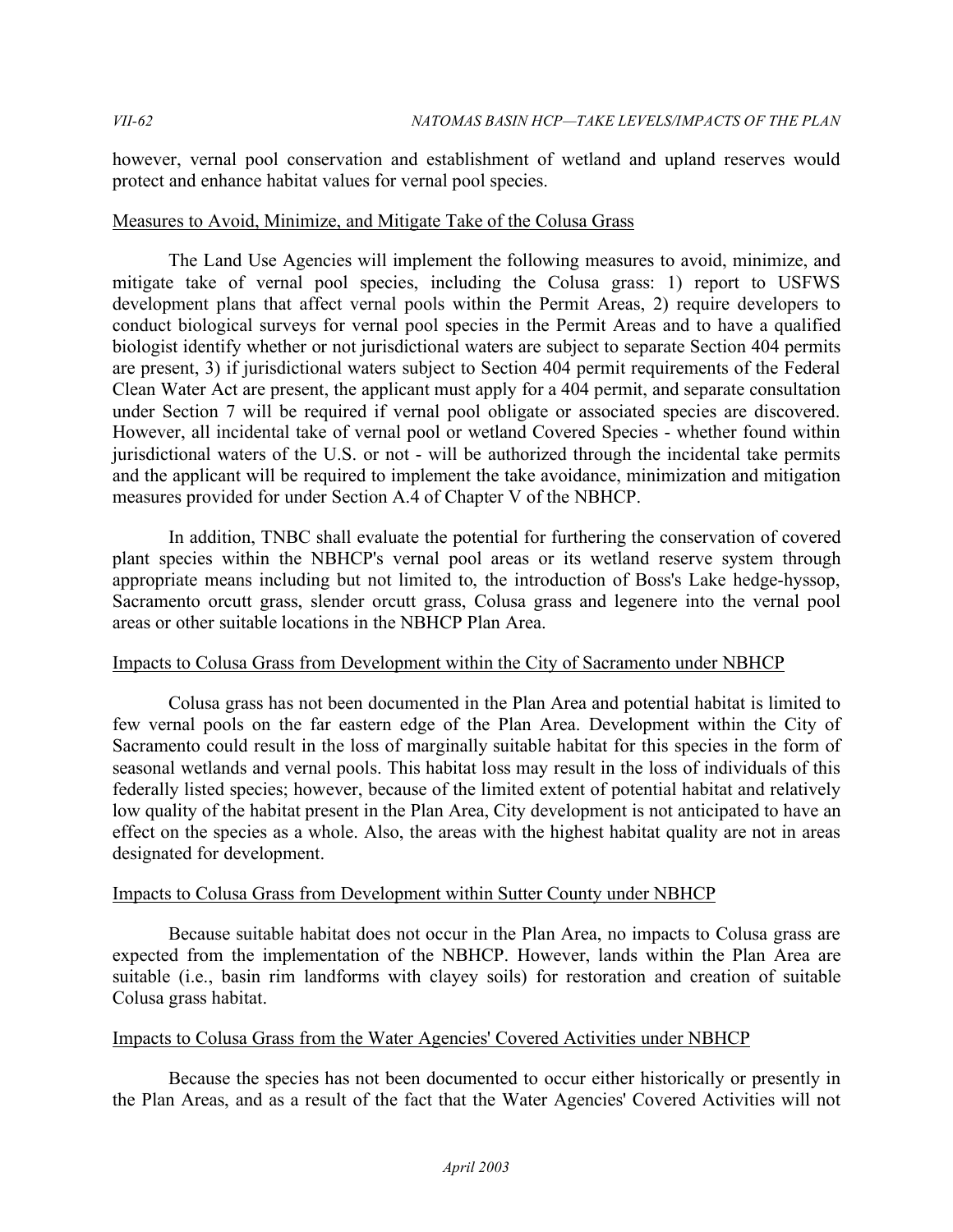however, vernal pool conservation and establishment of wetland and upland reserves would protect and enhance habitat values for vernal pool species.

<u>Measures to Avoid, Minimize, and Mitigate Take of the Colusa Grass</u>

The Land Use Agencies will implement the following measures to avoid, minimize, and mitigate take of vernal pool species, including the Colusa grass: 1) report to USFWS development plans that affect vernal pools within the Permit Areas, 2) require developers to conduct biological surveys for vernal pool species in the Permit Areas and to have a qualified biologist identify whether or not jurisdictional waters are subject to separate Section 404 permits are present, 3) if jurisdictional waters subject to Section 404 permit requirements of the Federal Clean Water Act are present, the applicant must apply for a 404 permit, and separate consultation under Section 7 will be required if vernal pool obligate or associated species are discovered. However, all incidental take of vernal pool or wetland Covered Species - whether found within jurisdictional waters of the U.S. or not - will be authorized through the incidental take permits and the applicant will be required to implement the take avoidance, minimization and mitigation measures provided for under Section A.4 of Chapter V of the NBHCP.

In addition, TNBC shall evaluate the potential for furthering the conservation of covered plant species within the NBHCP's vernal pool areas or its wetland reserve system through appropriate means including but not limited to, the introduction of Boss's Lake hedge-hyssop, Sacramento orcutt grass, slender orcutt grass, Colusa grass and legenere into the vernal pool areas or other suitable locations in the NBHCP Plan Area.

<u>Impacts to Colusa Grass from Development within the City of Sacramento under NBHCP</u>

Colusa grass has not been documented in the Plan Area and potential habitat is limited to few vernal pools on the far eastern edge of the Plan Area. Development within the City of Sacramento could result in the loss of marginally suitable habitat for this species in the form of seasonal wetlands and vernal pools. This habitat loss may result in the loss of individuals of this federally listed species; however, because of the limited extent of potential habitat and relatively low quality of the habitat present in the Plan Area, City development is not anticipated to have an effect on the species as a whole. Also, the areas with the highest habitat quality are not in areas designated for development.

<u>Impacts to Colusa Grass from Development within Sutter County under NBHCP</u>

Because suitable habitat does not occur in the Plan Area, no impacts to Colusa grass are expected from the implementation of the NBHCP. However, lands within the Plan Area are suitable (i.e., basin rim landforms with clayey soils) for restoration and creation of suitable Colusa grass habitat.

<u>Impacts to Colusa Grass from the Water Agencies' Covered Activities under NBHCP</u>

Because the species has not been documented to occur either historically or presently in the Plan Areas, and as a result of the fact that the Water Agencies' Covered Activities will not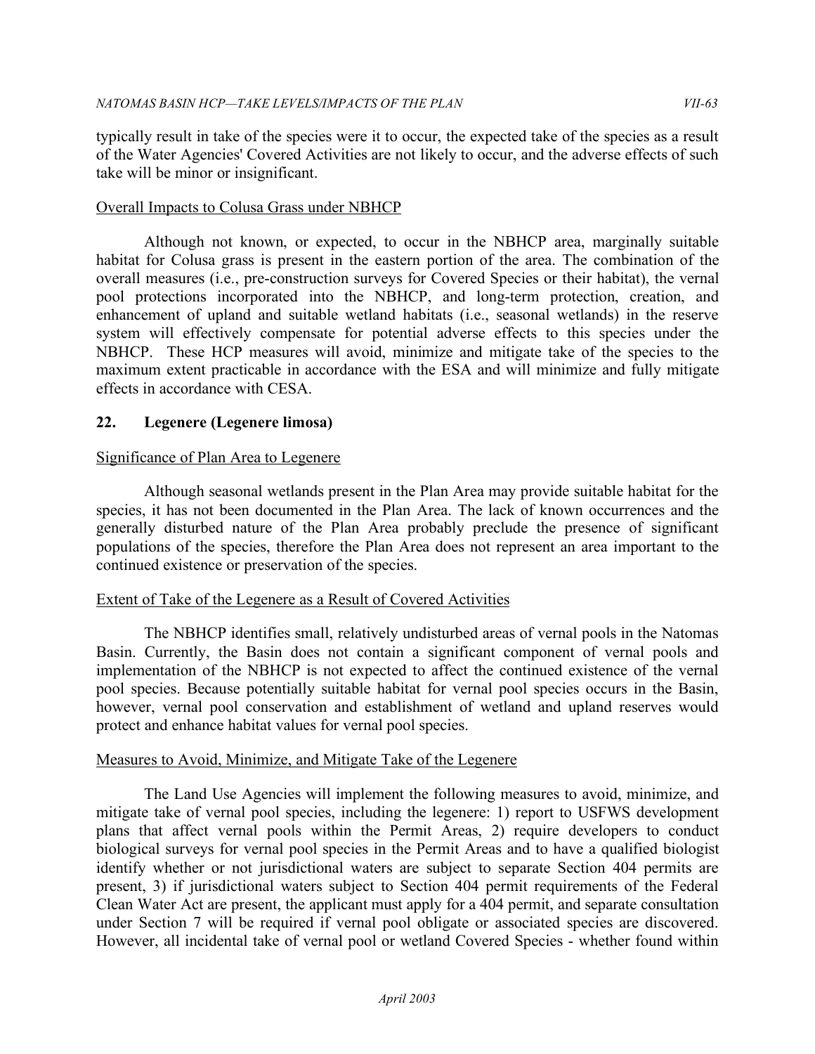typically result in take of the species were it to occur, the expected take of the species as a result of the Water Agencies' Covered Activities are not likely to occur, and the adverse effects of such take will be minor or insignificant.

Overall Impacts to Colusa Grass under NBHCP

Although not known, or expected, to occur in the NBHCP area, marginally suitable habitat for Colusa grass is present in the eastern portion of the area. The combination of the overall measures (i.e., pre-construction surveys for Covered Species or their habitat), the vernal pool protections incorporated into the NBHCP, and long-term protection, creation, and enhancement of upland and suitable wetland habitats (i.e., seasonal wetlands) in the reserve system will effectively compensate for potential adverse effects to this species under the NBHCP. These HCP measures will avoid, minimize and mitigate take of the species to the maximum extent practicable in accordance with the ESA and will minimize and fully mitigate effects in accordance with CESA.

### 22. Legenere (Legenere limosa)

Significance of Plan Area to Legenere

Although seasonal wetlands present in the Plan Area may provide suitable habitat for the species, it has not been documented in the Plan Area. The lack of known occurrences and the generally disturbed nature of the Plan Area probably preclude the presence of significant populations of the species, therefore the Plan Area does not represent an area important to the continued existence or preservation of the species.

Extent of Take of the Legenere as a Result of Covered Activities

The NBHCP identifies small, relatively undisturbed areas of vernal pools in the Natomas Basin. Currently, the Basin does not contain a significant component of vernal pools and implementation of the NBHCP is not expected to affect the continued existence of the vernal pool species. Because potentially suitable habitat for vernal pool species occurs in the Basin, however, vernal pool conservation and establishment of wetland and upland reserves would protect and enhance habitat values for vernal pool species.

Measures to Avoid, Minimize, and Mitigate Take of the Legenere

The Land Use Agencies will implement the following measures to avoid, minimize, and mitigate take of vernal pool species, including the legenere: 1) report to USFWS development plans that affect vernal pools within the Permit Areas, 2) require developers to conduct biological surveys for vernal pool species in the Permit Areas and to have a qualified biologist identify whether or not jurisdictional waters are subject to separate Section 404 permits are present, 3) if jurisdictional waters subject to Section 404 permit requirements of the Federal Clean Water Act are present, the applicant must apply for a 404 permit, and separate consultation under Section 7 will be required if vernal pool obligate or associated species are discovered. However, all incidental take of vernal pool or wetland Covered Species - whether found within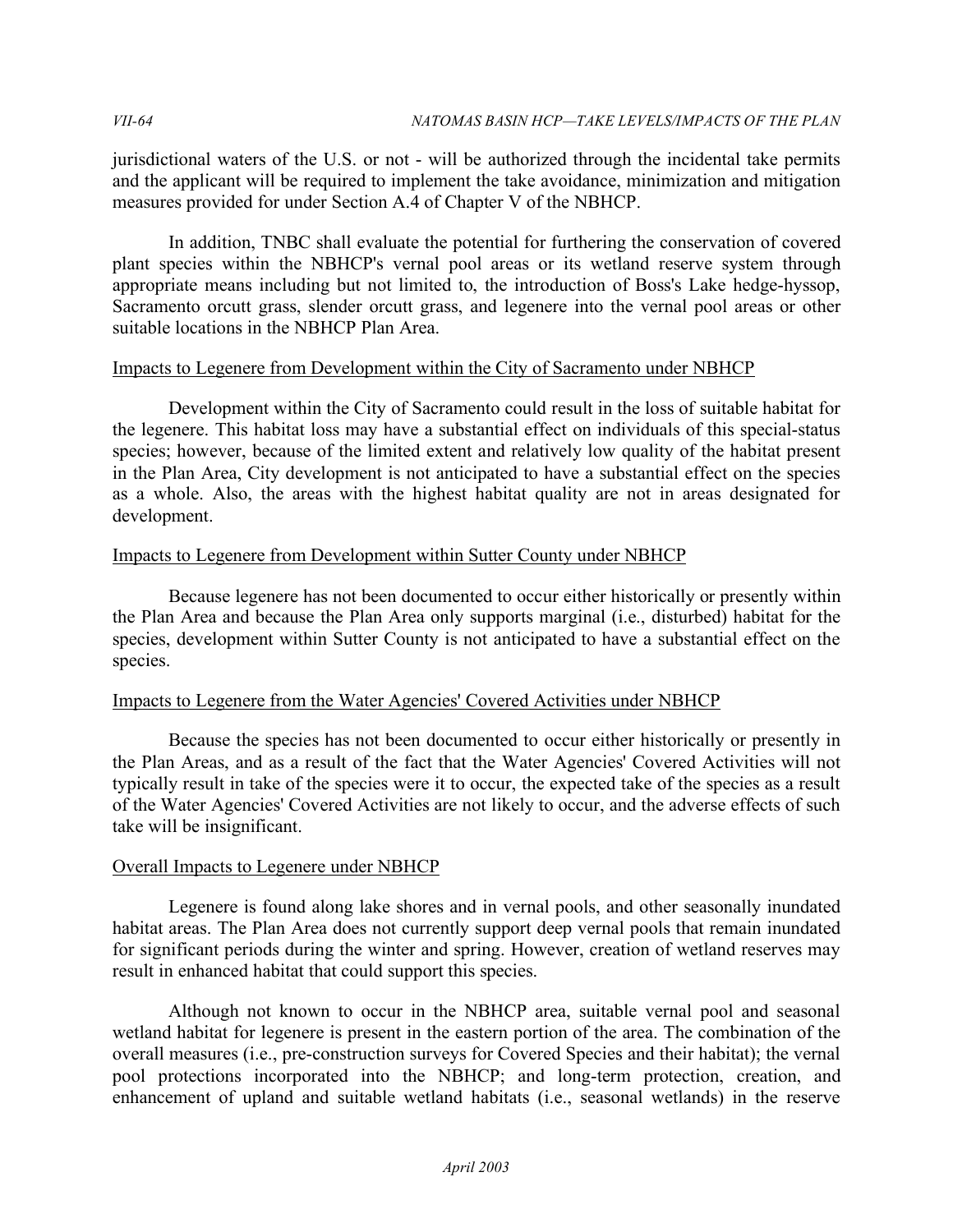jurisdictional waters of the U.S. or not - will be authorized through the incidental take permits and the applicant will be required to implement the take avoidance, minimization and mitigation measures provided for under Section A.4 of Chapter V of the NBHCP.

In addition, TNBC shall evaluate the potential for furthering the conservation of covered plant species within the NBHCP's vernal pool areas or its wetland reserve system through appropriate means including but not limited to, the introduction of Boss's Lake hedge-hyssop, Sacramento orcutt grass, slender orcutt grass, and legenere into the vernal pool areas or other suitable locations in the NBHCP Plan Area.

<u>Impacts to Legenere from Development within the City of Sacramento under NBHCP</u>

Development within the City of Sacramento could result in the loss of suitable habitat for the legenere. This habitat loss may have a substantial effect on individuals of this special-status species; however, because of the limited extent and relatively low quality of the habitat present in the Plan Area, City development is not anticipated to have a substantial effect on the species as a whole. Also, the areas with the highest habitat quality are not in areas designated for development.

<u>Impacts to Legenere from Development within Sutter County under NBHCP</u>

Because legenere has not been documented to occur either historically or presently within the Plan Area and because the Plan Area only supports marginal (i.e., disturbed) habitat for the species, development within Sutter County is not anticipated to have a substantial effect on the species.

<u>Impacts to Legenere from the Water Agencies' Covered Activities under NBHCP</u>

Because the species has not been documented to occur either historically or presently in the Plan Areas, and as a result of the fact that the Water Agencies' Covered Activities will not typically result in take of the species were it to occur, the expected take of the species as a result of the Water Agencies' Covered Activities are not likely to occur, and the adverse effects of such take will be insignificant.

<u>Overall Impacts to Legenere under NBHCP</u>

Legenere is found along lake shores and in vernal pools, and other seasonally inundated habitat areas. The Plan Area does not currently support deep vernal pools that remain inundated for significant periods during the winter and spring. However, creation of wetland reserves may result in enhanced habitat that could support this species.

Although not known to occur in the NBHCP area, suitable vernal pool and seasonal wetland habitat for legenere is present in the eastern portion of the area. The combination of the overall measures (i.e., pre-construction surveys for Covered Species and their habitat); the vernal pool protections incorporated into the NBHCP; and long-term protection, creation, and enhancement of upland and suitable wetland habitats (i.e., seasonal wetlands) in the reserve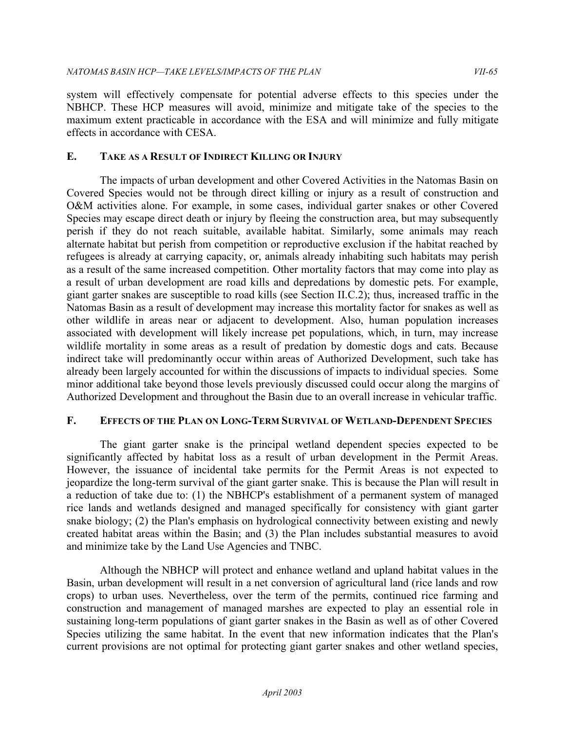system will effectively compensate for potential adverse effects to this species under the NBHCP. These HCP measures will avoid, minimize and mitigate take of the species to the maximum extent practicable in accordance with the ESA and will minimize and fully mitigate effects in accordance with CESA.

## E. Take as a Result of Indirect Killing or Injury

The impacts of urban development and other Covered Activities in the Natomas Basin on Covered Species would not be through direct killing or injury as a result of construction and O&M activities alone. For example, in some cases, individual garter snakes or other Covered Species may escape direct death or injury by fleeing the construction area, but may subsequently perish if they do not reach suitable, available habitat. Similarly, some animals may reach alternate habitat but perish from competition or reproductive exclusion if the habitat reached by refugees is already at carrying capacity, or, animals already inhabiting such habitats may perish as a result of the same increased competition. Other mortality factors that may come into play as a result of urban development are road kills and depredations by domestic pets. For example, giant garter snakes are susceptible to road kills (see Section II.C.2); thus, increased traffic in the Natomas Basin as a result of development may increase this mortality factor for snakes as well as other wildlife in areas near or adjacent to development. Also, human population increases associated with development will likely increase pet populations, which, in turn, may increase wildlife mortality in some areas as a result of predation by domestic dogs and cats. Because indirect take will predominantly occur within areas of Authorized Development, such take has already been largely accounted for within the discussions of impacts to individual species. Some minor additional take beyond those levels previously discussed could occur along the margins of Authorized Development and throughout the Basin due to an overall increase in vehicular traffic.

## F. Effects of the Plan on Long-Term Survival of Wetland-Dependent Species

The giant garter snake is the principal wetland dependent species expected to be significantly affected by habitat loss as a result of urban development in the Permit Areas. However, the issuance of incidental take permits for the Permit Areas is not expected to jeopardize the long-term survival of the giant garter snake. This is because the Plan will result in a reduction of take due to: (1) the NBHCP's establishment of a permanent system of managed rice lands and wetlands designed and managed specifically for consistency with giant garter snake biology; (2) the Plan's emphasis on hydrological connectivity between existing and newly created habitat areas within the Basin; and (3) the Plan includes substantial measures to avoid and minimize take by the Land Use Agencies and TNBC.

Although the NBHCP will protect and enhance wetland and upland habitat values in the Basin, urban development will result in a net conversion of agricultural land (rice lands and row crops) to urban uses. Nevertheless, over the term of the permits, continued rice farming and construction and management of managed marshes are expected to play an essential role in sustaining long-term populations of giant garter snakes in the Basin as well as of other Covered Species utilizing the same habitat. In the event that new information indicates that the Plan's current provisions are not optimal for protecting giant garter snakes and other wetland species,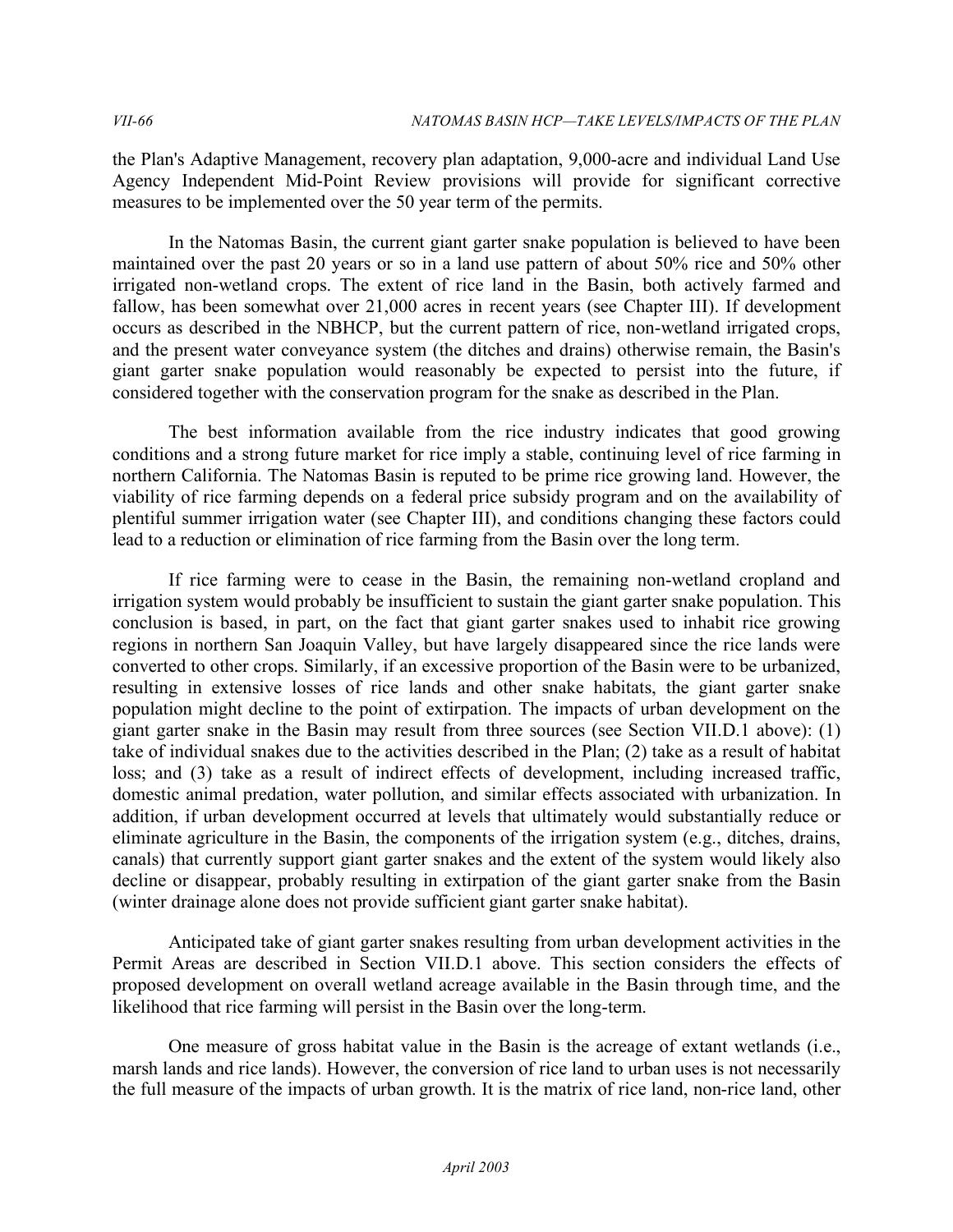the Plan's Adaptive Management, recovery plan adaptation, 9,000-acre and individual Land Use Agency Independent Mid-Point Review provisions will provide for significant corrective measures to be implemented over the 50 year term of the permits.

In the Natomas Basin, the current giant garter snake population is believed to have been maintained over the past 20 years or so in a land use pattern of about 50% rice and 50% other irrigated non-wetland crops. The extent of rice land in the Basin, both actively farmed and fallow, has been somewhat over 21,000 acres in recent years (see Chapter III). If development occurs as described in the NBHCP, but the current pattern of rice, non-wetland irrigated crops, and the present water conveyance system (the ditches and drains) otherwise remain, the Basin's giant garter snake population would reasonably be expected to persist into the future, if considered together with the conservation program for the snake as described in the Plan.

The best information available from the rice industry indicates that good growing conditions and a strong future market for rice imply a stable, continuing level of rice farming in northern California. The Natomas Basin is reputed to be prime rice growing land. However, the viability of rice farming depends on a federal price subsidy program and on the availability of plentiful summer irrigation water (see Chapter III), and conditions changing these factors could lead to a reduction or elimination of rice farming from the Basin over the long term.

If rice farming were to cease in the Basin, the remaining non-wetland cropland and irrigation system would probably be insufficient to sustain the giant garter snake population. This conclusion is based, in part, on the fact that giant garter snakes used to inhabit rice growing regions in northern San Joaquin Valley, but have largely disappeared since the rice lands were converted to other crops. Similarly, if an excessive proportion of the Basin were to be urbanized, resulting in extensive losses of rice lands and other snake habitats, the giant garter snake population might decline to the point of extirpation. The impacts of urban development on the giant garter snake in the Basin may result from three sources (see Section VII.D.1 above): (1) take of individual snakes due to the activities described in the Plan; (2) take as a result of habitat loss; and (3) take as a result of indirect effects of development, including increased traffic, domestic animal predation, water pollution, and similar effects associated with urbanization. In addition, if urban development occurred at levels that ultimately would substantially reduce or eliminate agriculture in the Basin, the components of the irrigation system (e.g., ditches, drains, canals) that currently support giant garter snakes and the extent of the system would likely also decline or disappear, probably resulting in extirpation of the giant garter snake from the Basin (winter drainage alone does not provide sufficient giant garter snake habitat).

Anticipated take of giant garter snakes resulting from urban development activities in the Permit Areas are described in Section VII.D.1 above. This section considers the effects of proposed development on overall wetland acreage available in the Basin through time, and the likelihood that rice farming will persist in the Basin over the long-term.

One measure of gross habitat value in the Basin is the acreage of extant wetlands (i.e., marsh lands and rice lands). However, the conversion of rice land to urban uses is not necessarily the full measure of the impacts of urban growth. It is the matrix of rice land, non-rice land, other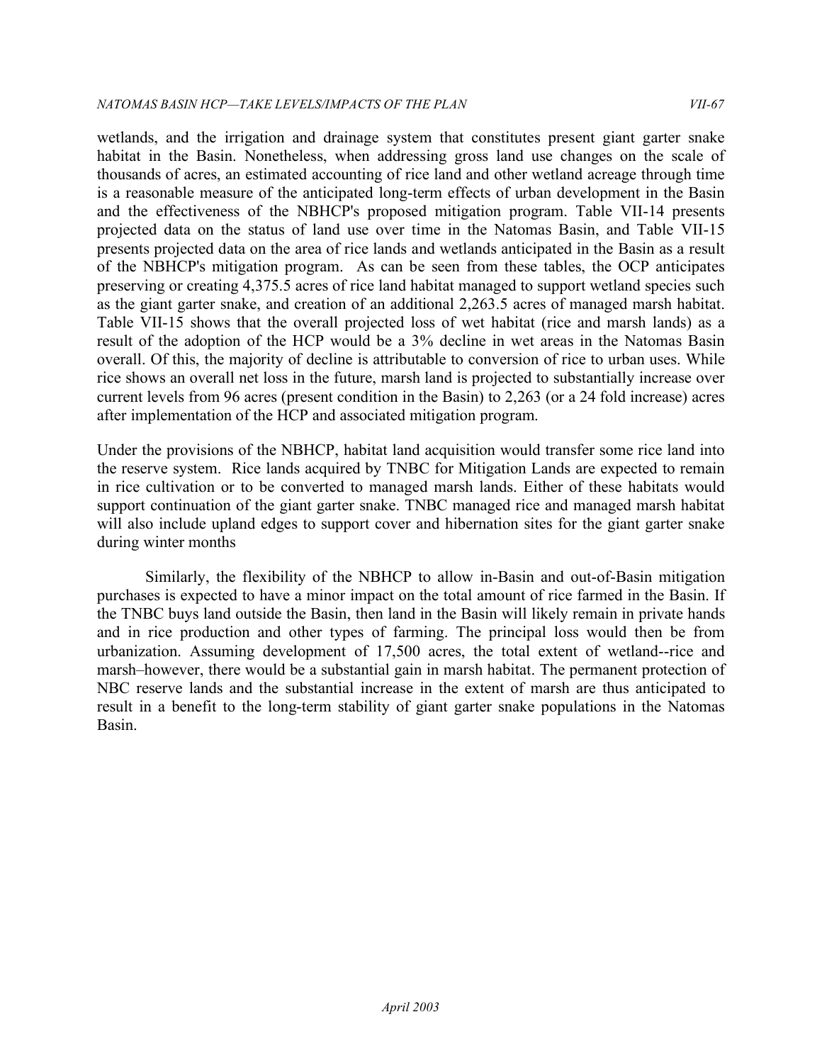wetlands, and the irrigation and drainage system that constitutes present giant garter snake habitat in the Basin. Nonetheless, when addressing gross land use changes on the scale of thousands of acres, an estimated accounting of rice land and other wetland acreage through time is a reasonable measure of the anticipated long-term effects of urban development in the Basin and the effectiveness of the NBHCP's proposed mitigation program. Table VII-14 presents projected data on the status of land use over time in the Natomas Basin, and Table VII-15 presents projected data on the area of rice lands and wetlands anticipated in the Basin as a result of the NBHCP's mitigation program. As can be seen from these tables, the OCP anticipates preserving or creating 4,375.5 acres of rice land habitat managed to support wetland species such as the giant garter snake, and creation of an additional 2,263.5 acres of managed marsh habitat. Table VII-15 shows that the overall projected loss of wet habitat (rice and marsh lands) as a result of the adoption of the HCP would be a 3% decline in wet areas in the Natomas Basin overall. Of this, the majority of decline is attributable to conversion of rice to urban uses. While rice shows an overall net loss in the future, marsh land is projected to substantially increase over current levels from 96 acres (present condition in the Basin) to 2,263 (or a 24 fold increase) acres after implementation of the HCP and associated mitigation program.

Under the provisions of the NBHCP, habitat land acquisition would transfer some rice land into the reserve system. Rice lands acquired by TNBC for Mitigation Lands are expected to remain in rice cultivation or to be converted to managed marsh lands. Either of these habitats would support continuation of the giant garter snake. TNBC managed rice and managed marsh habitat will also include upland edges to support cover and hibernation sites for the giant garter snake during winter months

Similarly, the flexibility of the NBHCP to allow in-Basin and out-of-Basin mitigation purchases is expected to have a minor impact on the total amount of rice farmed in the Basin. If the TNBC buys land outside the Basin, then land in the Basin will likely remain in private hands and in rice production and other types of farming. The principal loss would then be from urbanization. Assuming development of 17,500 acres, the total extent of wetland--rice and marsh–however, there would be a substantial gain in marsh habitat. The permanent protection of NBC reserve lands and the substantial increase in the extent of marsh are thus anticipated to result in a benefit to the long-term stability of giant garter snake populations in the Natomas Basin.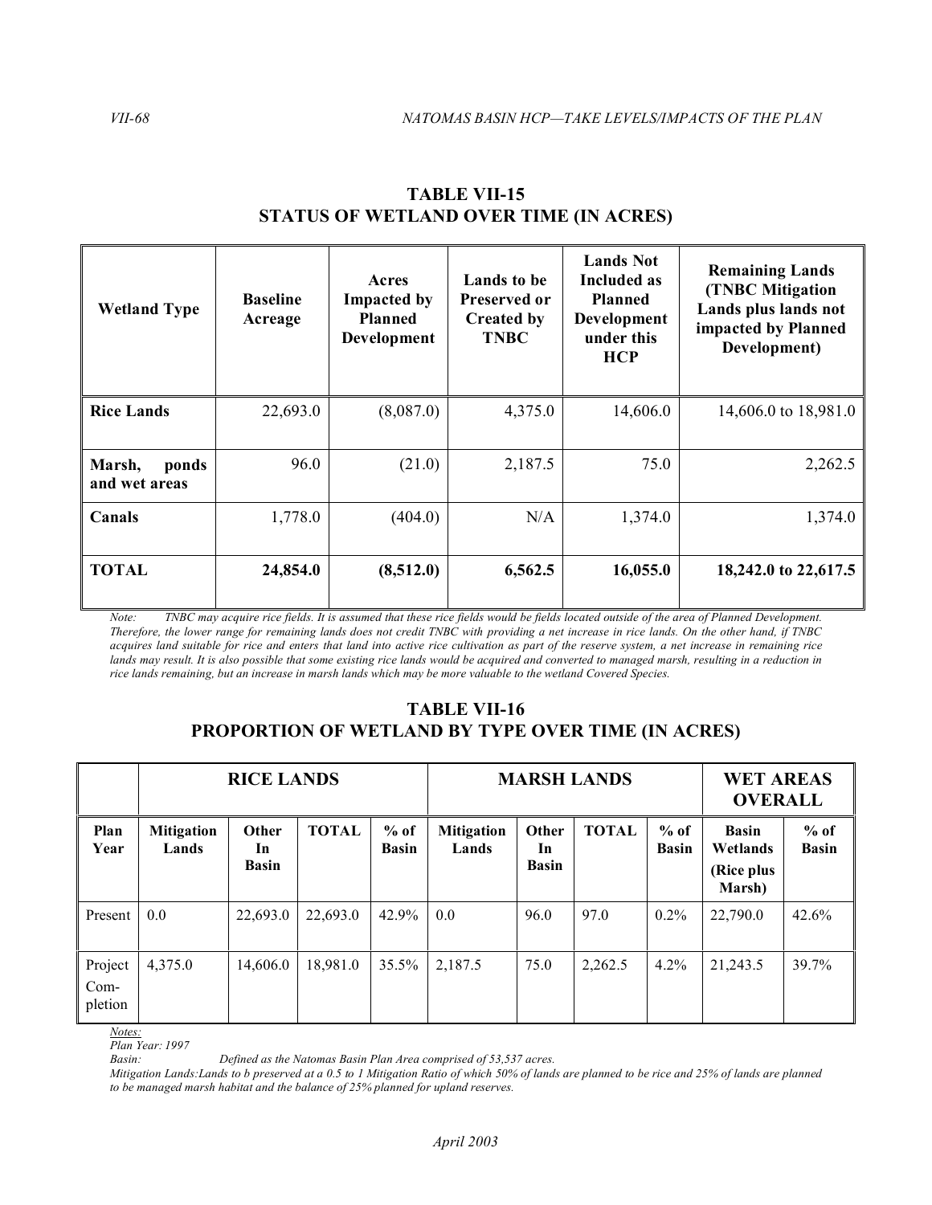## TABLE VII-15
## STATUS OF WETLAND OVER TIME (IN ACRES)

| Wetland Type | Baseline Acreage | Acres Impacted by Planned Development | Lands to be Preserved or Created by TNBC | Lands Not Included as Planned Development under this HCP | Remaining Lands (TNBC Mitigation Lands plus lands not impacted by Planned Development) |
|---|---|---|---|---|---|
| **Rice Lands** | 22,693.0 | (8,087.0) | 4,375.0 | 14,606.0 | 14,606.0 to 18,981.0 |
| **Marsh, ponds and wet areas** | 96.0 | (21.0) | 2,187.5 | 75.0 | 2,262.5 |
| **Canals** | 1,778.0 | (404.0) | N/A | 1,374.0 | 1,374.0 |
| **TOTAL** | **24,854.0** | **(8,512.0)** | **6,562.5** | **16,055.0** | **18,242.0 to 22,617.5** |

*Note: TNBC may acquire rice fields. It is assumed that these rice fields would be fields located outside of the area of Planned Development. Therefore, the lower range for remaining lands does not credit TNBC with providing a net increase in rice lands. On the other hand, if TNBC acquires land suitable for rice and enters that land into active rice cultivation as part of the reserve system, a net increase in remaining rice lands may result. It is also possible that some existing rice lands would be acquired and converted to managed marsh, resulting in a reduction in rice lands remaining, but an increase in marsh lands which may be more valuable to the wetland Covered Species.*

## TABLE VII-16
## PROPORTION OF WETLAND BY TYPE OVER TIME (IN ACRES)

| | RICE LANDS | | | | MARSH LANDS | | | | WET AREAS OVERALL | |
|---|---|---|---|---|---|---|---|---|---|---|
| **Plan Year** | **Mitigation Lands** | **Other In Basin** | **TOTAL** | **% of Basin** | **Mitigation Lands** | **Other In Basin** | **TOTAL** | **% of Basin** | **Basin Wetlands (Rice plus Marsh)** | **% of Basin** |
| Present | 0.0 | 22,693.0 | 22,693.0 | 42.9% | 0.0 | 96.0 | 97.0 | 0.2% | 22,790.0 | 42.6% |
| Project Com-pletion | 4,375.0 | 14,606.0 | 18,981.0 | 35.5% | 2,187.5 | 75.0 | 2,262.5 | 4.2% | 21,243.5 | 39.7% |

*Notes:*
*Plan Year: 1997*
*Basin: Defined as the Natomas Basin Plan Area comprised of 53,537 acres.*
*Mitigation Lands: Lands to b preserved at a 0.5 to 1 Mitigation Ratio of which 50% of lands are planned to be rice and 25% of lands are planned to be managed marsh habitat and the balance of 25% planned for upland reserves.*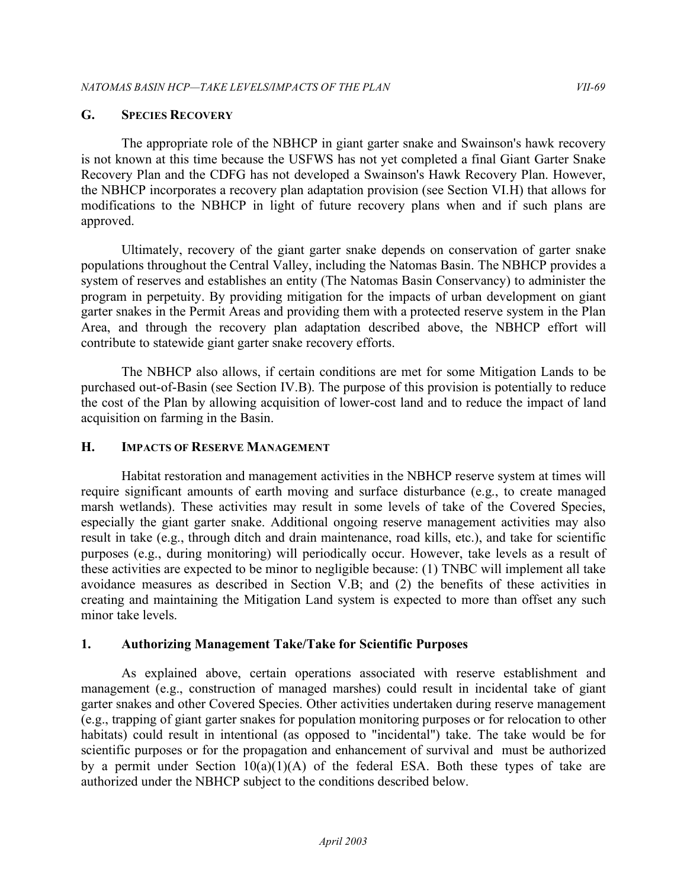## G. SPECIES RECOVERY

The appropriate role of the NBHCP in giant garter snake and Swainson's hawk recovery is not known at this time because the USFWS has not yet completed a final Giant Garter Snake Recovery Plan and the CDFG has not developed a Swainson's Hawk Recovery Plan. However, the NBHCP incorporates a recovery plan adaptation provision (see Section VI.H) that allows for modifications to the NBHCP in light of future recovery plans when and if such plans are approved.

Ultimately, recovery of the giant garter snake depends on conservation of garter snake populations throughout the Central Valley, including the Natomas Basin. The NBHCP provides a system of reserves and establishes an entity (The Natomas Basin Conservancy) to administer the program in perpetuity. By providing mitigation for the impacts of urban development on giant garter snakes in the Permit Areas and providing them with a protected reserve system in the Plan Area, and through the recovery plan adaptation described above, the NBHCP effort will contribute to statewide giant garter snake recovery efforts.

The NBHCP also allows, if certain conditions are met for some Mitigation Lands to be purchased out-of-Basin (see Section IV.B). The purpose of this provision is potentially to reduce the cost of the Plan by allowing acquisition of lower-cost land and to reduce the impact of land acquisition on farming in the Basin.

## H. IMPACTS OF RESERVE MANAGEMENT

Habitat restoration and management activities in the NBHCP reserve system at times will require significant amounts of earth moving and surface disturbance (e.g., to create managed marsh wetlands). These activities may result in some levels of take of the Covered Species, especially the giant garter snake. Additional ongoing reserve management activities may also result in take (e.g., through ditch and drain maintenance, road kills, etc.), and take for scientific purposes (e.g., during monitoring) will periodically occur. However, take levels as a result of these activities are expected to be minor to negligible because: (1) TNBC will implement all take avoidance measures as described in Section V.B; and (2) the benefits of these activities in creating and maintaining the Mitigation Land system is expected to more than offset any such minor take levels.

### 1. Authorizing Management Take/Take for Scientific Purposes

As explained above, certain operations associated with reserve establishment and management (e.g., construction of managed marshes) could result in incidental take of giant garter snakes and other Covered Species. Other activities undertaken during reserve management (e.g., trapping of giant garter snakes for population monitoring purposes or for relocation to other habitats) could result in intentional (as opposed to "incidental") take. The take would be for scientific purposes or for the propagation and enhancement of survival and must be authorized by a permit under Section 10(a)(1)(A) of the federal ESA. Both these types of take are authorized under the NBHCP subject to the conditions described below.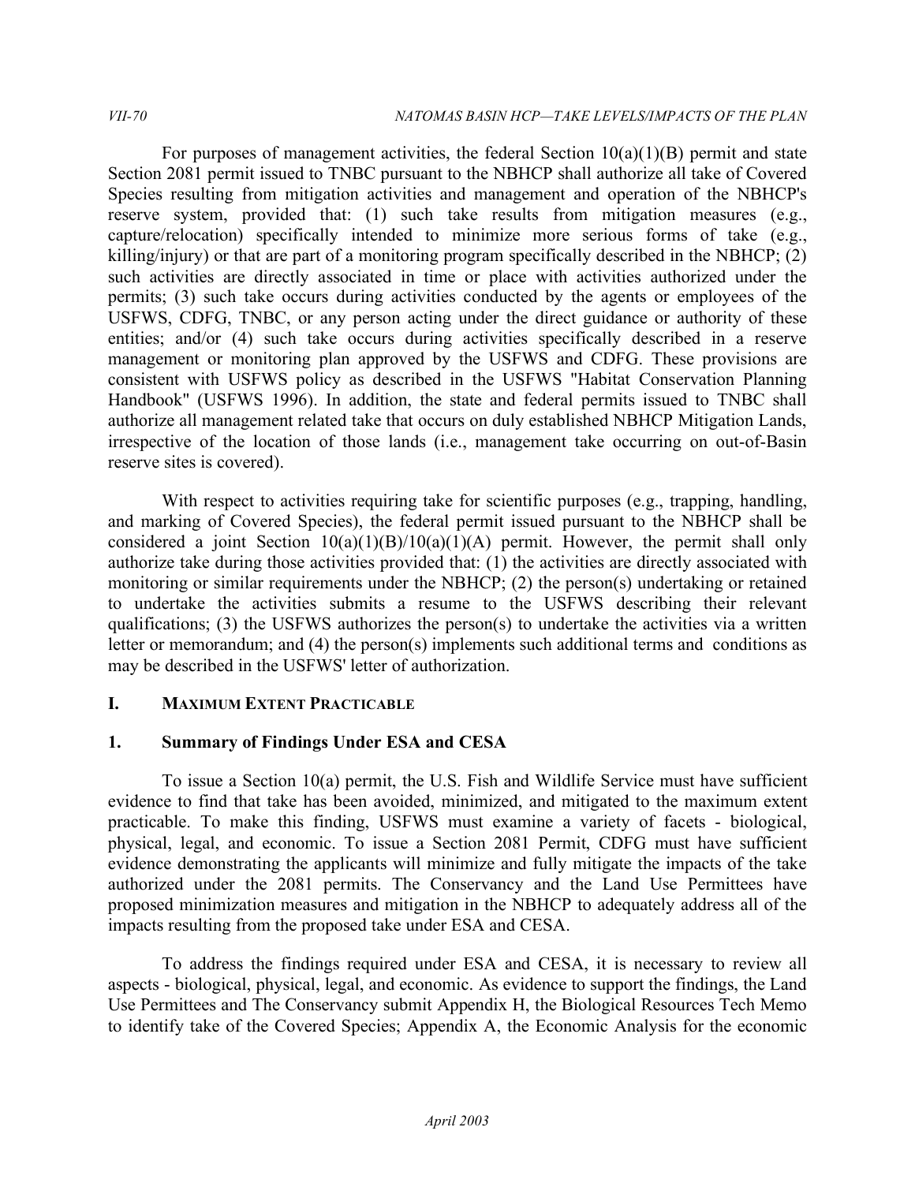For purposes of management activities, the federal Section 10(a)(1)(B) permit and state Section 2081 permit issued to TNBC pursuant to the NBHCP shall authorize all take of Covered Species resulting from mitigation activities and management and operation of the NBHCP's reserve system, provided that: (1) such take results from mitigation measures (e.g., capture/relocation) specifically intended to minimize more serious forms of take (e.g., killing/injury) or that are part of a monitoring program specifically described in the NBHCP; (2) such activities are directly associated in time or place with activities authorized under the permits; (3) such take occurs during activities conducted by the agents or employees of the USFWS, CDFG, TNBC, or any person acting under the direct guidance or authority of these entities; and/or (4) such take occurs during activities specifically described in a reserve management or monitoring plan approved by the USFWS and CDFG. These provisions are consistent with USFWS policy as described in the USFWS "Habitat Conservation Planning Handbook" (USFWS 1996). In addition, the state and federal permits issued to TNBC shall authorize all management related take that occurs on duly established NBHCP Mitigation Lands, irrespective of the location of those lands (i.e., management take occurring on out-of-Basin reserve sites is covered).

With respect to activities requiring take for scientific purposes (e.g., trapping, handling, and marking of Covered Species), the federal permit issued pursuant to the NBHCP shall be considered a joint Section 10(a)(1)(B)/10(a)(1)(A) permit. However, the permit shall only authorize take during those activities provided that: (1) the activities are directly associated with monitoring or similar requirements under the NBHCP; (2) the person(s) undertaking or retained to undertake the activities submits a resume to the USFWS describing their relevant qualifications; (3) the USFWS authorizes the person(s) to undertake the activities via a written letter or memorandum; and (4) the person(s) implements such additional terms and conditions as may be described in the USFWS' letter of authorization.

## I. Maximum Extent Practicable

### 1. Summary of Findings Under ESA and CESA

To issue a Section 10(a) permit, the U.S. Fish and Wildlife Service must have sufficient evidence to find that take has been avoided, minimized, and mitigated to the maximum extent practicable. To make this finding, USFWS must examine a variety of facets - biological, physical, legal, and economic. To issue a Section 2081 Permit, CDFG must have sufficient evidence demonstrating the applicants will minimize and fully mitigate the impacts of the take authorized under the 2081 permits. The Conservancy and the Land Use Permittees have proposed minimization measures and mitigation in the NBHCP to adequately address all of the impacts resulting from the proposed take under ESA and CESA.

To address the findings required under ESA and CESA, it is necessary to review all aspects - biological, physical, legal, and economic. As evidence to support the findings, the Land Use Permittees and The Conservancy submit Appendix H, the Biological Resources Tech Memo to identify take of the Covered Species; Appendix A, the Economic Analysis for the economic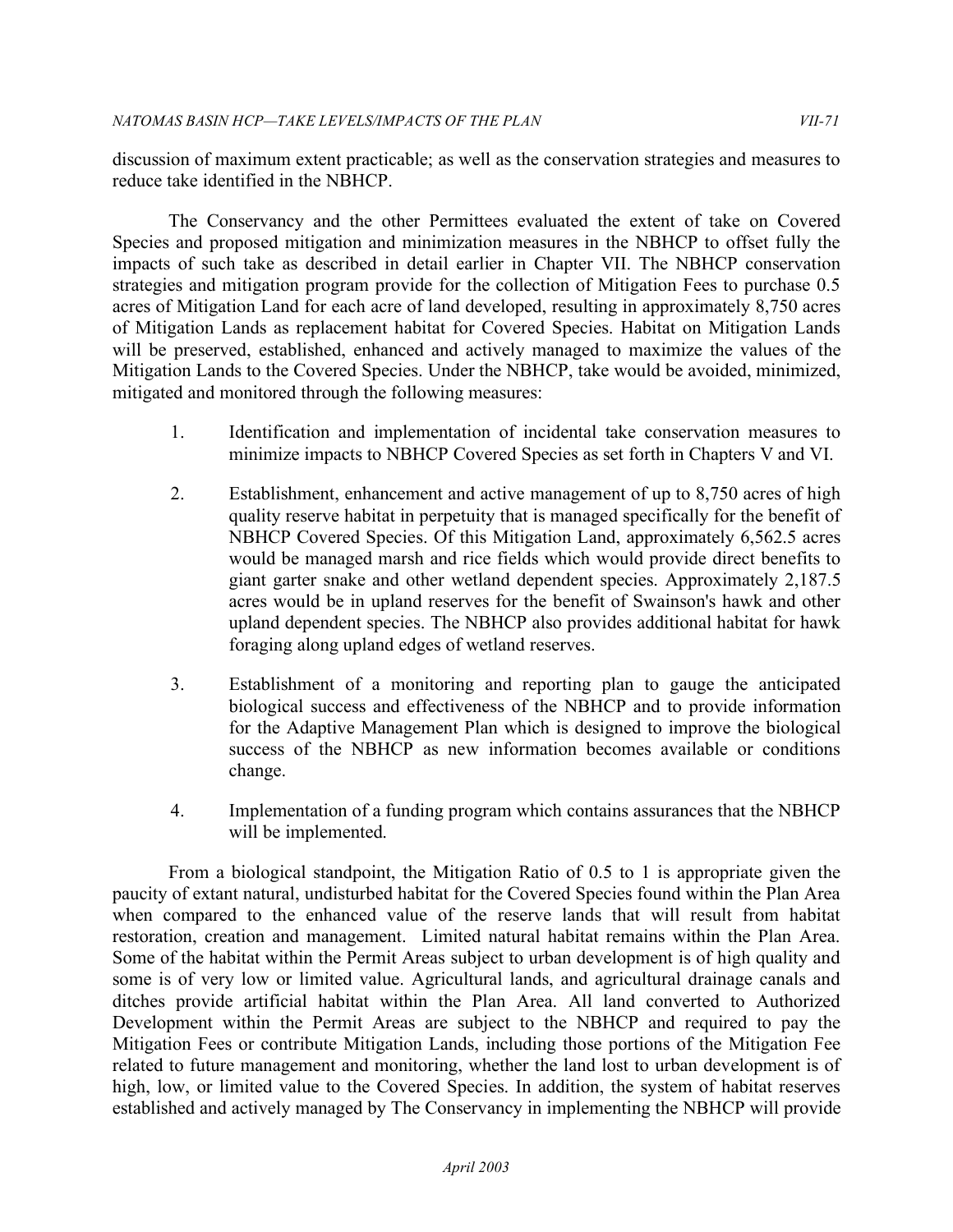discussion of maximum extent practicable; as well as the conservation strategies and measures to reduce take identified in the NBHCP.

The Conservancy and the other Permittees evaluated the extent of take on Covered Species and proposed mitigation and minimization measures in the NBHCP to offset fully the impacts of such take as described in detail earlier in Chapter VII. The NBHCP conservation strategies and mitigation program provide for the collection of Mitigation Fees to purchase 0.5 acres of Mitigation Land for each acre of land developed, resulting in approximately 8,750 acres of Mitigation Lands as replacement habitat for Covered Species. Habitat on Mitigation Lands will be preserved, established, enhanced and actively managed to maximize the values of the Mitigation Lands to the Covered Species. Under the NBHCP, take would be avoided, minimized, mitigated and monitored through the following measures:

1. Identification and implementation of incidental take conservation measures to minimize impacts to NBHCP Covered Species as set forth in Chapters V and VI.

2. Establishment, enhancement and active management of up to 8,750 acres of high quality reserve habitat in perpetuity that is managed specifically for the benefit of NBHCP Covered Species. Of this Mitigation Land, approximately 6,562.5 acres would be managed marsh and rice fields which would provide direct benefits to giant garter snake and other wetland dependent species. Approximately 2,187.5 acres would be in upland reserves for the benefit of Swainson's hawk and other upland dependent species. The NBHCP also provides additional habitat for hawk foraging along upland edges of wetland reserves.

3. Establishment of a monitoring and reporting plan to gauge the anticipated biological success and effectiveness of the NBHCP and to provide information for the Adaptive Management Plan which is designed to improve the biological success of the NBHCP as new information becomes available or conditions change.

4. Implementation of a funding program which contains assurances that the NBHCP will be implemented.

From a biological standpoint, the Mitigation Ratio of 0.5 to 1 is appropriate given the paucity of extant natural, undisturbed habitat for the Covered Species found within the Plan Area when compared to the enhanced value of the reserve lands that will result from habitat restoration, creation and management. Limited natural habitat remains within the Plan Area. Some of the habitat within the Permit Areas subject to urban development is of high quality and some is of very low or limited value. Agricultural lands, and agricultural drainage canals and ditches provide artificial habitat within the Plan Area. All land converted to Authorized Development within the Permit Areas are subject to the NBHCP and required to pay the Mitigation Fees or contribute Mitigation Lands, including those portions of the Mitigation Fee related to future management and monitoring, whether the land lost to urban development is of high, low, or limited value to the Covered Species. In addition, the system of habitat reserves established and actively managed by The Conservancy in implementing the NBHCP will provide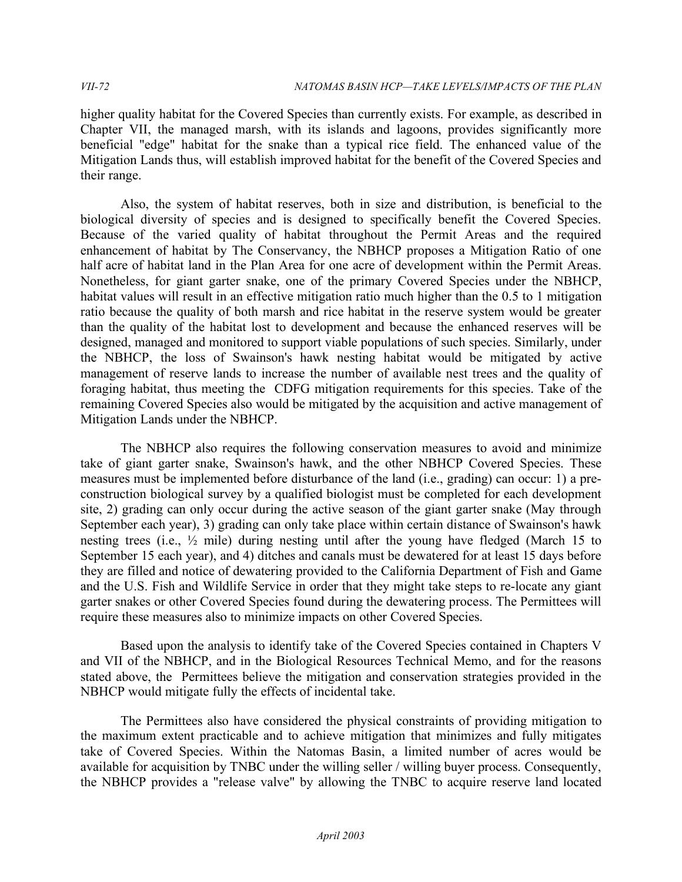higher quality habitat for the Covered Species than currently exists. For example, as described in Chapter VII, the managed marsh, with its islands and lagoons, provides significantly more beneficial "edge" habitat for the snake than a typical rice field. The enhanced value of the Mitigation Lands thus, will establish improved habitat for the benefit of the Covered Species and their range.

Also, the system of habitat reserves, both in size and distribution, is beneficial to the biological diversity of species and is designed to specifically benefit the Covered Species. Because of the varied quality of habitat throughout the Permit Areas and the required enhancement of habitat by The Conservancy, the NBHCP proposes a Mitigation Ratio of one half acre of habitat land in the Plan Area for one acre of development within the Permit Areas. Nonetheless, for giant garter snake, one of the primary Covered Species under the NBHCP, habitat values will result in an effective mitigation ratio much higher than the 0.5 to 1 mitigation ratio because the quality of both marsh and rice habitat in the reserve system would be greater than the quality of the habitat lost to development and because the enhanced reserves will be designed, managed and monitored to support viable populations of such species. Similarly, under the NBHCP, the loss of Swainson's hawk nesting habitat would be mitigated by active management of reserve lands to increase the number of available nest trees and the quality of foraging habitat, thus meeting the CDFG mitigation requirements for this species. Take of the remaining Covered Species also would be mitigated by the acquisition and active management of Mitigation Lands under the NBHCP.

The NBHCP also requires the following conservation measures to avoid and minimize take of giant garter snake, Swainson's hawk, and the other NBHCP Covered Species. These measures must be implemented before disturbance of the land (i.e., grading) can occur: 1) a pre-construction biological survey by a qualified biologist must be completed for each development site, 2) grading can only occur during the active season of the giant garter snake (May through September each year), 3) grading can only take place within certain distance of Swainson's hawk nesting trees (i.e., ½ mile) during nesting until after the young have fledged (March 15 to September 15 each year), and 4) ditches and canals must be dewatered for at least 15 days before they are filled and notice of dewatering provided to the California Department of Fish and Game and the U.S. Fish and Wildlife Service in order that they might take steps to re-locate any giant garter snakes or other Covered Species found during the dewatering process. The Permittees will require these measures also to minimize impacts on other Covered Species.

Based upon the analysis to identify take of the Covered Species contained in Chapters V and VII of the NBHCP, and in the Biological Resources Technical Memo, and for the reasons stated above, the Permittees believe the mitigation and conservation strategies provided in the NBHCP would mitigate fully the effects of incidental take.

The Permittees also have considered the physical constraints of providing mitigation to the maximum extent practicable and to achieve mitigation that minimizes and fully mitigates take of Covered Species. Within the Natomas Basin, a limited number of acres would be available for acquisition by TNBC under the willing seller / willing buyer process. Consequently, the NBHCP provides a "release valve" by allowing the TNBC to acquire reserve land located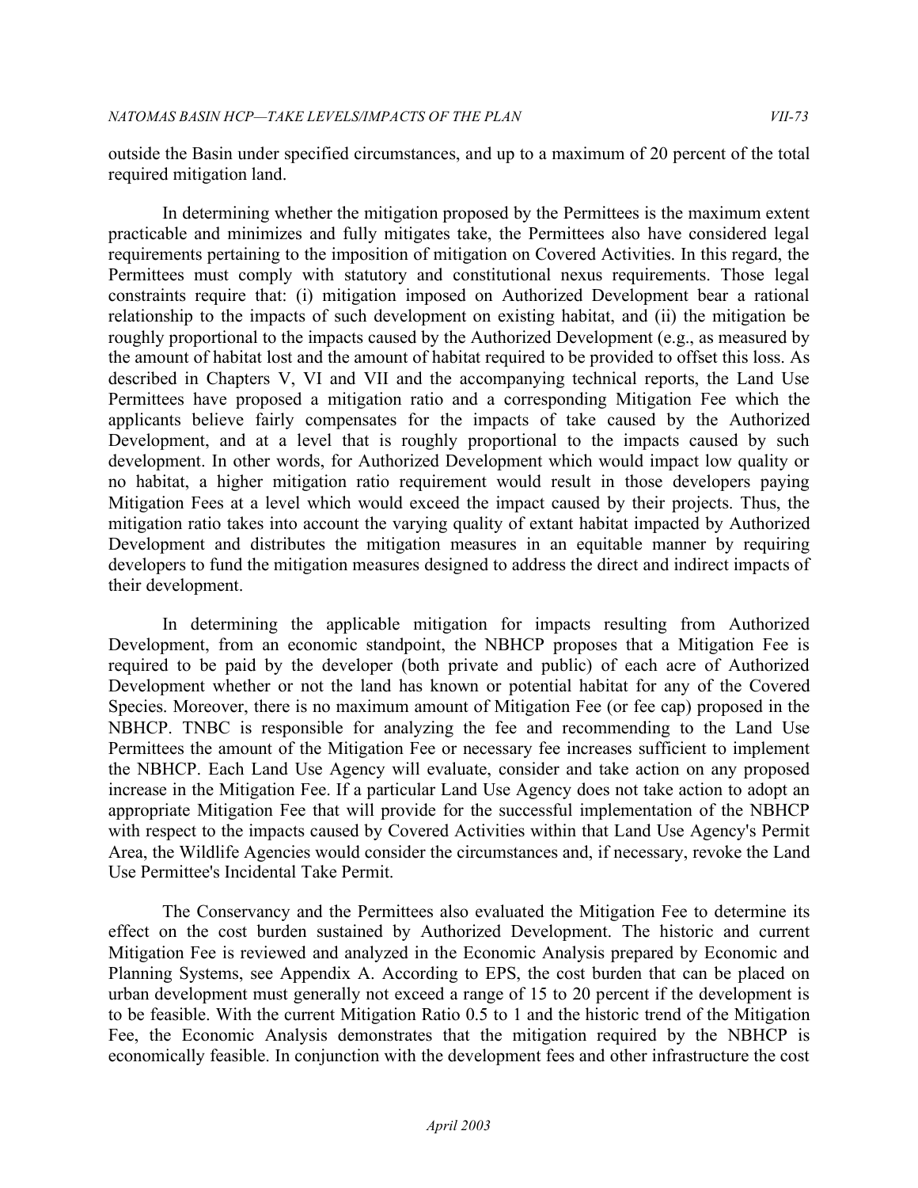outside the Basin under specified circumstances, and up to a maximum of 20 percent of the total required mitigation land.

In determining whether the mitigation proposed by the Permittees is the maximum extent practicable and minimizes and fully mitigates take, the Permittees also have considered legal requirements pertaining to the imposition of mitigation on Covered Activities. In this regard, the Permittees must comply with statutory and constitutional nexus requirements. Those legal constraints require that: (i) mitigation imposed on Authorized Development bear a rational relationship to the impacts of such development on existing habitat, and (ii) the mitigation be roughly proportional to the impacts caused by the Authorized Development (e.g., as measured by the amount of habitat lost and the amount of habitat required to be provided to offset this loss. As described in Chapters V, VI and VII and the accompanying technical reports, the Land Use Permittees have proposed a mitigation ratio and a corresponding Mitigation Fee which the applicants believe fairly compensates for the impacts of take caused by the Authorized Development, and at a level that is roughly proportional to the impacts caused by such development. In other words, for Authorized Development which would impact low quality or no habitat, a higher mitigation ratio requirement would result in those developers paying Mitigation Fees at a level which would exceed the impact caused by their projects. Thus, the mitigation ratio takes into account the varying quality of extant habitat impacted by Authorized Development and distributes the mitigation measures in an equitable manner by requiring developers to fund the mitigation measures designed to address the direct and indirect impacts of their development.

In determining the applicable mitigation for impacts resulting from Authorized Development, from an economic standpoint, the NBHCP proposes that a Mitigation Fee is required to be paid by the developer (both private and public) of each acre of Authorized Development whether or not the land has known or potential habitat for any of the Covered Species. Moreover, there is no maximum amount of Mitigation Fee (or fee cap) proposed in the NBHCP. TNBC is responsible for analyzing the fee and recommending to the Land Use Permittees the amount of the Mitigation Fee or necessary fee increases sufficient to implement the NBHCP. Each Land Use Agency will evaluate, consider and take action on any proposed increase in the Mitigation Fee. If a particular Land Use Agency does not take action to adopt an appropriate Mitigation Fee that will provide for the successful implementation of the NBHCP with respect to the impacts caused by Covered Activities within that Land Use Agency's Permit Area, the Wildlife Agencies would consider the circumstances and, if necessary, revoke the Land Use Permittee's Incidental Take Permit.

The Conservancy and the Permittees also evaluated the Mitigation Fee to determine its effect on the cost burden sustained by Authorized Development. The historic and current Mitigation Fee is reviewed and analyzed in the Economic Analysis prepared by Economic and Planning Systems, see Appendix A. According to EPS, the cost burden that can be placed on urban development must generally not exceed a range of 15 to 20 percent if the development is to be feasible. With the current Mitigation Ratio 0.5 to 1 and the historic trend of the Mitigation Fee, the Economic Analysis demonstrates that the mitigation required by the NBHCP is economically feasible. In conjunction with the development fees and other infrastructure the cost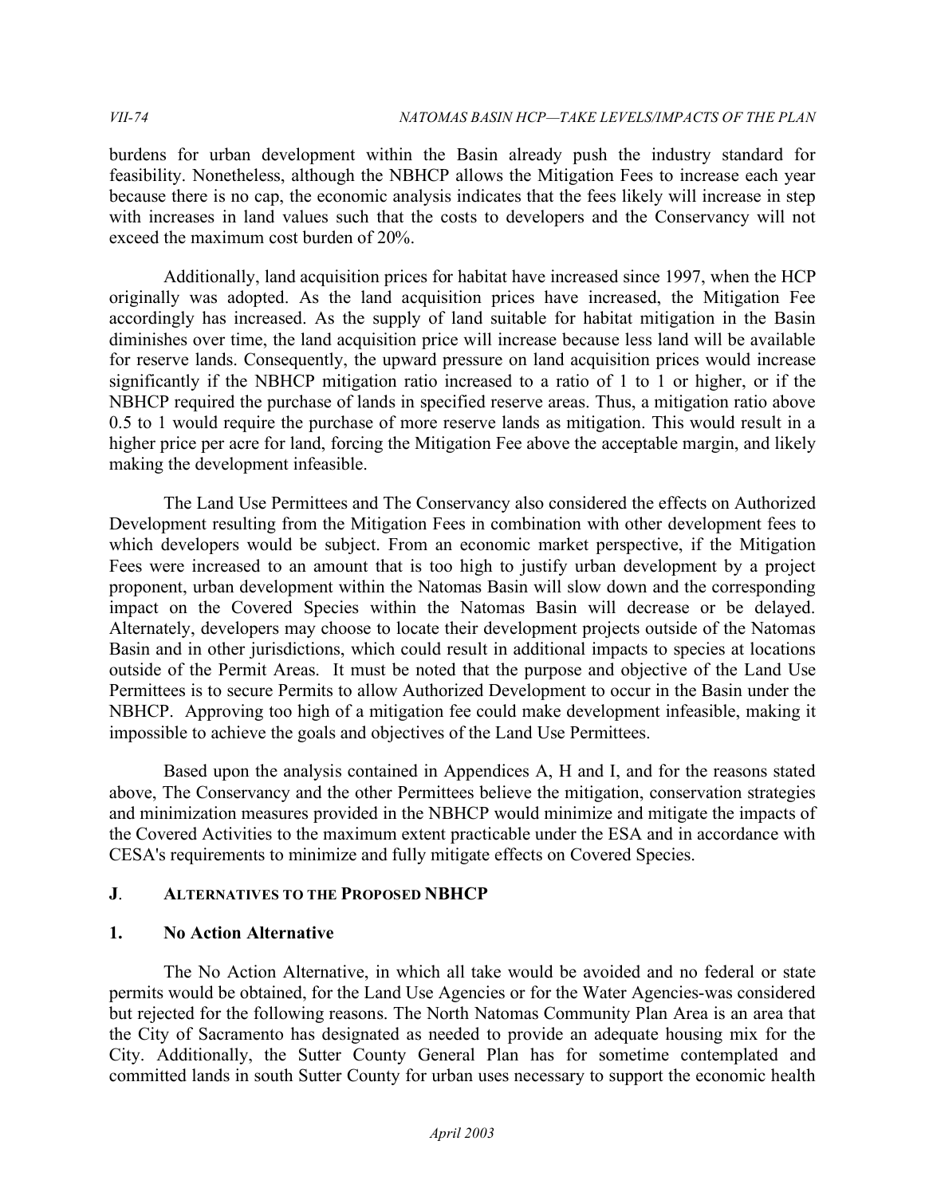burdens for urban development within the Basin already push the industry standard for feasibility. Nonetheless, although the NBHCP allows the Mitigation Fees to increase each year because there is no cap, the economic analysis indicates that the fees likely will increase in step with increases in land values such that the costs to developers and the Conservancy will not exceed the maximum cost burden of 20%.

Additionally, land acquisition prices for habitat have increased since 1997, when the HCP originally was adopted. As the land acquisition prices have increased, the Mitigation Fee accordingly has increased. As the supply of land suitable for habitat mitigation in the Basin diminishes over time, the land acquisition price will increase because less land will be available for reserve lands. Consequently, the upward pressure on land acquisition prices would increase significantly if the NBHCP mitigation ratio increased to a ratio of 1 to 1 or higher, or if the NBHCP required the purchase of lands in specified reserve areas. Thus, a mitigation ratio above 0.5 to 1 would require the purchase of more reserve lands as mitigation. This would result in a higher price per acre for land, forcing the Mitigation Fee above the acceptable margin, and likely making the development infeasible.

The Land Use Permittees and The Conservancy also considered the effects on Authorized Development resulting from the Mitigation Fees in combination with other development fees to which developers would be subject. From an economic market perspective, if the Mitigation Fees were increased to an amount that is too high to justify urban development by a project proponent, urban development within the Natomas Basin will slow down and the corresponding impact on the Covered Species within the Natomas Basin will decrease or be delayed. Alternately, developers may choose to locate their development projects outside of the Natomas Basin and in other jurisdictions, which could result in additional impacts to species at locations outside of the Permit Areas. It must be noted that the purpose and objective of the Land Use Permittees is to secure Permits to allow Authorized Development to occur in the Basin under the NBHCP. Approving too high of a mitigation fee could make development infeasible, making it impossible to achieve the goals and objectives of the Land Use Permittees.

Based upon the analysis contained in Appendices A, H and I, and for the reasons stated above, The Conservancy and the other Permittees believe the mitigation, conservation strategies and minimization measures provided in the NBHCP would minimize and mitigate the impacts of the Covered Activities to the maximum extent practicable under the ESA and in accordance with CESA's requirements to minimize and fully mitigate effects on Covered Species.

## J. ALTERNATIVES TO THE PROPOSED NBHCP

### 1. No Action Alternative

The No Action Alternative, in which all take would be avoided and no federal or state permits would be obtained, for the Land Use Agencies or for the Water Agencies-was considered but rejected for the following reasons. The North Natomas Community Plan Area is an area that the City of Sacramento has designated as needed to provide an adequate housing mix for the City. Additionally, the Sutter County General Plan has for sometime contemplated and committed lands in south Sutter County for urban uses necessary to support the economic health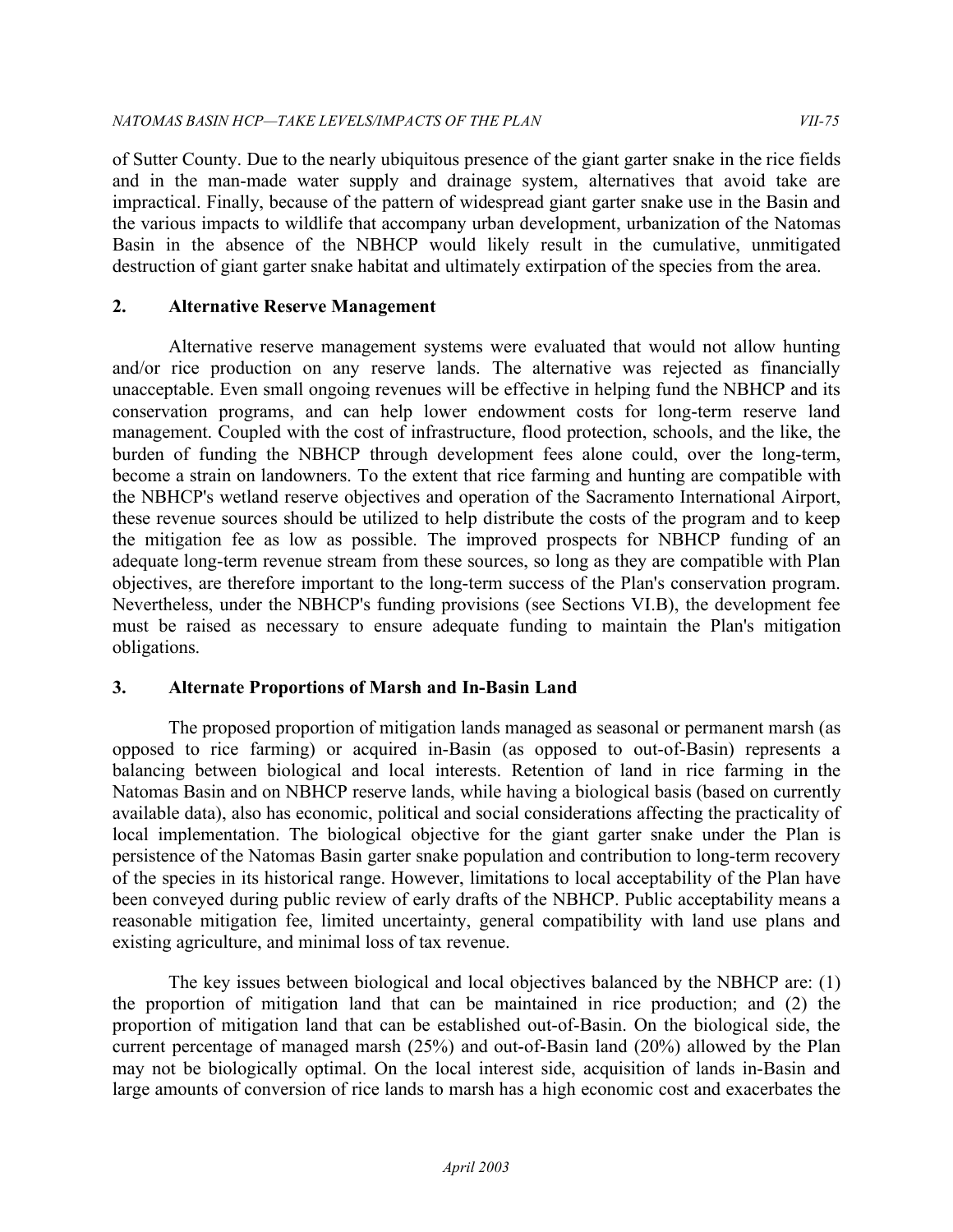of Sutter County. Due to the nearly ubiquitous presence of the giant garter snake in the rice fields and in the man-made water supply and drainage system, alternatives that avoid take are impractical. Finally, because of the pattern of widespread giant garter snake use in the Basin and the various impacts to wildlife that accompany urban development, urbanization of the Natomas Basin in the absence of the NBHCP would likely result in the cumulative, unmitigated destruction of giant garter snake habitat and ultimately extirpation of the species from the area.

## 2. Alternative Reserve Management

Alternative reserve management systems were evaluated that would not allow hunting and/or rice production on any reserve lands. The alternative was rejected as financially unacceptable. Even small ongoing revenues will be effective in helping fund the NBHCP and its conservation programs, and can help lower endowment costs for long-term reserve land management. Coupled with the cost of infrastructure, flood protection, schools, and the like, the burden of funding the NBHCP through development fees alone could, over the long-term, become a strain on landowners. To the extent that rice farming and hunting are compatible with the NBHCP's wetland reserve objectives and operation of the Sacramento International Airport, these revenue sources should be utilized to help distribute the costs of the program and to keep the mitigation fee as low as possible. The improved prospects for NBHCP funding of an adequate long-term revenue stream from these sources, so long as they are compatible with Plan objectives, are therefore important to the long-term success of the Plan's conservation program. Nevertheless, under the NBHCP's funding provisions (see Sections VI.B), the development fee must be raised as necessary to ensure adequate funding to maintain the Plan's mitigation obligations.

## 3. Alternate Proportions of Marsh and In-Basin Land

The proposed proportion of mitigation lands managed as seasonal or permanent marsh (as opposed to rice farming) or acquired in-Basin (as opposed to out-of-Basin) represents a balancing between biological and local interests. Retention of land in rice farming in the Natomas Basin and on NBHCP reserve lands, while having a biological basis (based on currently available data), also has economic, political and social considerations affecting the practicality of local implementation. The biological objective for the giant garter snake under the Plan is persistence of the Natomas Basin garter snake population and contribution to long-term recovery of the species in its historical range. However, limitations to local acceptability of the Plan have been conveyed during public review of early drafts of the NBHCP. Public acceptability means a reasonable mitigation fee, limited uncertainty, general compatibility with land use plans and existing agriculture, and minimal loss of tax revenue.

The key issues between biological and local objectives balanced by the NBHCP are: (1) the proportion of mitigation land that can be maintained in rice production; and (2) the proportion of mitigation land that can be established out-of-Basin. On the biological side, the current percentage of managed marsh (25%) and out-of-Basin land (20%) allowed by the Plan may not be biologically optimal. On the local interest side, acquisition of lands in-Basin and large amounts of conversion of rice lands to marsh has a high economic cost and exacerbates the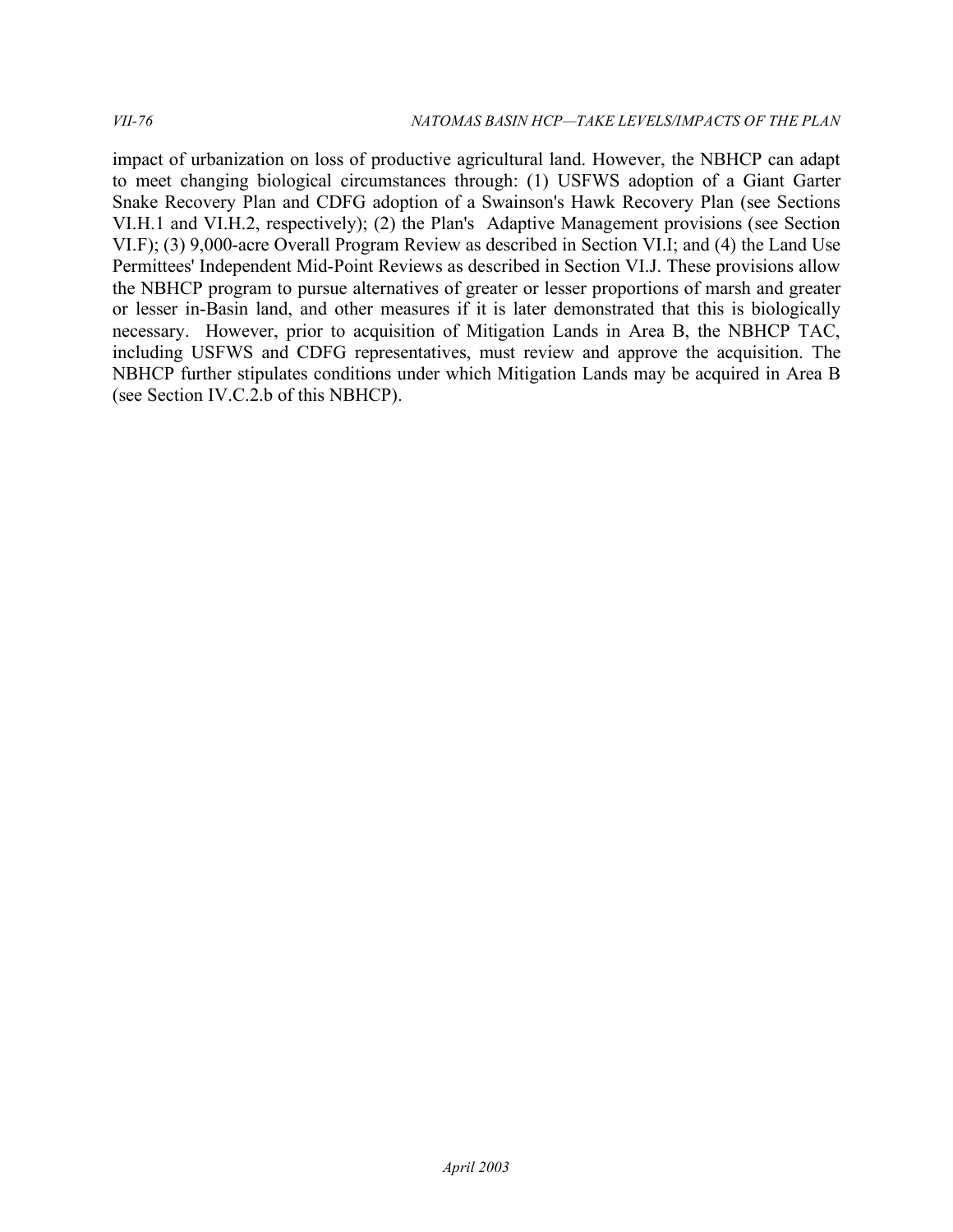impact of urbanization on loss of productive agricultural land. However, the NBHCP can adapt to meet changing biological circumstances through: (1) USFWS adoption of a Giant Garter Snake Recovery Plan and CDFG adoption of a Swainson's Hawk Recovery Plan (see Sections VI.H.1 and VI.H.2, respectively); (2) the Plan's Adaptive Management provisions (see Section VI.F); (3) 9,000-acre Overall Program Review as described in Section VI.I; and (4) the Land Use Permittees' Independent Mid-Point Reviews as described in Section VI.J. These provisions allow the NBHCP program to pursue alternatives of greater or lesser proportions of marsh and greater or lesser in-Basin land, and other measures if it is later demonstrated that this is biologically necessary. However, prior to acquisition of Mitigation Lands in Area B, the NBHCP TAC, including USFWS and CDFG representatives, must review and approve the acquisition. The NBHCP further stipulates conditions under which Mitigation Lands may be acquired in Area B (see Section IV.C.2.b of this NBHCP).